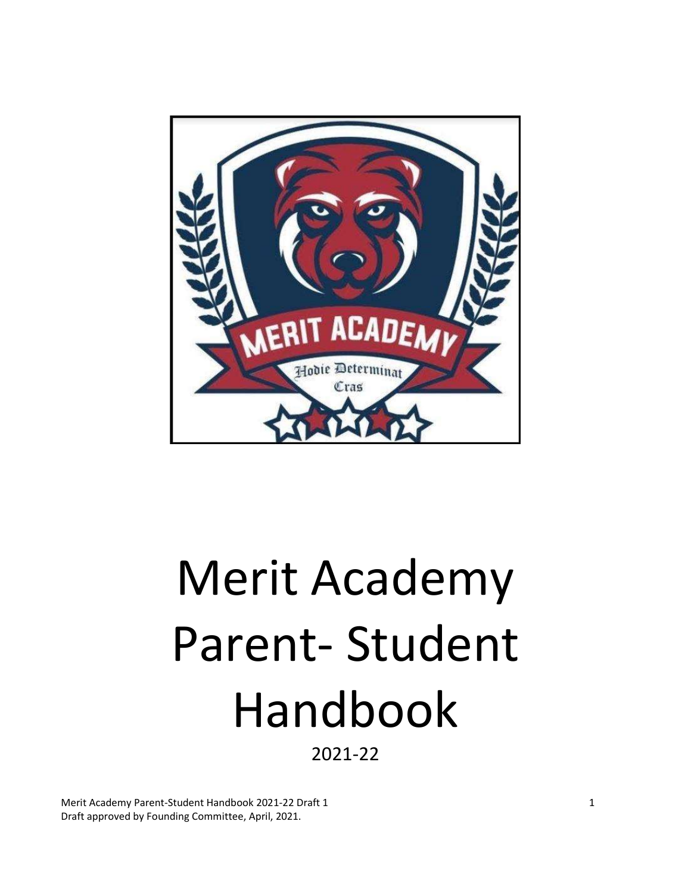# Merit Academy Parent- Student Handbook

2021-22

Merit Academy Parent-Student Handbook 2021-22 Draft 1
Draft approved by Founding Committee, April, 2021.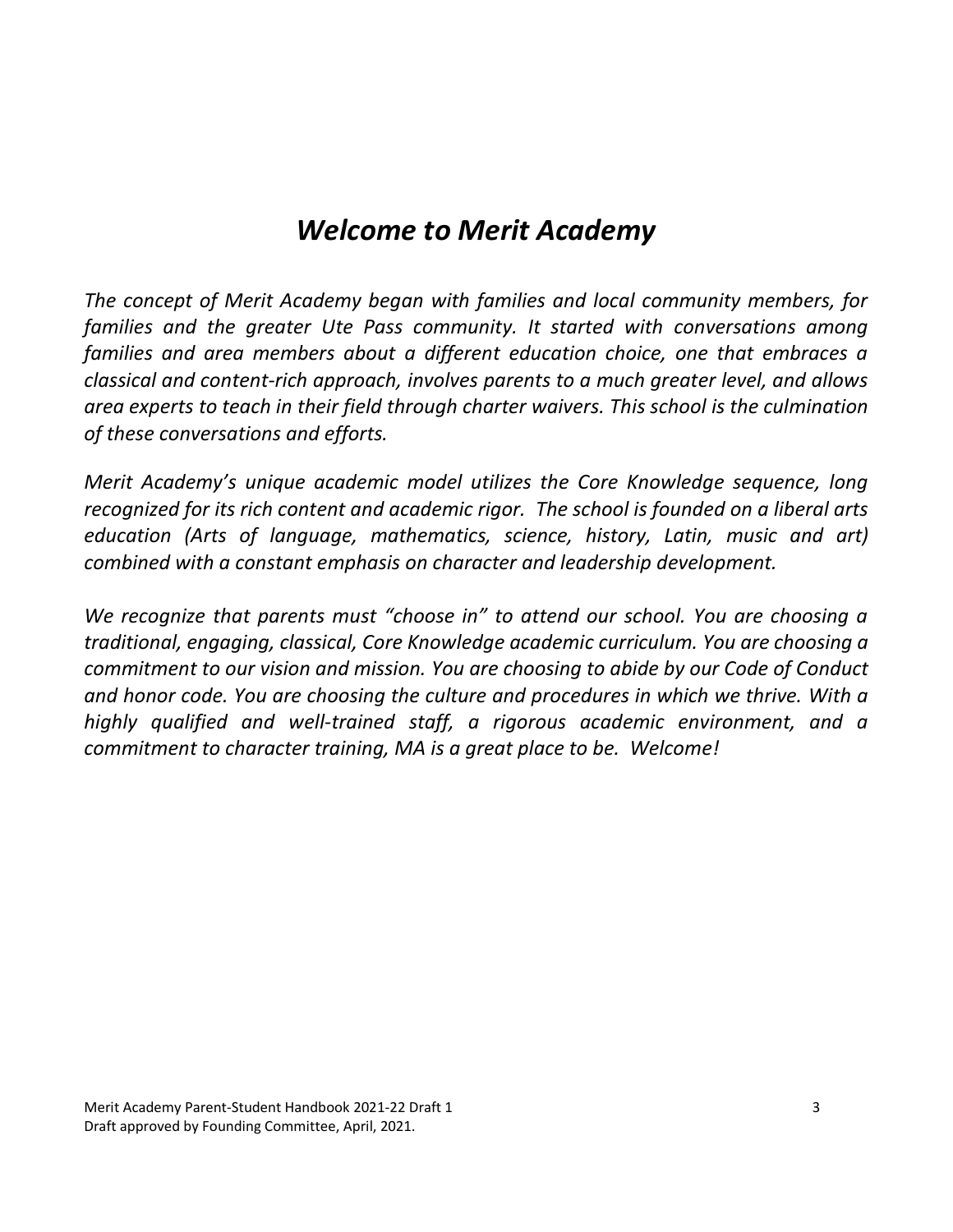# *Welcome to Merit Academy*

*The concept of Merit Academy began with families and local community members, for families and the greater Ute Pass community. It started with conversations among families and area members about a different education choice, one that embraces a classical and content-rich approach, involves parents to a much greater level, and allows area experts to teach in their field through charter waivers. This school is the culmination of these conversations and efforts.*

*Merit Academy's unique academic model utilizes the Core Knowledge sequence, long recognized for its rich content and academic rigor. The school is founded on a liberal arts education (Arts of language, mathematics, science, history, Latin, music and art) combined with a constant emphasis on character and leadership development.*

*We recognize that parents must "choose in" to attend our school. You are choosing a traditional, engaging, classical, Core Knowledge academic curriculum. You are choosing a commitment to our vision and mission. You are choosing to abide by our Code of Conduct and honor code. You are choosing the culture and procedures in which we thrive. With a highly qualified and well-trained staff, a rigorous academic environment, and a commitment to character training, MA is a great place to be. Welcome!*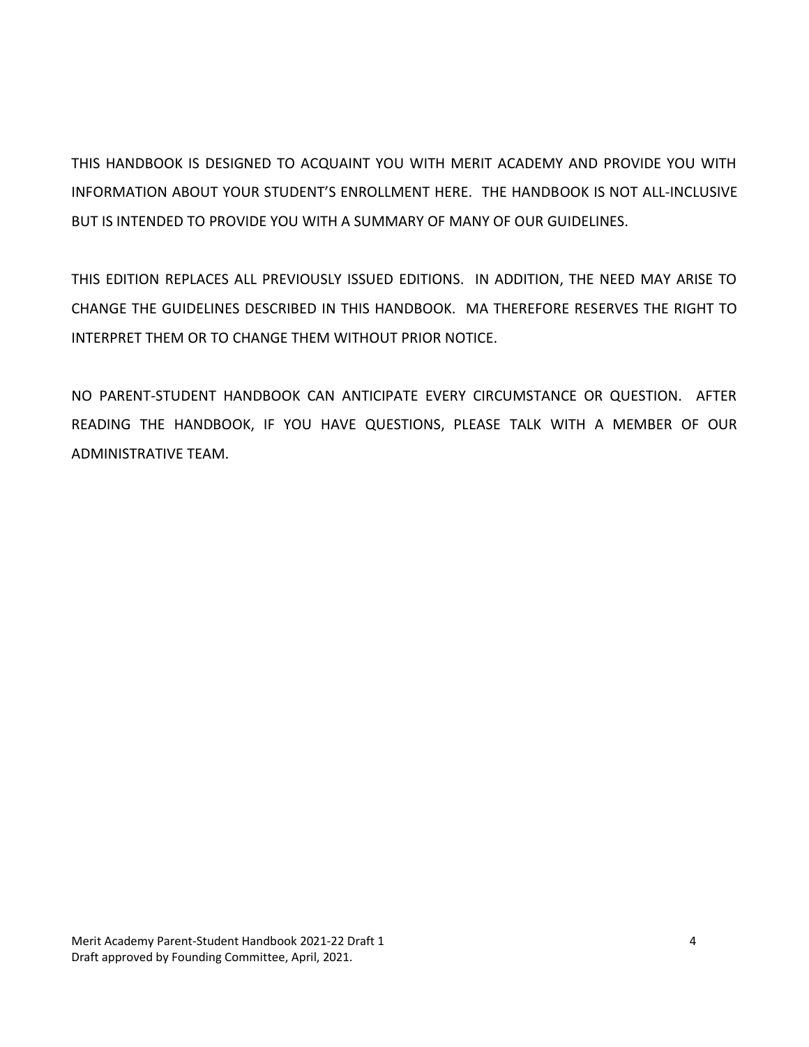THIS HANDBOOK IS DESIGNED TO ACQUAINT YOU WITH MERIT ACADEMY AND PROVIDE YOU WITH INFORMATION ABOUT YOUR STUDENT'S ENROLLMENT HERE. THE HANDBOOK IS NOT ALL-INCLUSIVE BUT IS INTENDED TO PROVIDE YOU WITH A SUMMARY OF MANY OF OUR GUIDELINES.

THIS EDITION REPLACES ALL PREVIOUSLY ISSUED EDITIONS. IN ADDITION, THE NEED MAY ARISE TO CHANGE THE GUIDELINES DESCRIBED IN THIS HANDBOOK. MA THEREFORE RESERVES THE RIGHT TO INTERPRET THEM OR TO CHANGE THEM WITHOUT PRIOR NOTICE.

NO PARENT-STUDENT HANDBOOK CAN ANTICIPATE EVERY CIRCUMSTANCE OR QUESTION. AFTER READING THE HANDBOOK, IF YOU HAVE QUESTIONS, PLEASE TALK WITH A MEMBER OF OUR ADMINISTRATIVE TEAM.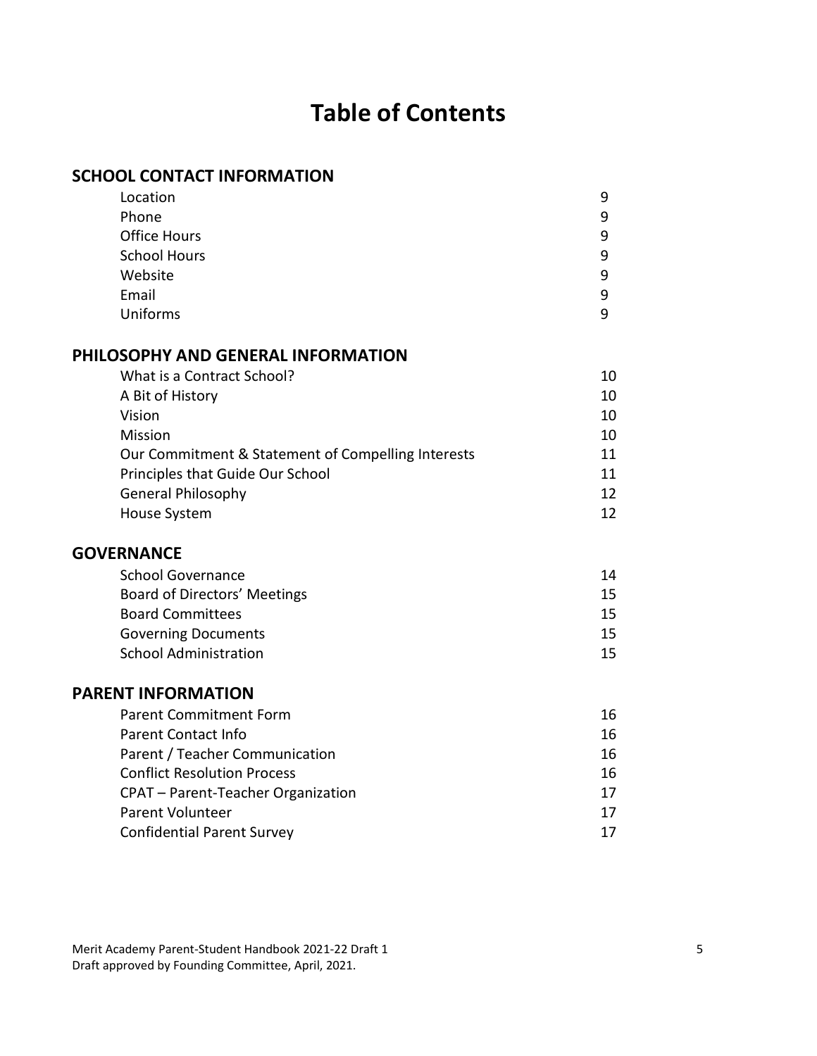# Table of Contents

## SCHOOL CONTACT INFORMATION

| | |
|---|---|
| Location | 9 |
| Phone | 9 |
| Office Hours | 9 |
| School Hours | 9 |
| Website | 9 |
| Email | 9 |
| Uniforms | 9 |

## PHILOSOPHY AND GENERAL INFORMATION

| | |
|---|---|
| What is a Contract School? | 10 |
| A Bit of History | 10 |
| Vision | 10 |
| Mission | 10 |
| Our Commitment & Statement of Compelling Interests | 11 |
| Principles that Guide Our School | 11 |
| General Philosophy | 12 |
| House System | 12 |

## GOVERNANCE

| | |
|---|---|
| School Governance | 14 |
| Board of Directors' Meetings | 15 |
| Board Committees | 15 |
| Governing Documents | 15 |
| School Administration | 15 |

## PARENT INFORMATION

| | |
|---|---|
| Parent Commitment Form | 16 |
| Parent Contact Info | 16 |
| Parent / Teacher Communication | 16 |
| Conflict Resolution Process | 16 |
| CPAT – Parent-Teacher Organization | 17 |
| Parent Volunteer | 17 |
| Confidential Parent Survey | 17 |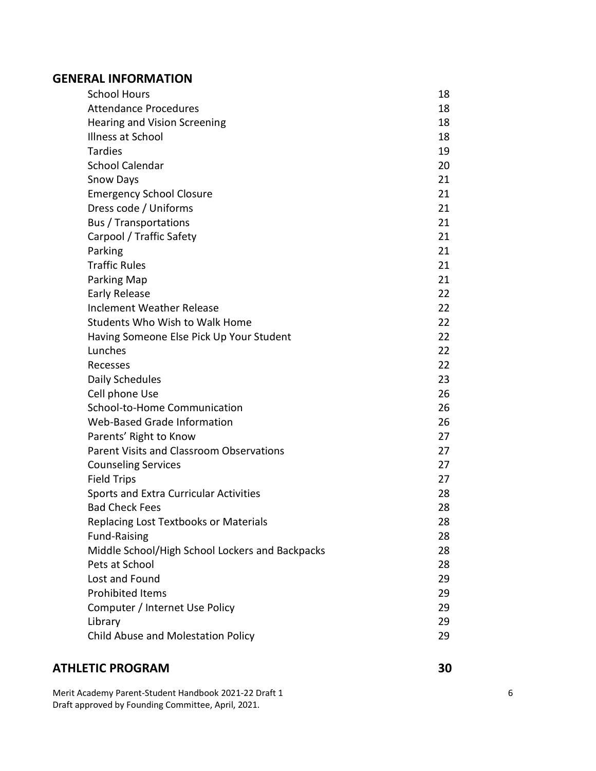## GENERAL INFORMATION

| | |
|---|---|
| School Hours | 18 |
| Attendance Procedures | 18 |
| Hearing and Vision Screening | 18 |
| Illness at School | 18 |
| Tardies | 19 |
| School Calendar | 20 |
| Snow Days | 21 |
| Emergency School Closure | 21 |
| Dress code / Uniforms | 21 |
| Bus / Transportations | 21 |
| Carpool / Traffic Safety | 21 |
| Parking | 21 |
| Traffic Rules | 21 |
| Parking Map | 21 |
| Early Release | 22 |
| Inclement Weather Release | 22 |
| Students Who Wish to Walk Home | 22 |
| Having Someone Else Pick Up Your Student | 22 |
| Lunches | 22 |
| Recesses | 22 |
| Daily Schedules | 23 |
| Cell phone Use | 26 |
| School-to-Home Communication | 26 |
| Web-Based Grade Information | 26 |
| Parents' Right to Know | 27 |
| Parent Visits and Classroom Observations | 27 |
| Counseling Services | 27 |
| Field Trips | 27 |
| Sports and Extra Curricular Activities | 28 |
| Bad Check Fees | 28 |
| Replacing Lost Textbooks or Materials | 28 |
| Fund-Raising | 28 |
| Middle School/High School Lockers and Backpacks | 28 |
| Pets at School | 28 |
| Lost and Found | 29 |
| Prohibited Items | 29 |
| Computer / Internet Use Policy | 29 |
| Library | 29 |
| Child Abuse and Molestation Policy | 29 |

## ATHLETIC PROGRAM 30

Merit Academy Parent-Student Handbook 2021-22 Draft 1
Draft approved by Founding Committee, April, 2021.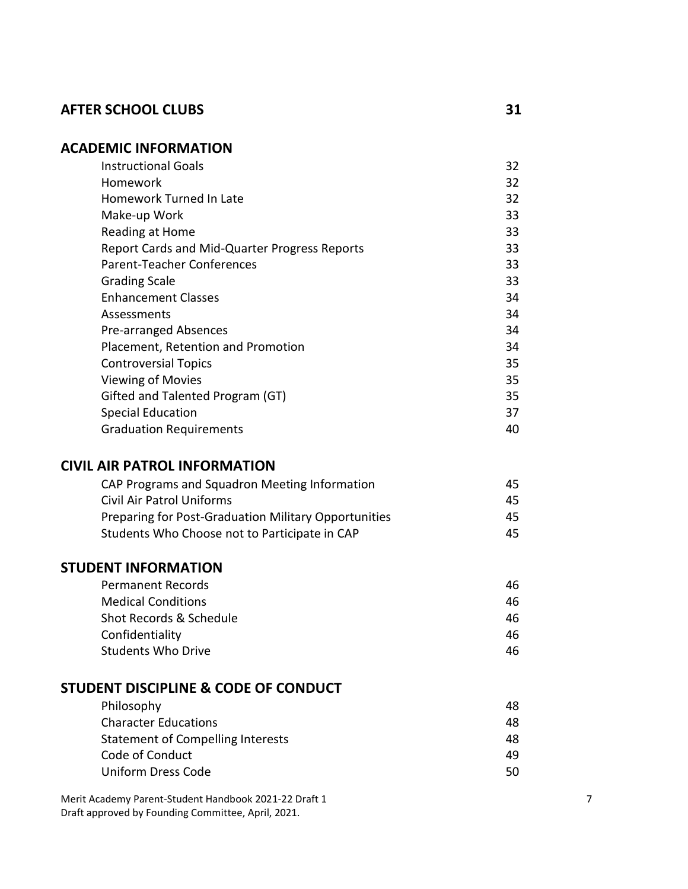## AFTER SCHOOL CLUBS 31

## ACADEMIC INFORMATION

| | |
|---|---|
| Instructional Goals | 32 |
| Homework | 32 |
| Homework Turned In Late | 32 |
| Make-up Work | 33 |
| Reading at Home | 33 |
| Report Cards and Mid-Quarter Progress Reports | 33 |
| Parent-Teacher Conferences | 33 |
| Grading Scale | 33 |
| Enhancement Classes | 34 |
| Assessments | 34 |
| Pre-arranged Absences | 34 |
| Placement, Retention and Promotion | 34 |
| Controversial Topics | 35 |
| Viewing of Movies | 35 |
| Gifted and Talented Program (GT) | 35 |
| Special Education | 37 |
| Graduation Requirements | 40 |

## CIVIL AIR PATROL INFORMATION

| | |
|---|---|
| CAP Programs and Squadron Meeting Information | 45 |
| Civil Air Patrol Uniforms | 45 |
| Preparing for Post-Graduation Military Opportunities | 45 |
| Students Who Choose not to Participate in CAP | 45 |

## STUDENT INFORMATION

| | |
|---|---|
| Permanent Records | 46 |
| Medical Conditions | 46 |
| Shot Records & Schedule | 46 |
| Confidentiality | 46 |
| Students Who Drive | 46 |

## STUDENT DISCIPLINE & CODE OF CONDUCT

| | |
|---|---|
| Philosophy | 48 |
| Character Educations | 48 |
| Statement of Compelling Interests | 48 |
| Code of Conduct | 49 |
| Uniform Dress Code | 50 |

Merit Academy Parent-Student Handbook 2021-22 Draft 1
Draft approved by Founding Committee, April, 2021.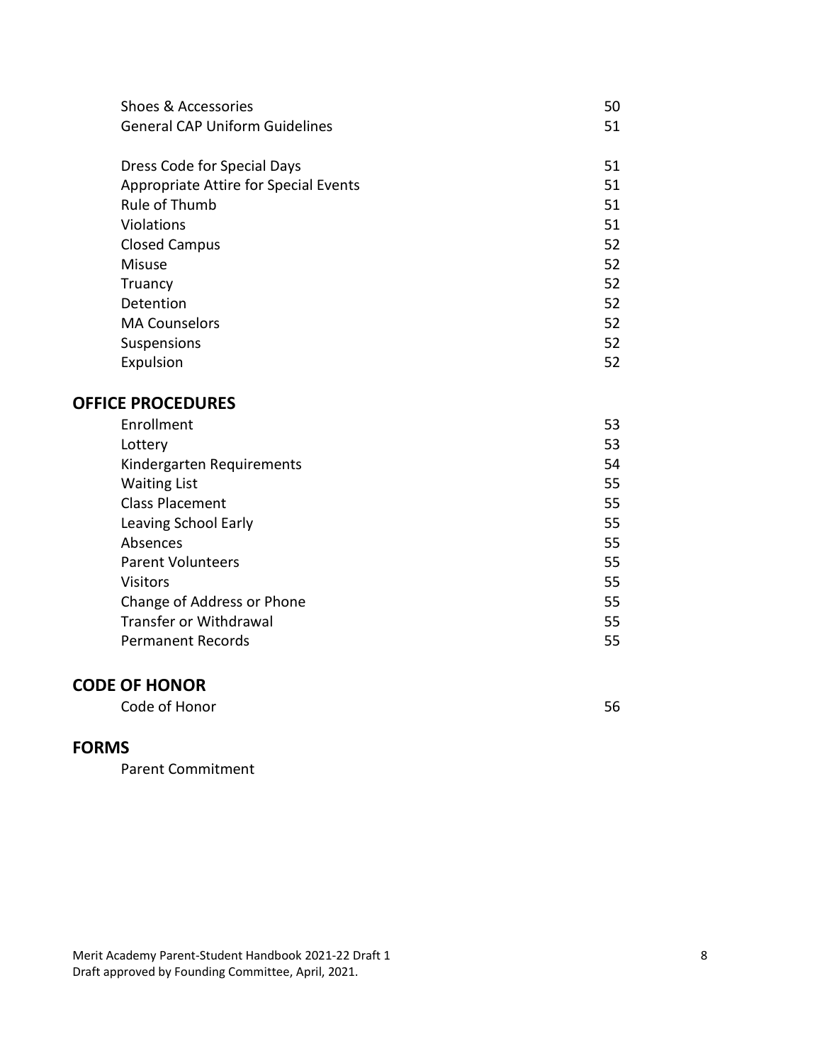| | |
|---|---|
| Shoes & Accessories | 50 |
| General CAP Uniform Guidelines | 51 |
| Dress Code for Special Days | 51 |
| Appropriate Attire for Special Events | 51 |
| Rule of Thumb | 51 |
| Violations | 51 |
| Closed Campus | 52 |
| Misuse | 52 |
| Truancy | 52 |
| Detention | 52 |
| MA Counselors | 52 |
| Suspensions | 52 |
| Expulsion | 52 |

## OFFICE PROCEDURES

| | |
|---|---|
| Enrollment | 53 |
| Lottery | 53 |
| Kindergarten Requirements | 54 |
| Waiting List | 55 |
| Class Placement | 55 |
| Leaving School Early | 55 |
| Absences | 55 |
| Parent Volunteers | 55 |
| Visitors | 55 |
| Change of Address or Phone | 55 |
| Transfer or Withdrawal | 55 |
| Permanent Records | 55 |

## CODE OF HONOR

| | |
|---|---|
| Code of Honor | 56 |

## FORMS

Parent Commitment

Merit Academy Parent-Student Handbook 2021-22 Draft 1
Draft approved by Founding Committee, April, 2021.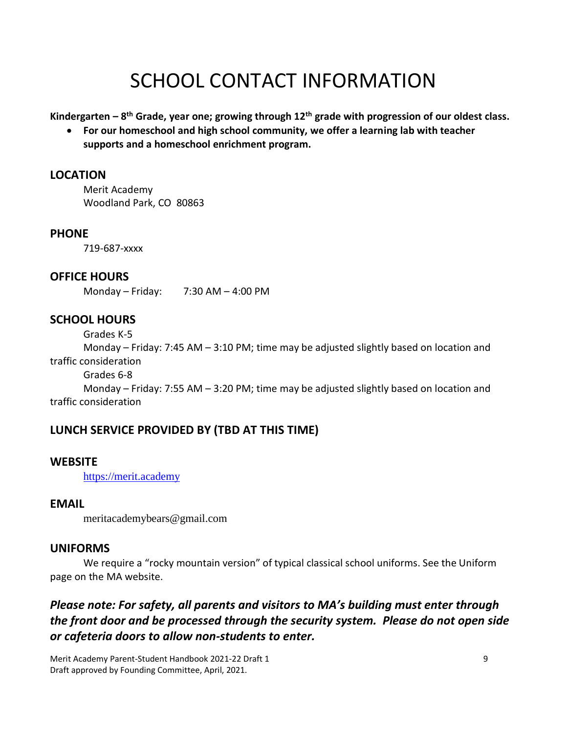# SCHOOL CONTACT INFORMATION

**Kindergarten – 8th Grade, year one; growing through 12th grade with progression of our oldest class.**

- **For our homeschool and high school community, we offer a learning lab with teacher supports and a homeschool enrichment program.**

## LOCATION

Merit Academy
Woodland Park, CO 80863

## PHONE

719-687-xxxx

## OFFICE HOURS

Monday – Friday: 7:30 AM – 4:00 PM

## SCHOOL HOURS

Grades K-5

Monday – Friday: 7:45 AM – 3:10 PM; time may be adjusted slightly based on location and traffic consideration

Grades 6-8

Monday – Friday: 7:55 AM – 3:20 PM; time may be adjusted slightly based on location and traffic consideration

## LUNCH SERVICE PROVIDED BY (TBD AT THIS TIME)

## WEBSITE

https://merit.academy

## EMAIL

meritacademybears@gmail.com

## UNIFORMS

We require a "rocky mountain version" of typical classical school uniforms. See the Uniform page on the MA website.

***Please note: For safety, all parents and visitors to MA's building must enter through the front door and be processed through the security system. Please do not open side or cafeteria doors to allow non-students to enter.***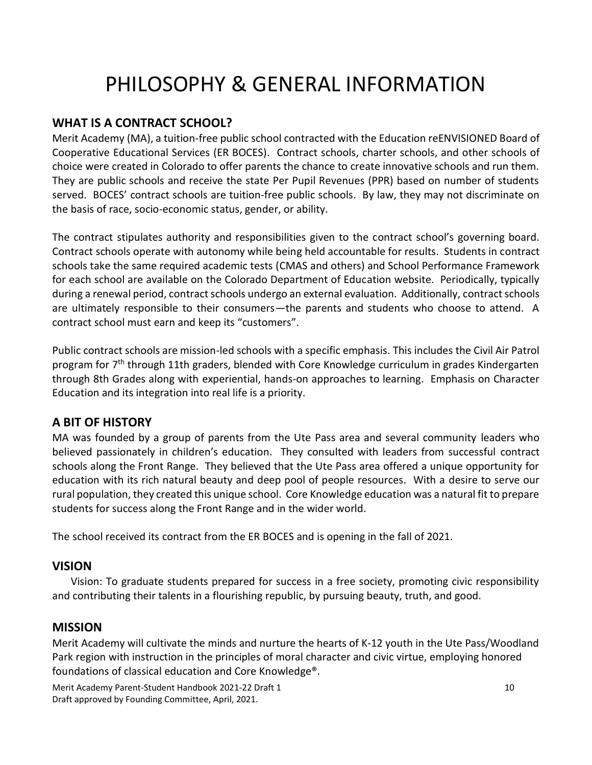# PHILOSOPHY & GENERAL INFORMATION

## WHAT IS A CONTRACT SCHOOL?

Merit Academy (MA), a tuition-free public school contracted with the Education reENVISIONED Board of Cooperative Educational Services (ER BOCES). Contract schools, charter schools, and other schools of choice were created in Colorado to offer parents the chance to create innovative schools and run them. They are public schools and receive the state Per Pupil Revenues (PPR) based on number of students served. BOCES' contract schools are tuition-free public schools. By law, they may not discriminate on the basis of race, socio-economic status, gender, or ability.

The contract stipulates authority and responsibilities given to the contract school's governing board. Contract schools operate with autonomy while being held accountable for results. Students in contract schools take the same required academic tests (CMAS and others) and School Performance Framework for each school are available on the Colorado Department of Education website. Periodically, typically during a renewal period, contract schools undergo an external evaluation. Additionally, contract schools are ultimately responsible to their consumers—the parents and students who choose to attend. A contract school must earn and keep its "customers".

Public contract schools are mission-led schools with a specific emphasis. This includes the Civil Air Patrol program for 7th through 11th graders, blended with Core Knowledge curriculum in grades Kindergarten through 8th Grades along with experiential, hands-on approaches to learning. Emphasis on Character Education and its integration into real life is a priority.

## A BIT OF HISTORY

MA was founded by a group of parents from the Ute Pass area and several community leaders who believed passionately in children's education. They consulted with leaders from successful contract schools along the Front Range. They believed that the Ute Pass area offered a unique opportunity for education with its rich natural beauty and deep pool of people resources. With a desire to serve our rural population, they created this unique school. Core Knowledge education was a natural fit to prepare students for success along the Front Range and in the wider world.

The school received its contract from the ER BOCES and is opening in the fall of 2021.

## VISION

Vision: To graduate students prepared for success in a free society, promoting civic responsibility and contributing their talents in a flourishing republic, by pursuing beauty, truth, and good.

## MISSION

Merit Academy will cultivate the minds and nurture the hearts of K-12 youth in the Ute Pass/Woodland Park region with instruction in the principles of moral character and civic virtue, employing honored foundations of classical education and Core Knowledge®.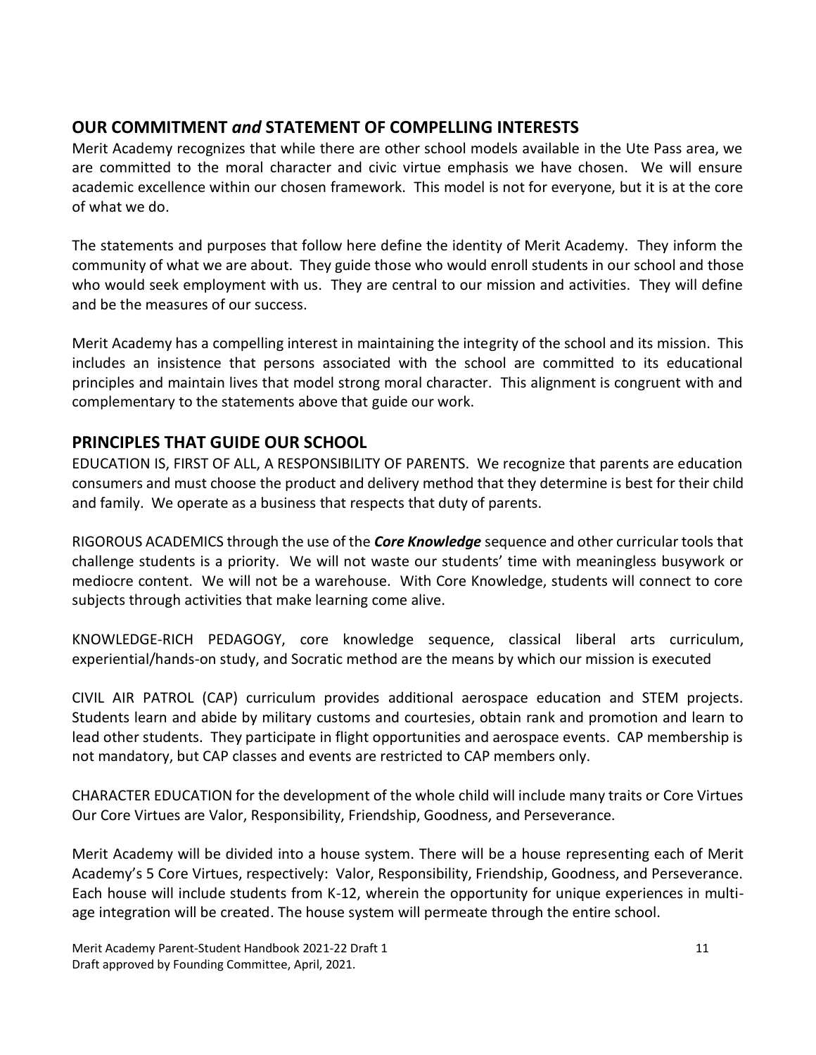## OUR COMMITMENT *and* STATEMENT OF COMPELLING INTERESTS

Merit Academy recognizes that while there are other school models available in the Ute Pass area, we are committed to the moral character and civic virtue emphasis we have chosen. We will ensure academic excellence within our chosen framework. This model is not for everyone, but it is at the core of what we do.

The statements and purposes that follow here define the identity of Merit Academy. They inform the community of what we are about. They guide those who would enroll students in our school and those who would seek employment with us. They are central to our mission and activities. They will define and be the measures of our success.

Merit Academy has a compelling interest in maintaining the integrity of the school and its mission. This includes an insistence that persons associated with the school are committed to its educational principles and maintain lives that model strong moral character. This alignment is congruent with and complementary to the statements above that guide our work.

## PRINCIPLES THAT GUIDE OUR SCHOOL

EDUCATION IS, FIRST OF ALL, A RESPONSIBILITY OF PARENTS. We recognize that parents are education consumers and must choose the product and delivery method that they determine is best for their child and family. We operate as a business that respects that duty of parents.

RIGOROUS ACADEMICS through the use of the ***Core Knowledge*** sequence and other curricular tools that challenge students is a priority. We will not waste our students' time with meaningless busywork or mediocre content. We will not be a warehouse. With Core Knowledge, students will connect to core subjects through activities that make learning come alive.

KNOWLEDGE-RICH PEDAGOGY, core knowledge sequence, classical liberal arts curriculum, experiential/hands-on study, and Socratic method are the means by which our mission is executed

CIVIL AIR PATROL (CAP) curriculum provides additional aerospace education and STEM projects. Students learn and abide by military customs and courtesies, obtain rank and promotion and learn to lead other students. They participate in flight opportunities and aerospace events. CAP membership is not mandatory, but CAP classes and events are restricted to CAP members only.

CHARACTER EDUCATION for the development of the whole child will include many traits or Core Virtues Our Core Virtues are Valor, Responsibility, Friendship, Goodness, and Perseverance.

Merit Academy will be divided into a house system. There will be a house representing each of Merit Academy's 5 Core Virtues, respectively: Valor, Responsibility, Friendship, Goodness, and Perseverance. Each house will include students from K-12, wherein the opportunity for unique experiences in multi-age integration will be created. The house system will permeate through the entire school.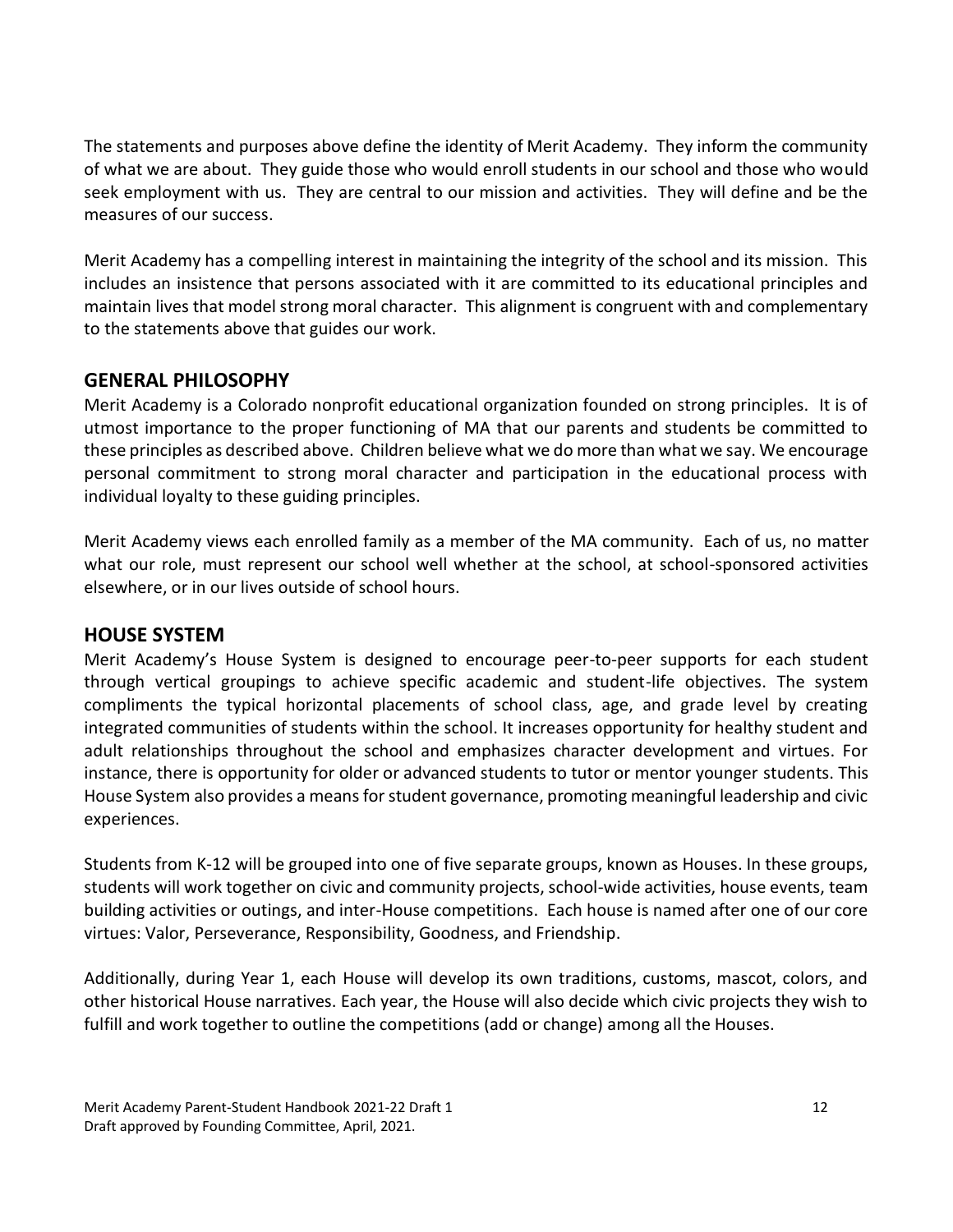The statements and purposes above define the identity of Merit Academy. They inform the community of what we are about. They guide those who would enroll students in our school and those who would seek employment with us. They are central to our mission and activities. They will define and be the measures of our success.

Merit Academy has a compelling interest in maintaining the integrity of the school and its mission. This includes an insistence that persons associated with it are committed to its educational principles and maintain lives that model strong moral character. This alignment is congruent with and complementary to the statements above that guides our work.

## GENERAL PHILOSOPHY

Merit Academy is a Colorado nonprofit educational organization founded on strong principles. It is of utmost importance to the proper functioning of MA that our parents and students be committed to these principles as described above. Children believe what we do more than what we say. We encourage personal commitment to strong moral character and participation in the educational process with individual loyalty to these guiding principles.

Merit Academy views each enrolled family as a member of the MA community. Each of us, no matter what our role, must represent our school well whether at the school, at school-sponsored activities elsewhere, or in our lives outside of school hours.

## HOUSE SYSTEM

Merit Academy's House System is designed to encourage peer-to-peer supports for each student through vertical groupings to achieve specific academic and student-life objectives. The system compliments the typical horizontal placements of school class, age, and grade level by creating integrated communities of students within the school. It increases opportunity for healthy student and adult relationships throughout the school and emphasizes character development and virtues. For instance, there is opportunity for older or advanced students to tutor or mentor younger students. This House System also provides a means for student governance, promoting meaningful leadership and civic experiences.

Students from K-12 will be grouped into one of five separate groups, known as Houses. In these groups, students will work together on civic and community projects, school-wide activities, house events, team building activities or outings, and inter-House competitions. Each house is named after one of our core virtues: Valor, Perseverance, Responsibility, Goodness, and Friendship.

Additionally, during Year 1, each House will develop its own traditions, customs, mascot, colors, and other historical House narratives. Each year, the House will also decide which civic projects they wish to fulfill and work together to outline the competitions (add or change) among all the Houses.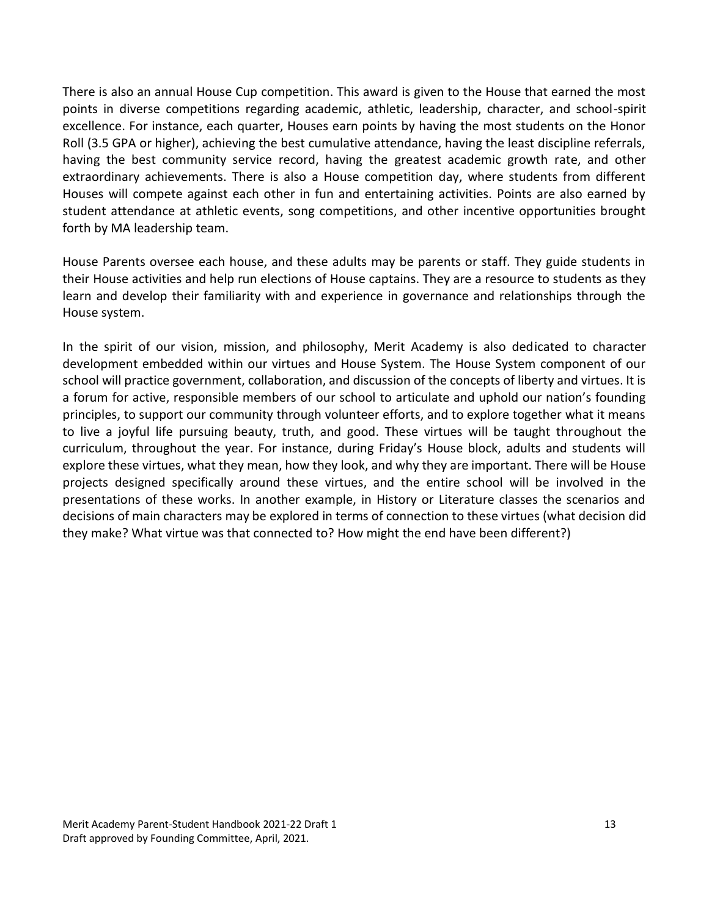There is also an annual House Cup competition. This award is given to the House that earned the most points in diverse competitions regarding academic, athletic, leadership, character, and school-spirit excellence. For instance, each quarter, Houses earn points by having the most students on the Honor Roll (3.5 GPA or higher), achieving the best cumulative attendance, having the least discipline referrals, having the best community service record, having the greatest academic growth rate, and other extraordinary achievements. There is also a House competition day, where students from different Houses will compete against each other in fun and entertaining activities. Points are also earned by student attendance at athletic events, song competitions, and other incentive opportunities brought forth by MA leadership team.

House Parents oversee each house, and these adults may be parents or staff. They guide students in their House activities and help run elections of House captains. They are a resource to students as they learn and develop their familiarity with and experience in governance and relationships through the House system.

In the spirit of our vision, mission, and philosophy, Merit Academy is also dedicated to character development embedded within our virtues and House System. The House System component of our school will practice government, collaboration, and discussion of the concepts of liberty and virtues. It is a forum for active, responsible members of our school to articulate and uphold our nation's founding principles, to support our community through volunteer efforts, and to explore together what it means to live a joyful life pursuing beauty, truth, and good. These virtues will be taught throughout the curriculum, throughout the year. For instance, during Friday's House block, adults and students will explore these virtues, what they mean, how they look, and why they are important. There will be House projects designed specifically around these virtues, and the entire school will be involved in the presentations of these works. In another example, in History or Literature classes the scenarios and decisions of main characters may be explored in terms of connection to these virtues (what decision did they make? What virtue was that connected to? How might the end have been different?)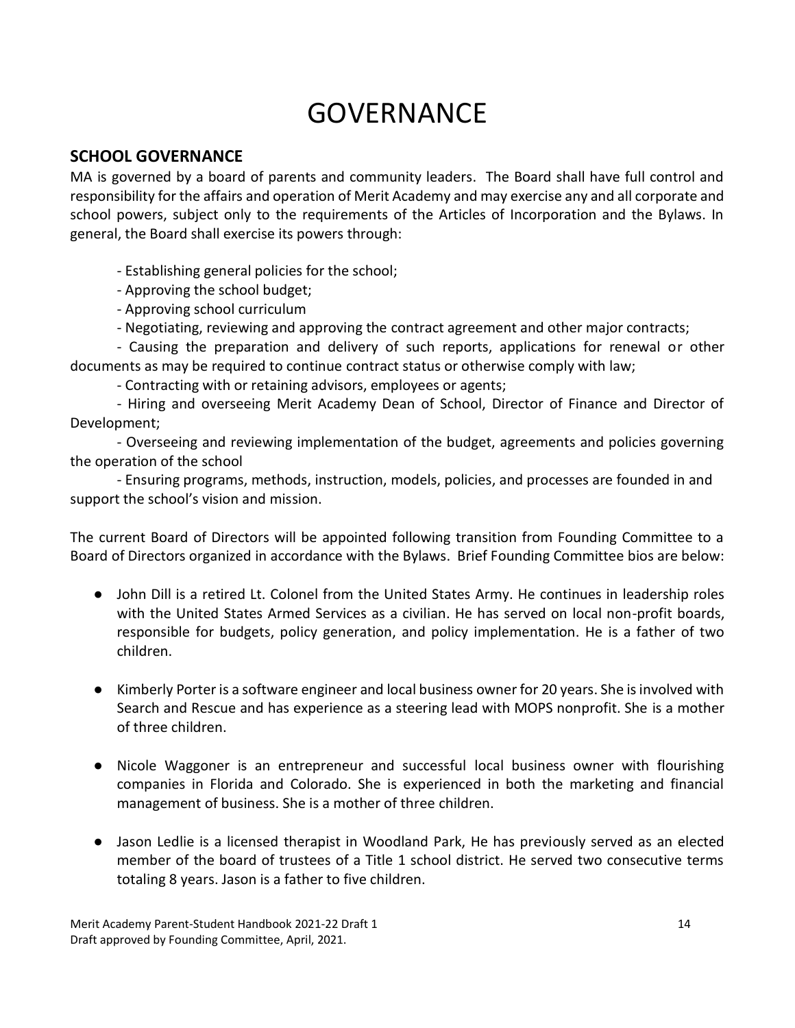# GOVERNANCE

## SCHOOL GOVERNANCE

MA is governed by a board of parents and community leaders. The Board shall have full control and responsibility for the affairs and operation of Merit Academy and may exercise any and all corporate and school powers, subject only to the requirements of the Articles of Incorporation and the Bylaws. In general, the Board shall exercise its powers through:

- Establishing general policies for the school;
- Approving the school budget;
- Approving school curriculum
- Negotiating, reviewing and approving the contract agreement and other major contracts;
- Causing the preparation and delivery of such reports, applications for renewal or other documents as may be required to continue contract status or otherwise comply with law;
- Contracting with or retaining advisors, employees or agents;
- Hiring and overseeing Merit Academy Dean of School, Director of Finance and Director of Development;
- Overseeing and reviewing implementation of the budget, agreements and policies governing the operation of the school
- Ensuring programs, methods, instruction, models, policies, and processes are founded in and support the school's vision and mission.

The current Board of Directors will be appointed following transition from Founding Committee to a Board of Directors organized in accordance with the Bylaws. Brief Founding Committee bios are below:

- John Dill is a retired Lt. Colonel from the United States Army. He continues in leadership roles with the United States Armed Services as a civilian. He has served on local non-profit boards, responsible for budgets, policy generation, and policy implementation. He is a father of two children.
- Kimberly Porter is a software engineer and local business owner for 20 years. She is involved with Search and Rescue and has experience as a steering lead with MOPS nonprofit. She is a mother of three children.
- Nicole Waggoner is an entrepreneur and successful local business owner with flourishing companies in Florida and Colorado. She is experienced in both the marketing and financial management of business. She is a mother of three children.
- Jason Ledlie is a licensed therapist in Woodland Park, He has previously served as an elected member of the board of trustees of a Title 1 school district. He served two consecutive terms totaling 8 years. Jason is a father to five children.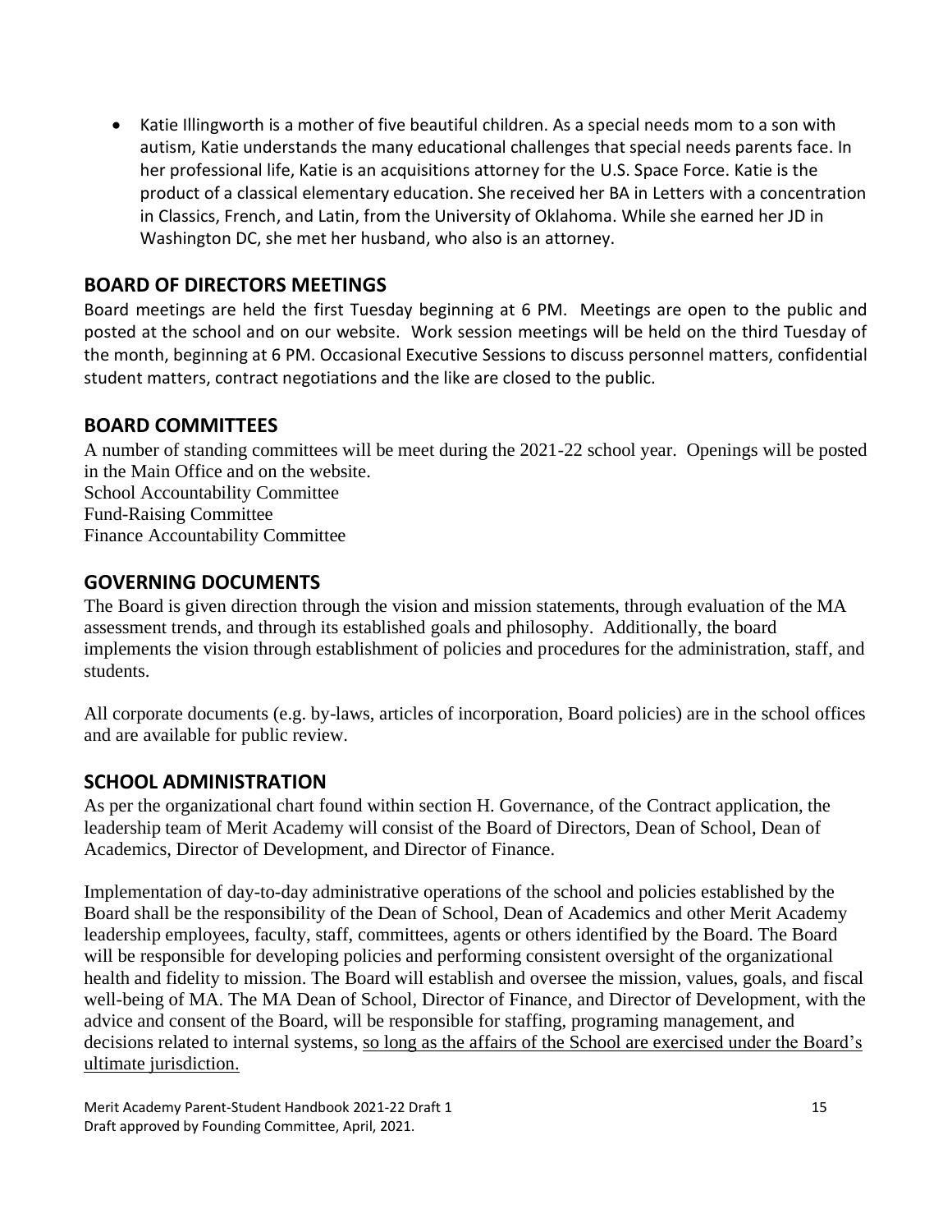- Katie Illingworth is a mother of five beautiful children. As a special needs mom to a son with autism, Katie understands the many educational challenges that special needs parents face. In her professional life, Katie is an acquisitions attorney for the U.S. Space Force. Katie is the product of a classical elementary education. She received her BA in Letters with a concentration in Classics, French, and Latin, from the University of Oklahoma. While she earned her JD in Washington DC, she met her husband, who also is an attorney.

## BOARD OF DIRECTORS MEETINGS

Board meetings are held the first Tuesday beginning at 6 PM. Meetings are open to the public and posted at the school and on our website. Work session meetings will be held on the third Tuesday of the month, beginning at 6 PM. Occasional Executive Sessions to discuss personnel matters, confidential student matters, contract negotiations and the like are closed to the public.

## BOARD COMMITTEES

A number of standing committees will be meet during the 2021-22 school year. Openings will be posted in the Main Office and on the website.
School Accountability Committee
Fund-Raising Committee
Finance Accountability Committee

## GOVERNING DOCUMENTS

The Board is given direction through the vision and mission statements, through evaluation of the MA assessment trends, and through its established goals and philosophy. Additionally, the board implements the vision through establishment of policies and procedures for the administration, staff, and students.

All corporate documents (e.g. by-laws, articles of incorporation, Board policies) are in the school offices and are available for public review.

## SCHOOL ADMINISTRATION

As per the organizational chart found within section H. Governance, of the Contract application, the leadership team of Merit Academy will consist of the Board of Directors, Dean of School, Dean of Academics, Director of Development, and Director of Finance.

Implementation of day-to-day administrative operations of the school and policies established by the Board shall be the responsibility of the Dean of School, Dean of Academics and other Merit Academy leadership employees, faculty, staff, committees, agents or others identified by the Board. The Board will be responsible for developing policies and performing consistent oversight of the organizational health and fidelity to mission. The Board will establish and oversee the mission, values, goals, and fiscal well-being of MA. The MA Dean of School, Director of Finance, and Director of Development, with the advice and consent of the Board, will be responsible for staffing, programing management, and decisions related to internal systems, <u>so long as the affairs of the School are exercised under the Board's ultimate jurisdiction.</u>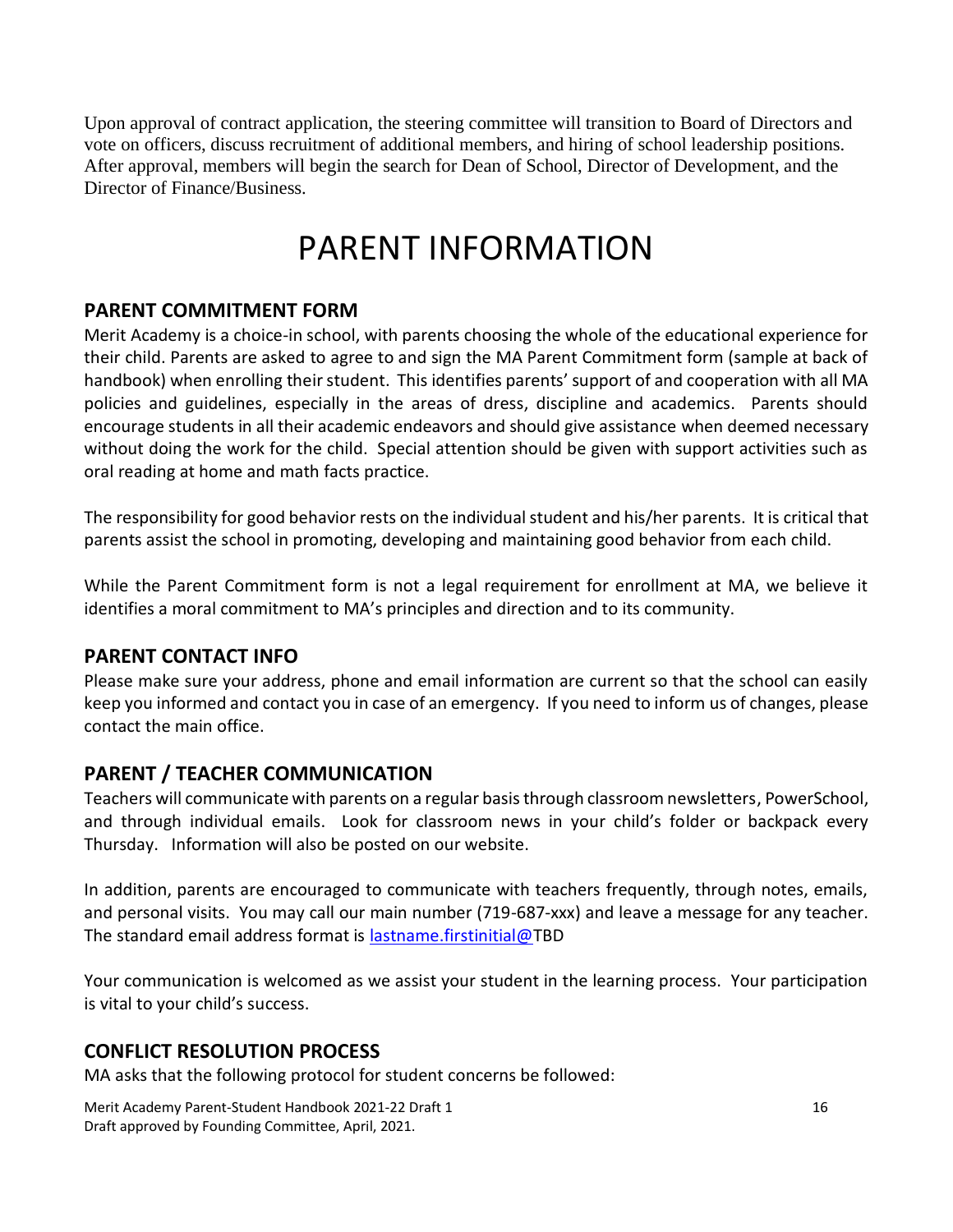Upon approval of contract application, the steering committee will transition to Board of Directors and vote on officers, discuss recruitment of additional members, and hiring of school leadership positions. After approval, members will begin the search for Dean of School, Director of Development, and the Director of Finance/Business.

# PARENT INFORMATION

## PARENT COMMITMENT FORM

Merit Academy is a choice-in school, with parents choosing the whole of the educational experience for their child. Parents are asked to agree to and sign the MA Parent Commitment form (sample at back of handbook) when enrolling their student. This identifies parents' support of and cooperation with all MA policies and guidelines, especially in the areas of dress, discipline and academics. Parents should encourage students in all their academic endeavors and should give assistance when deemed necessary without doing the work for the child. Special attention should be given with support activities such as oral reading at home and math facts practice.

The responsibility for good behavior rests on the individual student and his/her parents. It is critical that parents assist the school in promoting, developing and maintaining good behavior from each child.

While the Parent Commitment form is not a legal requirement for enrollment at MA, we believe it identifies a moral commitment to MA's principles and direction and to its community.

## PARENT CONTACT INFO

Please make sure your address, phone and email information are current so that the school can easily keep you informed and contact you in case of an emergency. If you need to inform us of changes, please contact the main office.

## PARENT / TEACHER COMMUNICATION

Teachers will communicate with parents on a regular basis through classroom newsletters, PowerSchool, and through individual emails. Look for classroom news in your child's folder or backpack every Thursday. Information will also be posted on our website.

In addition, parents are encouraged to communicate with teachers frequently, through notes, emails, and personal visits. You may call our main number (719-687-xxx) and leave a message for any teacher. The standard email address format is lastname.firstinitial@TBD

Your communication is welcomed as we assist your student in the learning process. Your participation is vital to your child's success.

## CONFLICT RESOLUTION PROCESS

MA asks that the following protocol for student concerns be followed: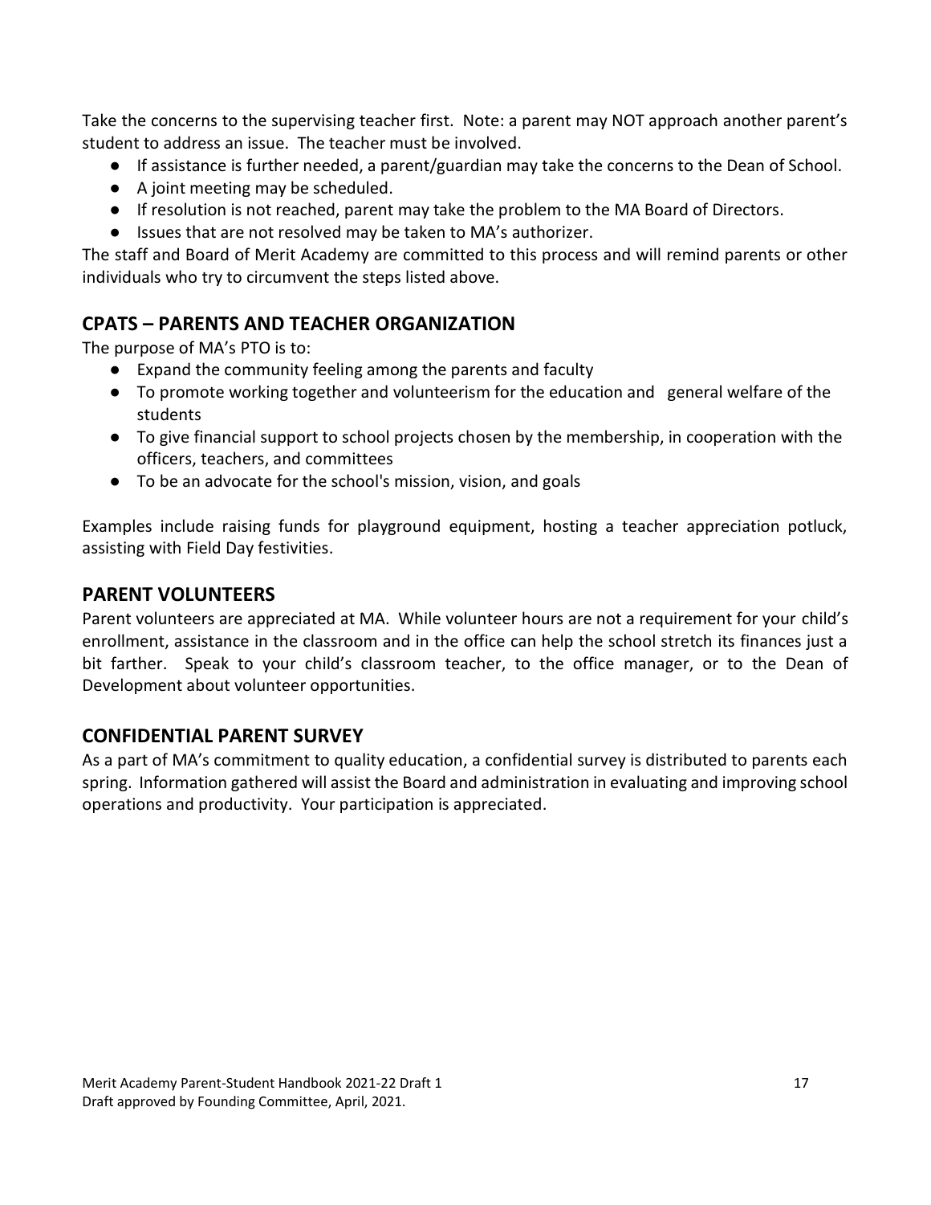Take the concerns to the supervising teacher first. Note: a parent may NOT approach another parent's student to address an issue. The teacher must be involved.

- If assistance is further needed, a parent/guardian may take the concerns to the Dean of School.
- A joint meeting may be scheduled.
- If resolution is not reached, parent may take the problem to the MA Board of Directors.
- Issues that are not resolved may be taken to MA's authorizer.

The staff and Board of Merit Academy are committed to this process and will remind parents or other individuals who try to circumvent the steps listed above.

## CPATS – PARENTS AND TEACHER ORGANIZATION

The purpose of MA's PTO is to:

- Expand the community feeling among the parents and faculty
- To promote working together and volunteerism for the education and general welfare of the students
- To give financial support to school projects chosen by the membership, in cooperation with the officers, teachers, and committees
- To be an advocate for the school's mission, vision, and goals

Examples include raising funds for playground equipment, hosting a teacher appreciation potluck, assisting with Field Day festivities.

## PARENT VOLUNTEERS

Parent volunteers are appreciated at MA. While volunteer hours are not a requirement for your child's enrollment, assistance in the classroom and in the office can help the school stretch its finances just a bit farther. Speak to your child's classroom teacher, to the office manager, or to the Dean of Development about volunteer opportunities.

## CONFIDENTIAL PARENT SURVEY

As a part of MA's commitment to quality education, a confidential survey is distributed to parents each spring. Information gathered will assist the Board and administration in evaluating and improving school operations and productivity. Your participation is appreciated.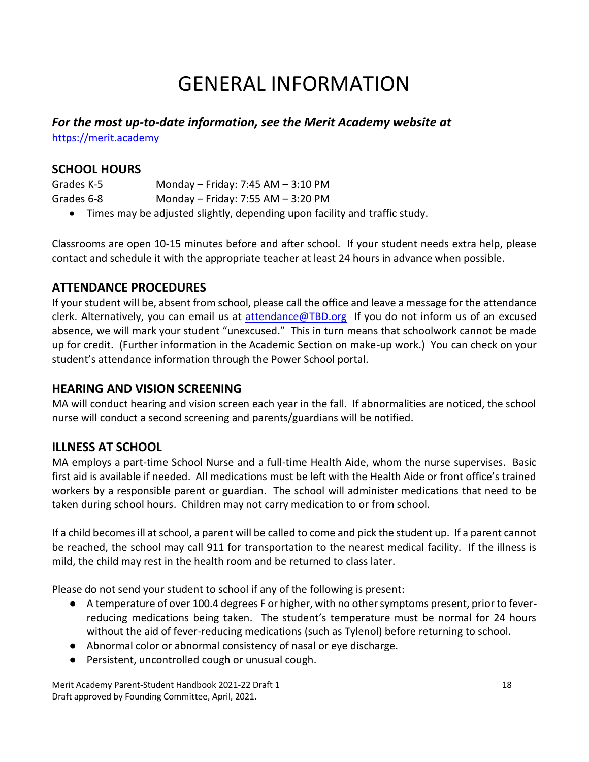# GENERAL INFORMATION

***For the most up-to-date information, see the Merit Academy website at*** https://merit.academy

## SCHOOL HOURS

Grades K-5 Monday – Friday: 7:45 AM – 3:10 PM
Grades 6-8 Monday – Friday: 7:55 AM – 3:20 PM

- Times may be adjusted slightly, depending upon facility and traffic study.

Classrooms are open 10-15 minutes before and after school. If your student needs extra help, please contact and schedule it with the appropriate teacher at least 24 hours in advance when possible.

## ATTENDANCE PROCEDURES

If your student will be, absent from school, please call the office and leave a message for the attendance clerk. Alternatively, you can email us at attendance@TBD.org If you do not inform us of an excused absence, we will mark your student "unexcused." This in turn means that schoolwork cannot be made up for credit. (Further information in the Academic Section on make-up work.) You can check on your student's attendance information through the Power School portal.

## HEARING AND VISION SCREENING

MA will conduct hearing and vision screen each year in the fall. If abnormalities are noticed, the school nurse will conduct a second screening and parents/guardians will be notified.

## ILLNESS AT SCHOOL

MA employs a part-time School Nurse and a full-time Health Aide, whom the nurse supervises. Basic first aid is available if needed. All medications must be left with the Health Aide or front office's trained workers by a responsible parent or guardian. The school will administer medications that need to be taken during school hours. Children may not carry medication to or from school.

If a child becomes ill at school, a parent will be called to come and pick the student up. If a parent cannot be reached, the school may call 911 for transportation to the nearest medical facility. If the illness is mild, the child may rest in the health room and be returned to class later.

Please do not send your student to school if any of the following is present:

- A temperature of over 100.4 degrees F or higher, with no other symptoms present, prior to fever-reducing medications being taken. The student's temperature must be normal for 24 hours without the aid of fever-reducing medications (such as Tylenol) before returning to school.
- Abnormal color or abnormal consistency of nasal or eye discharge.
- Persistent, uncontrolled cough or unusual cough.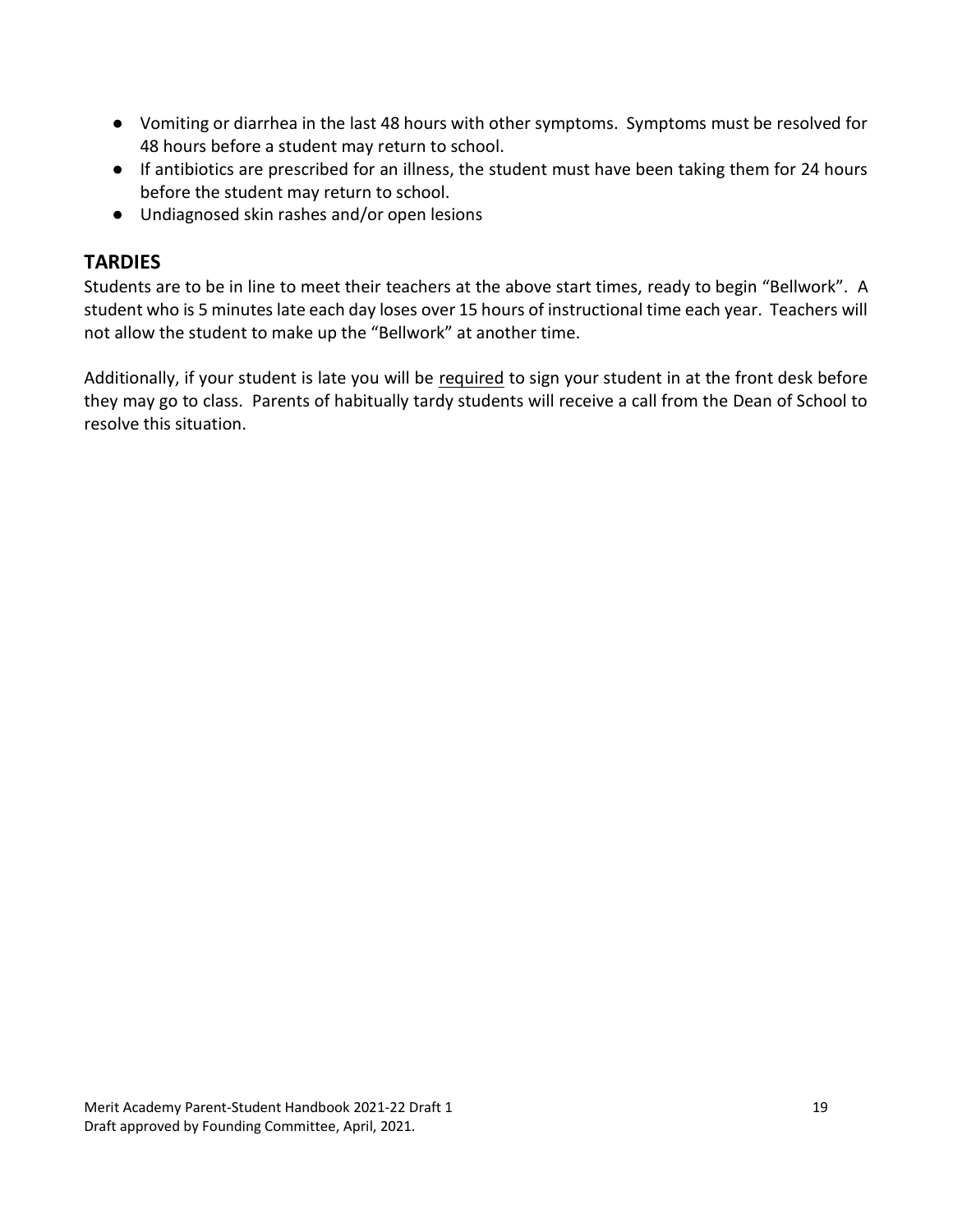- Vomiting or diarrhea in the last 48 hours with other symptoms. Symptoms must be resolved for 48 hours before a student may return to school.
- If antibiotics are prescribed for an illness, the student must have been taking them for 24 hours before the student may return to school.
- Undiagnosed skin rashes and/or open lesions

## TARDIES

Students are to be in line to meet their teachers at the above start times, ready to begin "Bellwork". A student who is 5 minutes late each day loses over 15 hours of instructional time each year. Teachers will not allow the student to make up the "Bellwork" at another time.

Additionally, if your student is late you will be <u>required</u> to sign your student in at the front desk before they may go to class. Parents of habitually tardy students will receive a call from the Dean of School to resolve this situation.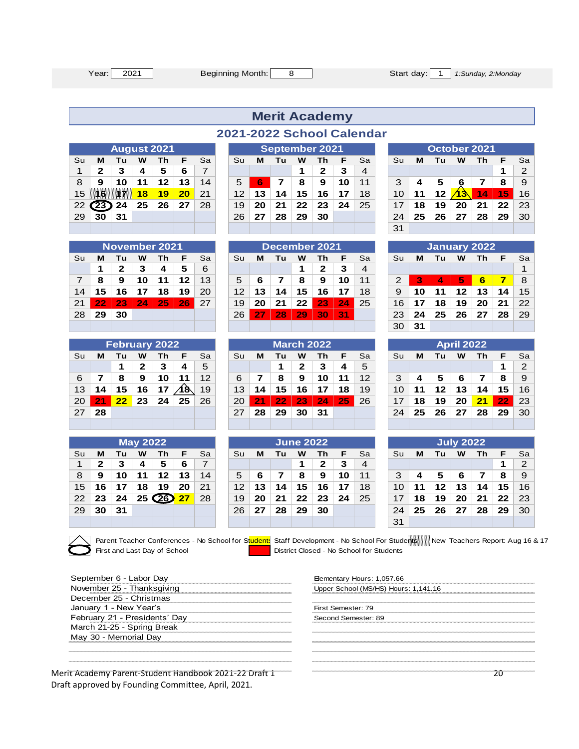Year: 2021 Beginning Month: 8 Start day: 1 *1:Sunday, 2:Monday*

# Merit Academy

## 2021-2022 School Calendar

**August 2021**

| Su | M | Tu | W | Th | F | Sa |
|---|---|---|---|---|---|---|
| 1 | 2 | 3 | 4 | 5 | 6 | 7 |
| 8 | 9 | 10 | 11 | 12 | 13 | 14 |
| 15 | 16 | 17 | 18 | 19 | 20 | 21 |
| 22 | 23 | 24 | 25 | 26 | 27 | 28 |
| 29 | 30 | 31 | | | | |

**September 2021**

| Su | M | Tu | W | Th | F | Sa |
|---|---|---|---|---|---|---|
| | | | 1 | 2 | 3 | 4 |
| 5 | 6 | 7 | 8 | 9 | 10 | 11 |
| 12 | 13 | 14 | 15 | 16 | 17 | 18 |
| 19 | 20 | 21 | 22 | 23 | 24 | 25 |
| 26 | 27 | 28 | 29 | 30 | | |

**October 2021**

| Su | M | Tu | W | Th | F | Sa |
|---|---|---|---|---|---|---|
| | | | | | 1 | 2 |
| 3 | 4 | 5 | 6 | 7 | 8 | 9 |
| 10 | 11 | 12 | 13 | 14 | 15 | 16 |
| 17 | 18 | 19 | 20 | 21 | 22 | 23 |
| 24 | 25 | 26 | 27 | 28 | 29 | 30 |
| 31 | | | | | | |

**November 2021**

| Su | M | Tu | W | Th | F | Sa |
|---|---|---|---|---|---|---|
| | 1 | 2 | 3 | 4 | 5 | 6 |
| 7 | 8 | 9 | 10 | 11 | 12 | 13 |
| 14 | 15 | 16 | 17 | 18 | 19 | 20 |
| 21 | 22 | 23 | 24 | 25 | 26 | 27 |
| 28 | 29 | 30 | | | | |

**December 2021**

| Su | M | Tu | W | Th | F | Sa |
|---|---|---|---|---|---|---|
| | | | 1 | 2 | 3 | 4 |
| 5 | 6 | 7 | 8 | 9 | 10 | 11 |
| 12 | 13 | 14 | 15 | 16 | 17 | 18 |
| 19 | 20 | 21 | 22 | 23 | 24 | 25 |
| 26 | 27 | 28 | 29 | 30 | 31 | |

**January 2022**

| Su | M | Tu | W | Th | F | Sa |
|---|---|---|---|---|---|---|
| | | | | | | 1 |
| 2 | 3 | 4 | 5 | 6 | 7 | 8 |
| 9 | 10 | 11 | 12 | 13 | 14 | 15 |
| 16 | 17 | 18 | 19 | 20 | 21 | 22 |
| 23 | 24 | 25 | 26 | 27 | 28 | 29 |
| 30 | 31 | | | | | |

**February 2022**

| Su | M | Tu | W | Th | F | Sa |
|---|---|---|---|---|---|---|
| | | 1 | 2 | 3 | 4 | 5 |
| 6 | 7 | 8 | 9 | 10 | 11 | 12 |
| 13 | 14 | 15 | 16 | 17 | 18 | 19 |
| 20 | 21 | 22 | 23 | 24 | 25 | 26 |
| 27 | 28 | | | | | |

**March 2022**

| Su | M | Tu | W | Th | F | Sa |
|---|---|---|---|---|---|---|
| | | 1 | 2 | 3 | 4 | 5 |
| 6 | 7 | 8 | 9 | 10 | 11 | 12 |
| 13 | 14 | 15 | 16 | 17 | 18 | 19 |
| 20 | 21 | 22 | 23 | 24 | 25 | 26 |
| 27 | 28 | 29 | 30 | 31 | | |

**April 2022**

| Su | M | Tu | W | Th | F | Sa |
|---|---|---|---|---|---|---|
| | | | | | 1 | 2 |
| 3 | 4 | 5 | 6 | 7 | 8 | 9 |
| 10 | 11 | 12 | 13 | 14 | 15 | 16 |
| 17 | 18 | 19 | 20 | 21 | 22 | 23 |
| 24 | 25 | 26 | 27 | 28 | 29 | 30 |

**May 2022**

| Su | M | Tu | W | Th | F | Sa |
|---|---|---|---|---|---|---|
| 1 | 2 | 3 | 4 | 5 | 6 | 7 |
| 8 | 9 | 10 | 11 | 12 | 13 | 14 |
| 15 | 16 | 17 | 18 | 19 | 20 | 21 |
| 22 | 23 | 24 | 25 | 26 | 27 | 28 |
| 29 | 30 | 31 | | | | |

**June 2022**

| Su | M | Tu | W | Th | F | Sa |
|---|---|---|---|---|---|---|
| | | | 1 | 2 | 3 | 4 |
| 5 | 6 | 7 | 8 | 9 | 10 | 11 |
| 12 | 13 | 14 | 15 | 16 | 17 | 18 |
| 19 | 20 | 21 | 22 | 23 | 24 | 25 |
| 26 | 27 | 28 | 29 | 30 | | |

**July 2022**

| Su | M | Tu | W | Th | F | Sa |
|---|---|---|---|---|---|---|
| | | | | | 1 | 2 |
| 3 | 4 | 5 | 6 | 7 | 8 | 9 |
| 10 | 11 | 12 | 13 | 14 | 15 | 16 |
| 17 | 18 | 19 | 20 | 21 | 22 | 23 |
| 24 | 25 | 26 | 27 | 28 | 29 | 30 |
| 31 | | | | | | |

Legend:
- Triangle: Parent Teacher Conferences - No School for Students
- Circle: First and Last Day of School
- Yellow: Staff Development - No School For Students
- Red: District Closed - No School for Students
- Shaded: New Teachers Report: Aug 16 & 17

September 6 - Labor Day
November 25 - Thanksgiving
December 25 - Christmas
January 1 - New Year's
February 21 - Presidents' Day
March 21-25 - Spring Break
May 30 - Memorial Day

Elementary Hours: 1,057.66
Upper School (MS/HS) Hours: 1,141.16

First Semester: 79
Second Semester: 89

Merit Academy Parent-Student Handbook 2021-22 Draft 1
Draft approved by Founding Committee, April, 2021.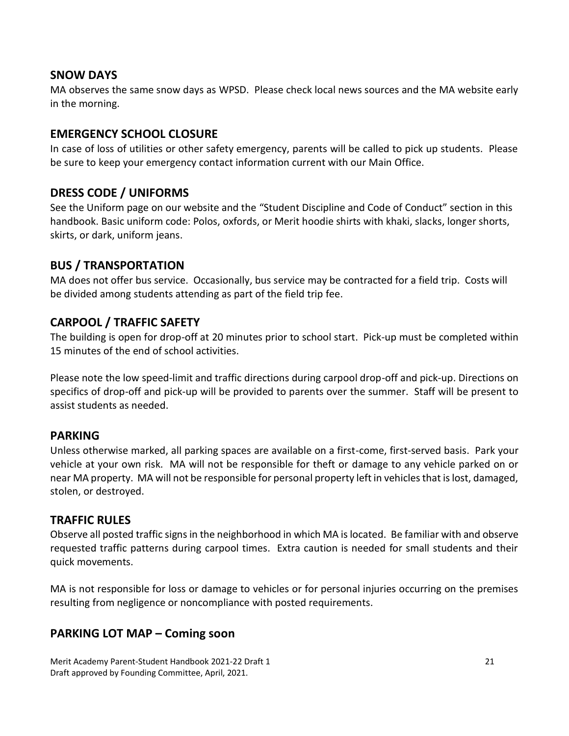## SNOW DAYS

MA observes the same snow days as WPSD. Please check local news sources and the MA website early in the morning.

## EMERGENCY SCHOOL CLOSURE

In case of loss of utilities or other safety emergency, parents will be called to pick up students. Please be sure to keep your emergency contact information current with our Main Office.

## DRESS CODE / UNIFORMS

See the Uniform page on our website and the "Student Discipline and Code of Conduct" section in this handbook. Basic uniform code: Polos, oxfords, or Merit hoodie shirts with khaki, slacks, longer shorts, skirts, or dark, uniform jeans.

## BUS / TRANSPORTATION

MA does not offer bus service. Occasionally, bus service may be contracted for a field trip. Costs will be divided among students attending as part of the field trip fee.

## CARPOOL / TRAFFIC SAFETY

The building is open for drop-off at 20 minutes prior to school start. Pick-up must be completed within 15 minutes of the end of school activities.

Please note the low speed-limit and traffic directions during carpool drop-off and pick-up. Directions on specifics of drop-off and pick-up will be provided to parents over the summer. Staff will be present to assist students as needed.

## PARKING

Unless otherwise marked, all parking spaces are available on a first-come, first-served basis. Park your vehicle at your own risk. MA will not be responsible for theft or damage to any vehicle parked on or near MA property. MA will not be responsible for personal property left in vehicles that is lost, damaged, stolen, or destroyed.

## TRAFFIC RULES

Observe all posted traffic signs in the neighborhood in which MA is located. Be familiar with and observe requested traffic patterns during carpool times. Extra caution is needed for small students and their quick movements.

MA is not responsible for loss or damage to vehicles or for personal injuries occurring on the premises resulting from negligence or noncompliance with posted requirements.

## PARKING LOT MAP – Coming soon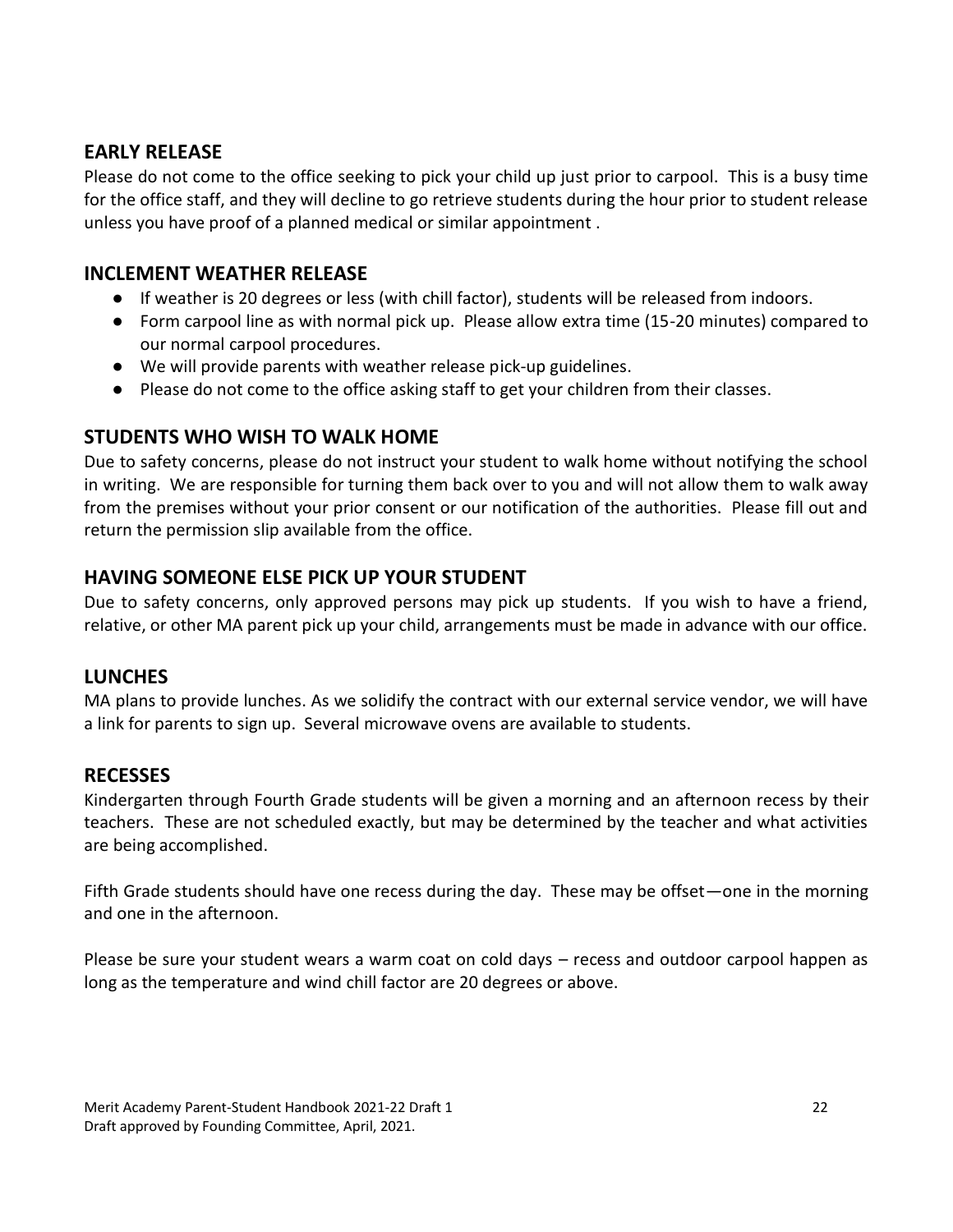## EARLY RELEASE

Please do not come to the office seeking to pick your child up just prior to carpool. This is a busy time for the office staff, and they will decline to go retrieve students during the hour prior to student release unless you have proof of a planned medical or similar appointment .

## INCLEMENT WEATHER RELEASE

- If weather is 20 degrees or less (with chill factor), students will be released from indoors.
- Form carpool line as with normal pick up. Please allow extra time (15-20 minutes) compared to our normal carpool procedures.
- We will provide parents with weather release pick-up guidelines.
- Please do not come to the office asking staff to get your children from their classes.

## STUDENTS WHO WISH TO WALK HOME

Due to safety concerns, please do not instruct your student to walk home without notifying the school in writing. We are responsible for turning them back over to you and will not allow them to walk away from the premises without your prior consent or our notification of the authorities. Please fill out and return the permission slip available from the office.

## HAVING SOMEONE ELSE PICK UP YOUR STUDENT

Due to safety concerns, only approved persons may pick up students. If you wish to have a friend, relative, or other MA parent pick up your child, arrangements must be made in advance with our office.

## LUNCHES

MA plans to provide lunches. As we solidify the contract with our external service vendor, we will have a link for parents to sign up. Several microwave ovens are available to students.

## RECESSES

Kindergarten through Fourth Grade students will be given a morning and an afternoon recess by their teachers. These are not scheduled exactly, but may be determined by the teacher and what activities are being accomplished.

Fifth Grade students should have one recess during the day. These may be offset—one in the morning and one in the afternoon.

Please be sure your student wears a warm coat on cold days – recess and outdoor carpool happen as long as the temperature and wind chill factor are 20 degrees or above.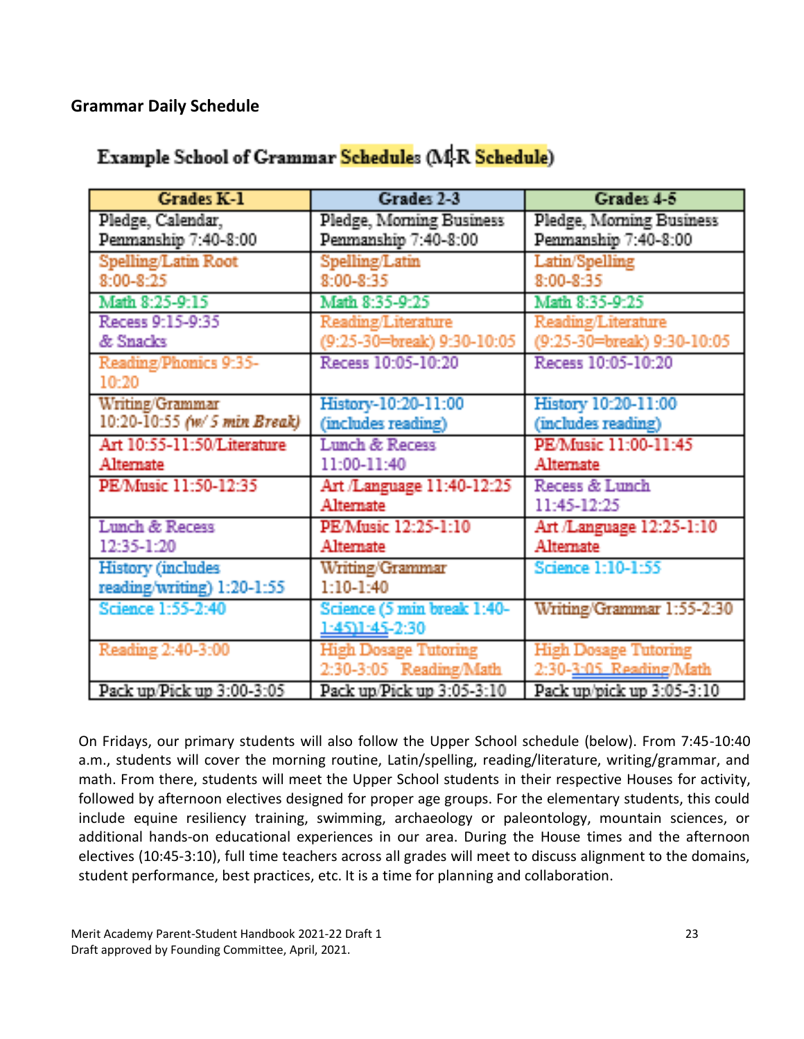## Grammar Daily Schedule

**Example School of Grammar Schedules (M-R Schedule)**

| Grades K-1 | Grades 2-3 | Grades 4-5 |
|---|---|---|
| Pledge, Calendar, Penmanship 7:40-8:00 | Pledge, Morning Business Penmanship 7:40-8:00 | Pledge, Morning Business Penmanship 7:40-8:00 |
| Spelling/Latin Root 8:00-8:25 | Spelling/Latin 8:00-8:35 | Latin/Spelling 8:00-8:35 |
| Math 8:25-9:15 | Math 8:35-9:25 | Math 8:35-9:25 |
| Recess 9:15-9:35 & Snacks | Reading/Literature (9:25-30=break) 9:30-10:05 | Reading/Literature (9:25-30=break) 9:30-10:05 |
| Reading/Phonics 9:35-10:20 | Recess 10:05-10:20 | Recess 10:05-10:20 |
| Writing/Grammar 10:20-10:55 *(w/ 5 min Break)* | History-10:20-11:00 (includes reading) | History 10:20-11:00 (includes reading) |
| Art 10:55-11:50/Literature Alternate | Lunch & Recess 11:00-11:40 | PE/Music 11:00-11:45 Alternate |
| PE/Music 11:50-12:35 | Art /Language 11:40-12:25 Alternate | Recess & Lunch 11:45-12:25 |
| Lunch & Recess 12:35-1:20 | PE/Music 12:25-1:10 Alternate | Art /Language 12:25-1:10 Alternate |
| History (includes reading/writing) 1:20-1:55 | Writing/Grammar 1:10-1:40 | Science 1:10-1:55 |
| Science 1:55-2:40 | Science (5 min break 1:40-1:45)1:45-2:30 | Writing/Grammar 1:55-2:30 |
| Reading 2:40-3:00 | High Dosage Tutoring 2:30-3:05 Reading/Math | High Dosage Tutoring 2:30-3:05 Reading/Math |
| Pack up/Pick up 3:00-3:05 | Pack up/Pick up 3:05-3:10 | Pack up/pick up 3:05-3:10 |

On Fridays, our primary students will also follow the Upper School schedule (below). From 7:45-10:40 a.m., students will cover the morning routine, Latin/spelling, reading/literature, writing/grammar, and math. From there, students will meet the Upper School students in their respective Houses for activity, followed by afternoon electives designed for proper age groups. For the elementary students, this could include equine resiliency training, swimming, archaeology or paleontology, mountain sciences, or additional hands-on educational experiences in our area. During the House times and the afternoon electives (10:45-3:10), full time teachers across all grades will meet to discuss alignment to the domains, student performance, best practices, etc. It is a time for planning and collaboration.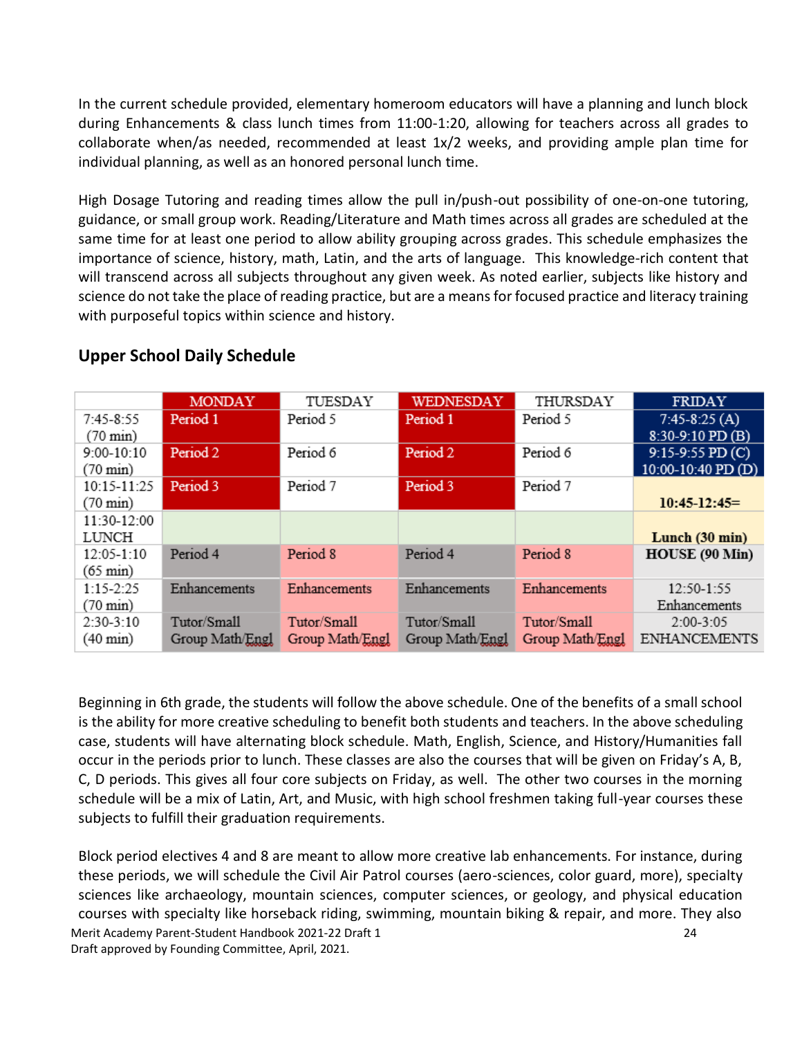In the current schedule provided, elementary homeroom educators will have a planning and lunch block during Enhancements & class lunch times from 11:00-1:20, allowing for teachers across all grades to collaborate when/as needed, recommended at least 1x/2 weeks, and providing ample plan time for individual planning, as well as an honored personal lunch time.

High Dosage Tutoring and reading times allow the pull in/push-out possibility of one-on-one tutoring, guidance, or small group work. Reading/Literature and Math times across all grades are scheduled at the same time for at least one period to allow ability grouping across grades. This schedule emphasizes the importance of science, history, math, Latin, and the arts of language. This knowledge-rich content that will transcend across all subjects throughout any given week. As noted earlier, subjects like history and science do not take the place of reading practice, but are a means for focused practice and literacy training with purposeful topics within science and history.

## Upper School Daily Schedule

| | MONDAY | TUESDAY | WEDNESDAY | THURSDAY | FRIDAY |
|---|---|---|---|---|---|
| 7:45-8:55 (70 min) | Period 1 | Period 5 | Period 1 | Period 5 | 7:45-8:25 (A) 8:30-9:10 PD (B) |
| 9:00-10:10 (70 min) | Period 2 | Period 6 | Period 2 | Period 6 | 9:15-9:55 PD (C) 10:00-10:40 PD (D) |
| 10:15-11:25 (70 min) | Period 3 | Period 7 | Period 3 | Period 7 | **10:45-12:45=** |
| 11:30-12:00 LUNCH | | | | | **Lunch (30 min)** |
| 12:05-1:10 (65 min) | Period 4 | Period 8 | Period 4 | Period 8 | **HOUSE (90 Min)** |
| 1:15-2:25 (70 min) | Enhancements | Enhancements | Enhancements | Enhancements | 12:50-1:55 Enhancements |
| 2:30-3:10 (40 min) | Tutor/Small Group Math/Engl | Tutor/Small Group Math/Engl | Tutor/Small Group Math/Engl | Tutor/Small Group Math/Engl | 2:00-3:05 ENHANCEMENTS |

Beginning in 6th grade, the students will follow the above schedule. One of the benefits of a small school is the ability for more creative scheduling to benefit both students and teachers. In the above scheduling case, students will have alternating block schedule. Math, English, Science, and History/Humanities fall occur in the periods prior to lunch. These classes are also the courses that will be given on Friday's A, B, C, D periods. This gives all four core subjects on Friday, as well. The other two courses in the morning schedule will be a mix of Latin, Art, and Music, with high school freshmen taking full-year courses these subjects to fulfill their graduation requirements.

Block period electives 4 and 8 are meant to allow more creative lab enhancements. For instance, during these periods, we will schedule the Civil Air Patrol courses (aero-sciences, color guard, more), specialty sciences like archaeology, mountain sciences, computer sciences, or geology, and physical education courses with specialty like horseback riding, swimming, mountain biking & repair, and more. They also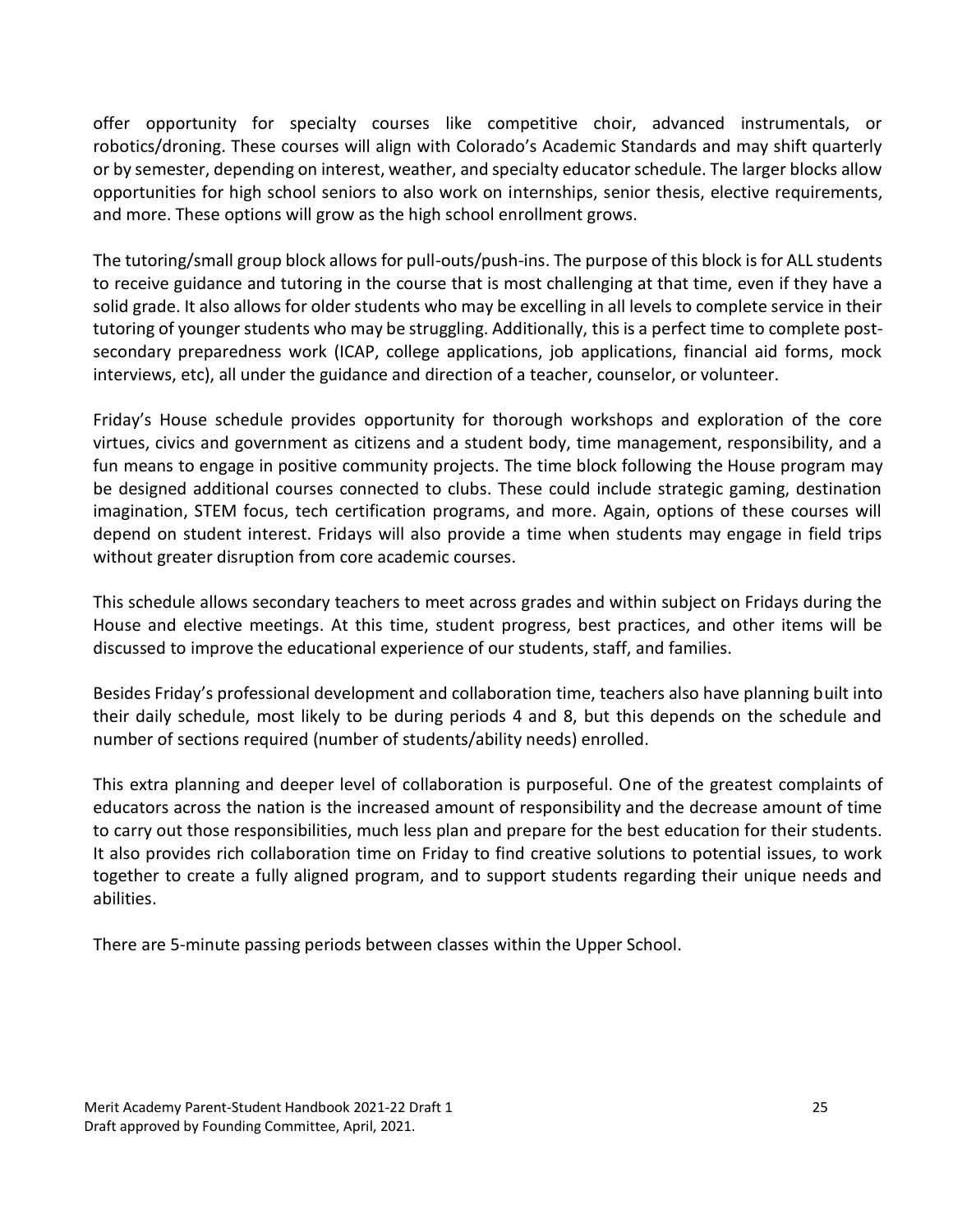offer opportunity for specialty courses like competitive choir, advanced instrumentals, or robotics/droning. These courses will align with Colorado's Academic Standards and may shift quarterly or by semester, depending on interest, weather, and specialty educator schedule. The larger blocks allow opportunities for high school seniors to also work on internships, senior thesis, elective requirements, and more. These options will grow as the high school enrollment grows.

The tutoring/small group block allows for pull-outs/push-ins. The purpose of this block is for ALL students to receive guidance and tutoring in the course that is most challenging at that time, even if they have a solid grade. It also allows for older students who may be excelling in all levels to complete service in their tutoring of younger students who may be struggling. Additionally, this is a perfect time to complete post-secondary preparedness work (ICAP, college applications, job applications, financial aid forms, mock interviews, etc), all under the guidance and direction of a teacher, counselor, or volunteer.

Friday's House schedule provides opportunity for thorough workshops and exploration of the core virtues, civics and government as citizens and a student body, time management, responsibility, and a fun means to engage in positive community projects. The time block following the House program may be designed additional courses connected to clubs. These could include strategic gaming, destination imagination, STEM focus, tech certification programs, and more. Again, options of these courses will depend on student interest. Fridays will also provide a time when students may engage in field trips without greater disruption from core academic courses.

This schedule allows secondary teachers to meet across grades and within subject on Fridays during the House and elective meetings. At this time, student progress, best practices, and other items will be discussed to improve the educational experience of our students, staff, and families.

Besides Friday's professional development and collaboration time, teachers also have planning built into their daily schedule, most likely to be during periods 4 and 8, but this depends on the schedule and number of sections required (number of students/ability needs) enrolled.

This extra planning and deeper level of collaboration is purposeful. One of the greatest complaints of educators across the nation is the increased amount of responsibility and the decrease amount of time to carry out those responsibilities, much less plan and prepare for the best education for their students. It also provides rich collaboration time on Friday to find creative solutions to potential issues, to work together to create a fully aligned program, and to support students regarding their unique needs and abilities.

There are 5-minute passing periods between classes within the Upper School.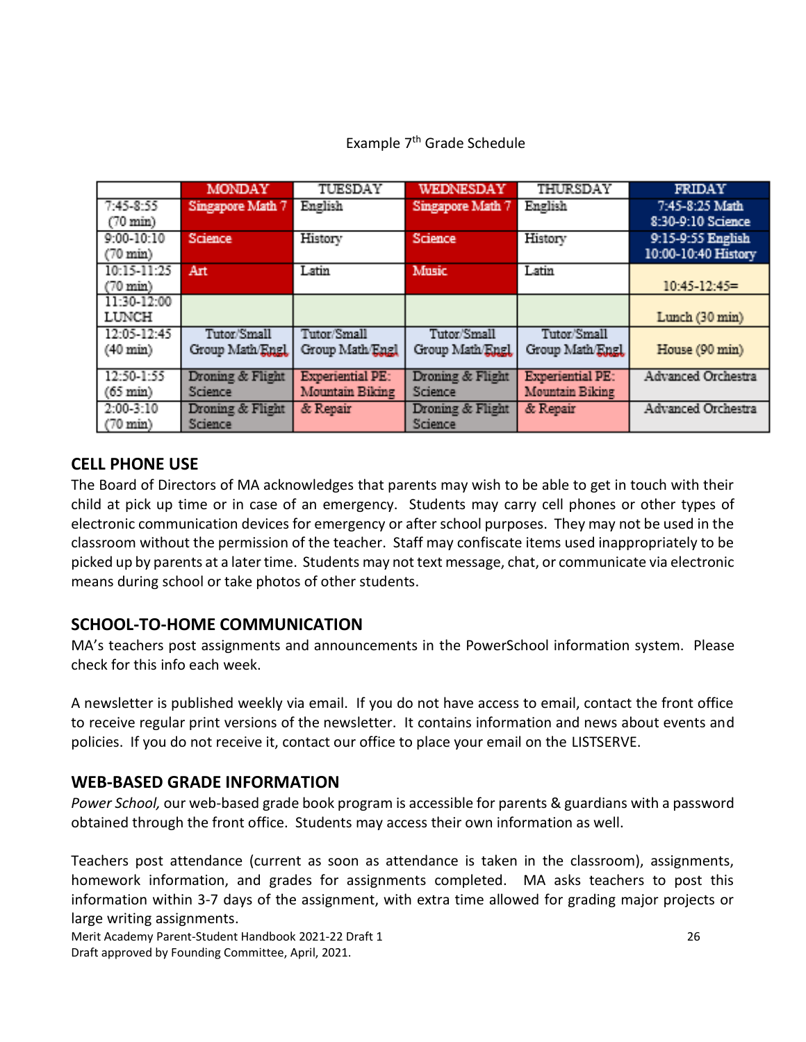Example 7th Grade Schedule

| | MONDAY | TUESDAY | WEDNESDAY | THURSDAY | FRIDAY |
|---|---|---|---|---|---|
| 7:45-8:55 (70 min) | Singapore Math 7 | English | Singapore Math 7 | English | 7:45-8:25 Math 8:30-9:10 Science |
| 9:00-10:10 (70 min) | Science | History | Science | History | 9:15-9:55 English 10:00-10:40 History |
| 10:15-11:25 (70 min) | Art | Latin | Music | Latin | 10:45-12:45= |
| 11:30-12:00 LUNCH | | | | | Lunch (30 min) |
| 12:05-12:45 (40 min) | Tutor/Small Group Math/Engl | Tutor/Small Group Math/Engl | Tutor/Small Group Math/Engl | Tutor/Small Group Math/Engl | House (90 min) |
| 12:50-1:55 (65 min) | Droning & Flight Science | Experiential PE: Mountain Biking | Droning & Flight Science | Experiential PE: Mountain Biking | Advanced Orchestra |
| 2:00-3:10 (70 min) | Droning & Flight Science | & Repair | Droning & Flight Science | & Repair | Advanced Orchestra |

## CELL PHONE USE

The Board of Directors of MA acknowledges that parents may wish to be able to get in touch with their child at pick up time or in case of an emergency. Students may carry cell phones or other types of electronic communication devices for emergency or after school purposes. They may not be used in the classroom without the permission of the teacher. Staff may confiscate items used inappropriately to be picked up by parents at a later time. Students may not text message, chat, or communicate via electronic means during school or take photos of other students.

## SCHOOL-TO-HOME COMMUNICATION

MA's teachers post assignments and announcements in the PowerSchool information system. Please check for this info each week.

A newsletter is published weekly via email. If you do not have access to email, contact the front office to receive regular print versions of the newsletter. It contains information and news about events and policies. If you do not receive it, contact our office to place your email on the LISTSERVE.

## WEB-BASED GRADE INFORMATION

*Power School,* our web-based grade book program is accessible for parents & guardians with a password obtained through the front office. Students may access their own information as well.

Teachers post attendance (current as soon as attendance is taken in the classroom), assignments, homework information, and grades for assignments completed. MA asks teachers to post this information within 3-7 days of the assignment, with extra time allowed for grading major projects or large writing assignments.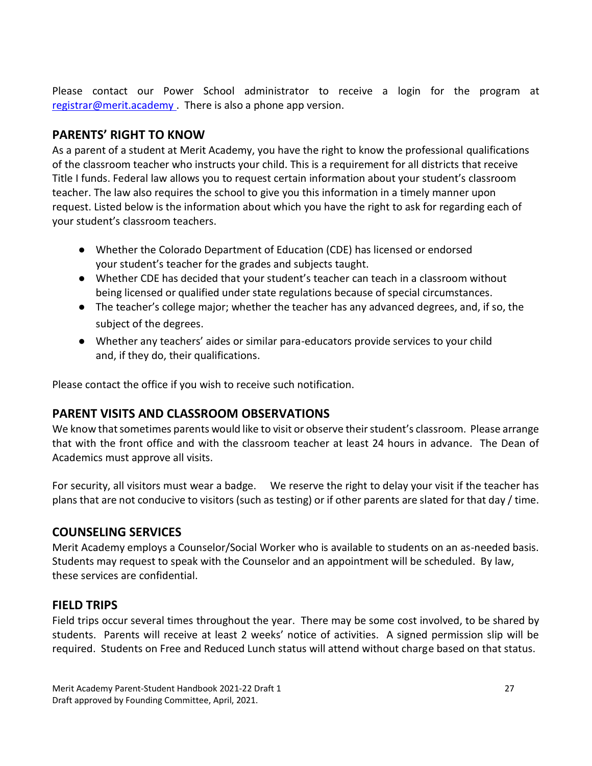Please contact our Power School administrator to receive a login for the program at registrar@merit.academy . There is also a phone app version.

## PARENTS' RIGHT TO KNOW

As a parent of a student at Merit Academy, you have the right to know the professional qualifications of the classroom teacher who instructs your child. This is a requirement for all districts that receive Title I funds. Federal law allows you to request certain information about your student's classroom teacher. The law also requires the school to give you this information in a timely manner upon request. Listed below is the information about which you have the right to ask for regarding each of your student's classroom teachers.

- Whether the Colorado Department of Education (CDE) has licensed or endorsed your student's teacher for the grades and subjects taught.
- Whether CDE has decided that your student's teacher can teach in a classroom without being licensed or qualified under state regulations because of special circumstances.
- The teacher's college major; whether the teacher has any advanced degrees, and, if so, the subject of the degrees.
- Whether any teachers' aides or similar para-educators provide services to your child and, if they do, their qualifications.

Please contact the office if you wish to receive such notification.

## PARENT VISITS AND CLASSROOM OBSERVATIONS

We know that sometimes parents would like to visit or observe their student's classroom. Please arrange that with the front office and with the classroom teacher at least 24 hours in advance. The Dean of Academics must approve all visits.

For security, all visitors must wear a badge. We reserve the right to delay your visit if the teacher has plans that are not conducive to visitors (such as testing) or if other parents are slated for that day / time.

## COUNSELING SERVICES

Merit Academy employs a Counselor/Social Worker who is available to students on an as-needed basis. Students may request to speak with the Counselor and an appointment will be scheduled. By law, these services are confidential.

## FIELD TRIPS

Field trips occur several times throughout the year. There may be some cost involved, to be shared by students. Parents will receive at least 2 weeks' notice of activities. A signed permission slip will be required. Students on Free and Reduced Lunch status will attend without charge based on that status.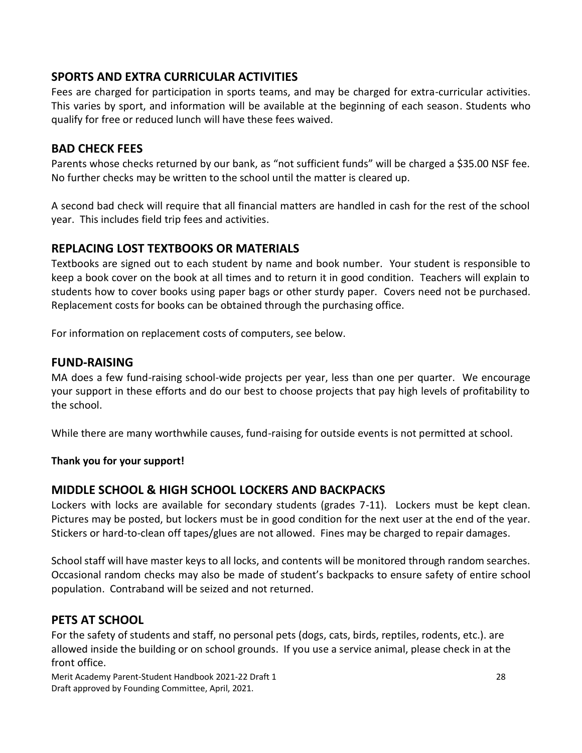## SPORTS AND EXTRA CURRICULAR ACTIVITIES

Fees are charged for participation in sports teams, and may be charged for extra-curricular activities. This varies by sport, and information will be available at the beginning of each season. Students who qualify for free or reduced lunch will have these fees waived.

## BAD CHECK FEES

Parents whose checks returned by our bank, as "not sufficient funds" will be charged a $35.00 NSF fee. No further checks may be written to the school until the matter is cleared up.

A second bad check will require that all financial matters are handled in cash for the rest of the school year. This includes field trip fees and activities.

## REPLACING LOST TEXTBOOKS OR MATERIALS

Textbooks are signed out to each student by name and book number. Your student is responsible to keep a book cover on the book at all times and to return it in good condition. Teachers will explain to students how to cover books using paper bags or other sturdy paper. Covers need not be purchased. Replacement costs for books can be obtained through the purchasing office.

For information on replacement costs of computers, see below.

## FUND-RAISING

MA does a few fund-raising school-wide projects per year, less than one per quarter. We encourage your support in these efforts and do our best to choose projects that pay high levels of profitability to the school.

While there are many worthwhile causes, fund-raising for outside events is not permitted at school.

**Thank you for your support!**

## MIDDLE SCHOOL & HIGH SCHOOL LOCKERS AND BACKPACKS

Lockers with locks are available for secondary students (grades 7-11). Lockers must be kept clean. Pictures may be posted, but lockers must be in good condition for the next user at the end of the year. Stickers or hard-to-clean off tapes/glues are not allowed. Fines may be charged to repair damages.

School staff will have master keys to all locks, and contents will be monitored through random searches. Occasional random checks may also be made of student's backpacks to ensure safety of entire school population. Contraband will be seized and not returned.

## PETS AT SCHOOL

For the safety of students and staff, no personal pets (dogs, cats, birds, reptiles, rodents, etc.). are allowed inside the building or on school grounds. If you use a service animal, please check in at the front office.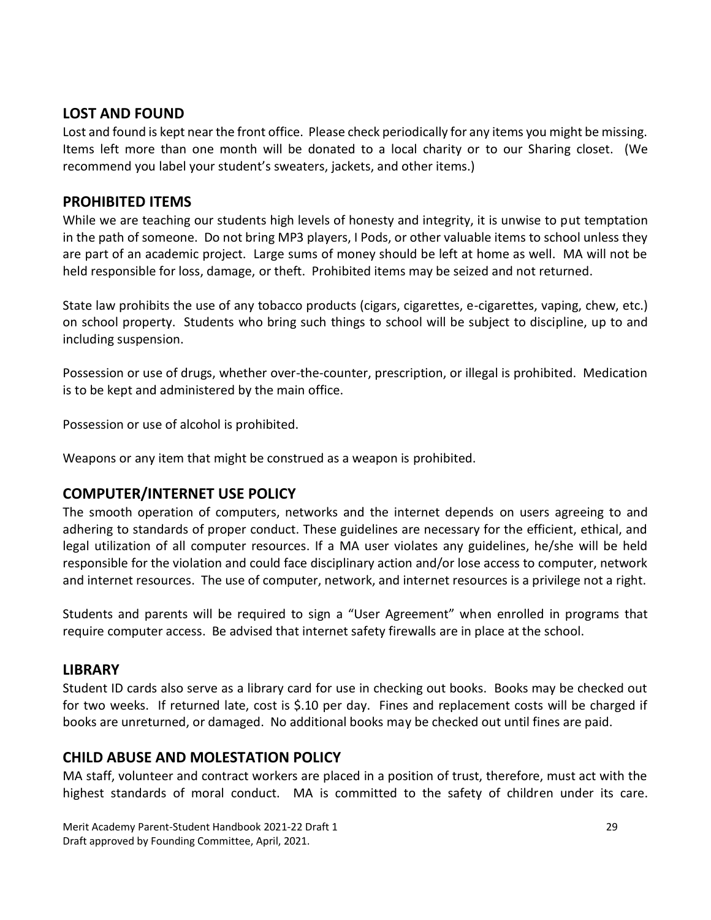## LOST AND FOUND

Lost and found is kept near the front office. Please check periodically for any items you might be missing. Items left more than one month will be donated to a local charity or to our Sharing closet. (We recommend you label your student's sweaters, jackets, and other items.)

## PROHIBITED ITEMS

While we are teaching our students high levels of honesty and integrity, it is unwise to put temptation in the path of someone. Do not bring MP3 players, I Pods, or other valuable items to school unless they are part of an academic project. Large sums of money should be left at home as well. MA will not be held responsible for loss, damage, or theft. Prohibited items may be seized and not returned.

State law prohibits the use of any tobacco products (cigars, cigarettes, e-cigarettes, vaping, chew, etc.) on school property. Students who bring such things to school will be subject to discipline, up to and including suspension.

Possession or use of drugs, whether over-the-counter, prescription, or illegal is prohibited. Medication is to be kept and administered by the main office.

Possession or use of alcohol is prohibited.

Weapons or any item that might be construed as a weapon is prohibited.

## COMPUTER/INTERNET USE POLICY

The smooth operation of computers, networks and the internet depends on users agreeing to and adhering to standards of proper conduct. These guidelines are necessary for the efficient, ethical, and legal utilization of all computer resources. If a MA user violates any guidelines, he/she will be held responsible for the violation and could face disciplinary action and/or lose access to computer, network and internet resources. The use of computer, network, and internet resources is a privilege not a right.

Students and parents will be required to sign a "User Agreement" when enrolled in programs that require computer access. Be advised that internet safety firewalls are in place at the school.

## LIBRARY

Student ID cards also serve as a library card for use in checking out books. Books may be checked out for two weeks. If returned late, cost is $.10 per day. Fines and replacement costs will be charged if books are unreturned, or damaged. No additional books may be checked out until fines are paid.

## CHILD ABUSE AND MOLESTATION POLICY

MA staff, volunteer and contract workers are placed in a position of trust, therefore, must act with the highest standards of moral conduct. MA is committed to the safety of children under its care.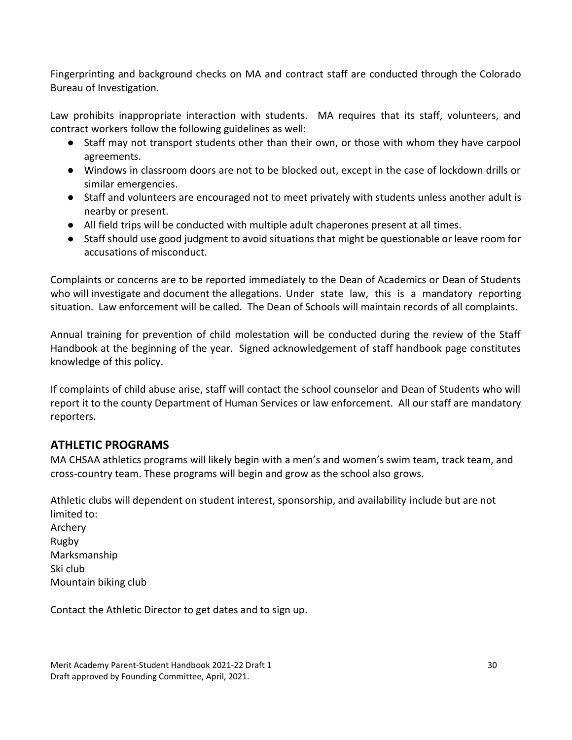Fingerprinting and background checks on MA and contract staff are conducted through the Colorado Bureau of Investigation.

Law prohibits inappropriate interaction with students. MA requires that its staff, volunteers, and contract workers follow the following guidelines as well:

- Staff may not transport students other than their own, or those with whom they have carpool agreements.
- Windows in classroom doors are not to be blocked out, except in the case of lockdown drills or similar emergencies.
- Staff and volunteers are encouraged not to meet privately with students unless another adult is nearby or present.
- All field trips will be conducted with multiple adult chaperones present at all times.
- Staff should use good judgment to avoid situations that might be questionable or leave room for accusations of misconduct.

Complaints or concerns are to be reported immediately to the Dean of Academics or Dean of Students who will investigate and document the allegations. Under state law, this is a mandatory reporting situation. Law enforcement will be called. The Dean of Schools will maintain records of all complaints.

Annual training for prevention of child molestation will be conducted during the review of the Staff Handbook at the beginning of the year. Signed acknowledgement of staff handbook page constitutes knowledge of this policy.

If complaints of child abuse arise, staff will contact the school counselor and Dean of Students who will report it to the county Department of Human Services or law enforcement. All our staff are mandatory reporters.

## ATHLETIC PROGRAMS

MA CHSAA athletics programs will likely begin with a men's and women's swim team, track team, and cross-country team. These programs will begin and grow as the school also grows.

Athletic clubs will dependent on student interest, sponsorship, and availability include but are not limited to:
Archery
Rugby
Marksmanship
Ski club
Mountain biking club

Contact the Athletic Director to get dates and to sign up.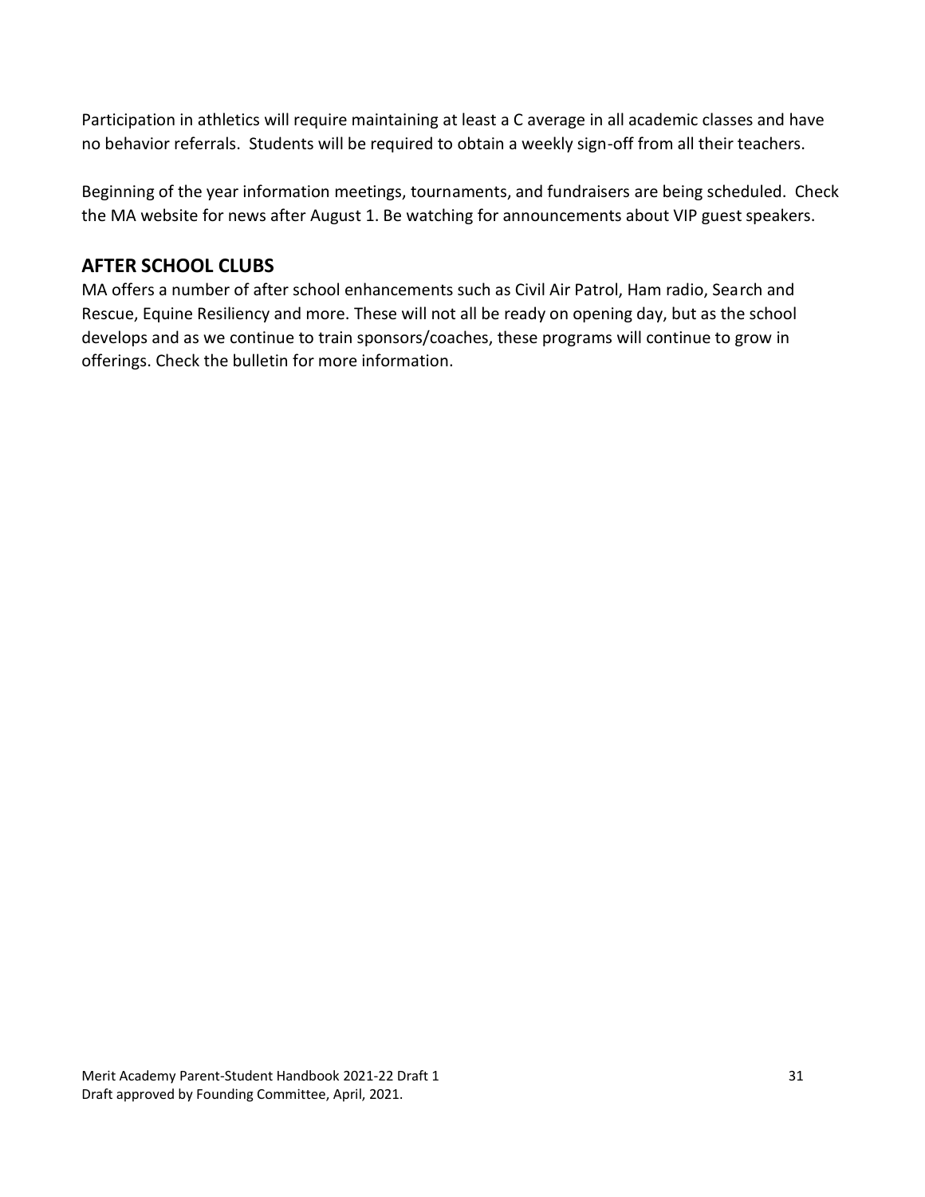Participation in athletics will require maintaining at least a C average in all academic classes and have no behavior referrals. Students will be required to obtain a weekly sign-off from all their teachers.

Beginning of the year information meetings, tournaments, and fundraisers are being scheduled. Check the MA website for news after August 1. Be watching for announcements about VIP guest speakers.

## AFTER SCHOOL CLUBS

MA offers a number of after school enhancements such as Civil Air Patrol, Ham radio, Search and Rescue, Equine Resiliency and more. These will not all be ready on opening day, but as the school develops and as we continue to train sponsors/coaches, these programs will continue to grow in offerings. Check the bulletin for more information.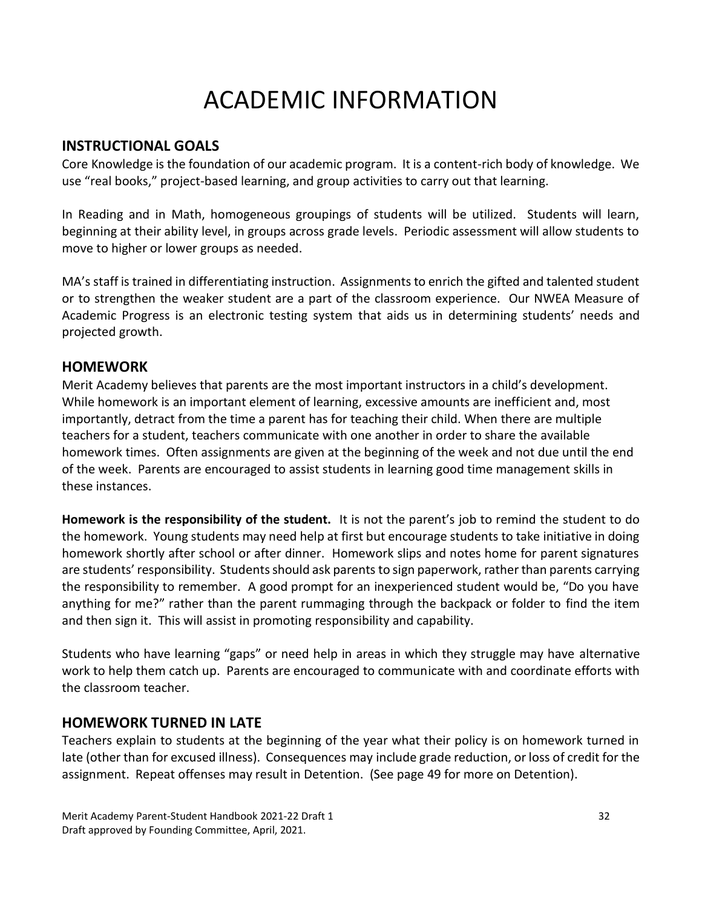# ACADEMIC INFORMATION

## INSTRUCTIONAL GOALS

Core Knowledge is the foundation of our academic program. It is a content-rich body of knowledge. We use "real books," project-based learning, and group activities to carry out that learning.

In Reading and in Math, homogeneous groupings of students will be utilized. Students will learn, beginning at their ability level, in groups across grade levels. Periodic assessment will allow students to move to higher or lower groups as needed.

MA's staff is trained in differentiating instruction. Assignments to enrich the gifted and talented student or to strengthen the weaker student are a part of the classroom experience. Our NWEA Measure of Academic Progress is an electronic testing system that aids us in determining students' needs and projected growth.

## HOMEWORK

Merit Academy believes that parents are the most important instructors in a child's development. While homework is an important element of learning, excessive amounts are inefficient and, most importantly, detract from the time a parent has for teaching their child. When there are multiple teachers for a student, teachers communicate with one another in order to share the available homework times. Often assignments are given at the beginning of the week and not due until the end of the week. Parents are encouraged to assist students in learning good time management skills in these instances.

**Homework is the responsibility of the student.** It is not the parent's job to remind the student to do the homework. Young students may need help at first but encourage students to take initiative in doing homework shortly after school or after dinner. Homework slips and notes home for parent signatures are students' responsibility. Students should ask parents to sign paperwork, rather than parents carrying the responsibility to remember. A good prompt for an inexperienced student would be, "Do you have anything for me?" rather than the parent rummaging through the backpack or folder to find the item and then sign it. This will assist in promoting responsibility and capability.

Students who have learning "gaps" or need help in areas in which they struggle may have alternative work to help them catch up. Parents are encouraged to communicate with and coordinate efforts with the classroom teacher.

## HOMEWORK TURNED IN LATE

Teachers explain to students at the beginning of the year what their policy is on homework turned in late (other than for excused illness). Consequences may include grade reduction, or loss of credit for the assignment. Repeat offenses may result in Detention. (See page 49 for more on Detention).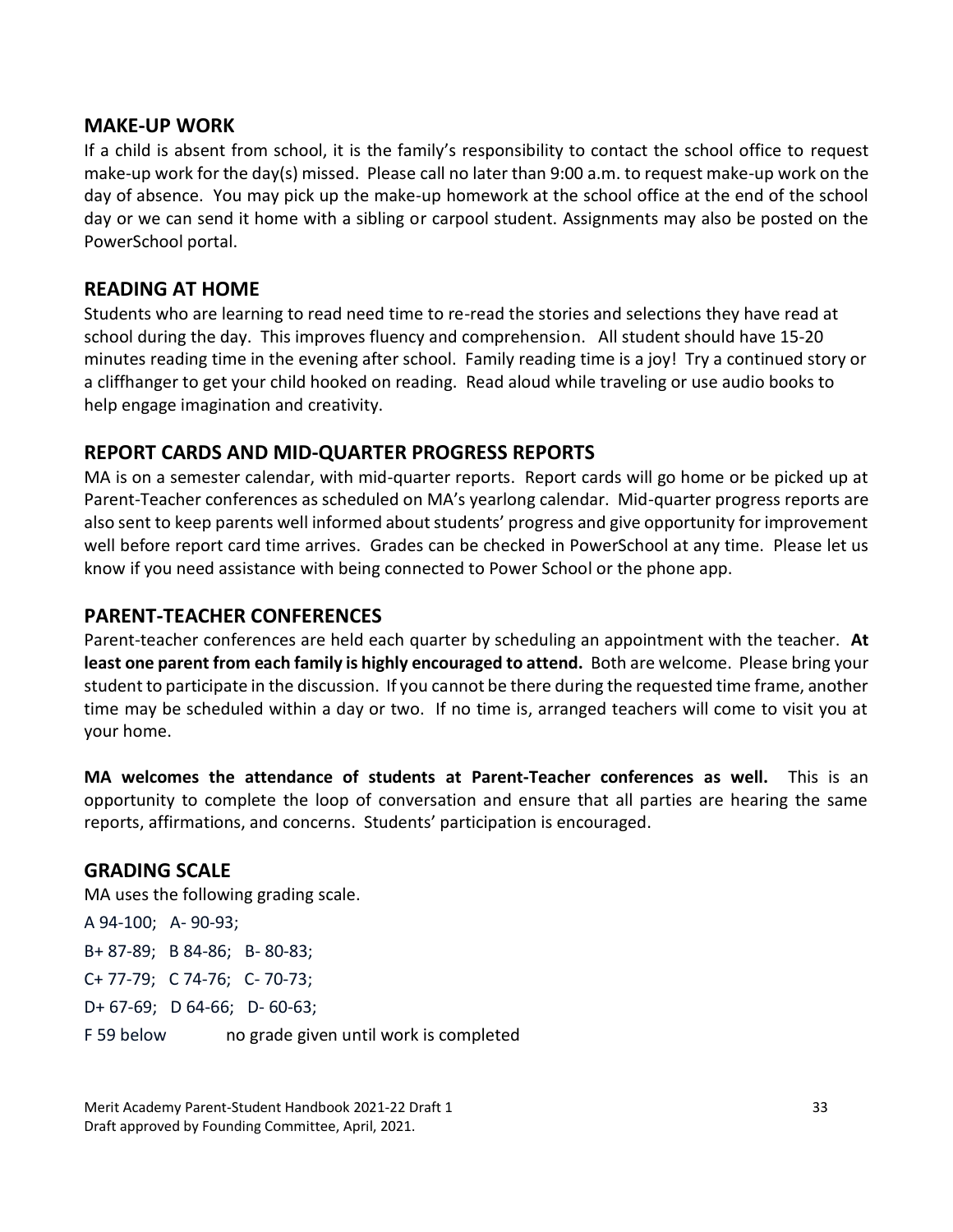## MAKE-UP WORK

If a child is absent from school, it is the family's responsibility to contact the school office to request make-up work for the day(s) missed. Please call no later than 9:00 a.m. to request make-up work on the day of absence. You may pick up the make-up homework at the school office at the end of the school day or we can send it home with a sibling or carpool student. Assignments may also be posted on the PowerSchool portal.

## READING AT HOME

Students who are learning to read need time to re-read the stories and selections they have read at school during the day. This improves fluency and comprehension. All student should have 15-20 minutes reading time in the evening after school. Family reading time is a joy! Try a continued story or a cliffhanger to get your child hooked on reading. Read aloud while traveling or use audio books to help engage imagination and creativity.

## REPORT CARDS AND MID-QUARTER PROGRESS REPORTS

MA is on a semester calendar, with mid-quarter reports. Report cards will go home or be picked up at Parent-Teacher conferences as scheduled on MA's yearlong calendar. Mid-quarter progress reports are also sent to keep parents well informed about students' progress and give opportunity for improvement well before report card time arrives. Grades can be checked in PowerSchool at any time. Please let us know if you need assistance with being connected to Power School or the phone app.

## PARENT-TEACHER CONFERENCES

Parent-teacher conferences are held each quarter by scheduling an appointment with the teacher. **At least one parent from each family is highly encouraged to attend.** Both are welcome. Please bring your student to participate in the discussion. If you cannot be there during the requested time frame, another time may be scheduled within a day or two. If no time is, arranged teachers will come to visit you at your home.

**MA welcomes the attendance of students at Parent-Teacher conferences as well.** This is an opportunity to complete the loop of conversation and ensure that all parties are hearing the same reports, affirmations, and concerns. Students' participation is encouraged.

## GRADING SCALE

MA uses the following grading scale.

A 94-100; A- 90-93;

B+ 87-89; B 84-86; B- 80-83;

C+ 77-79; C 74-76; C- 70-73;

D+ 67-69; D 64-66; D- 60-63;

F 59 below no grade given until work is completed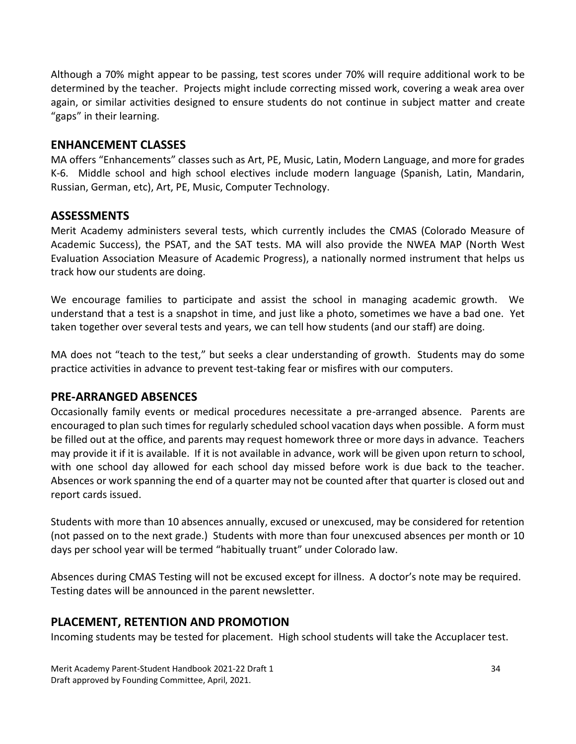Although a 70% might appear to be passing, test scores under 70% will require additional work to be determined by the teacher. Projects might include correcting missed work, covering a weak area over again, or similar activities designed to ensure students do not continue in subject matter and create "gaps" in their learning.

## ENHANCEMENT CLASSES

MA offers "Enhancements" classes such as Art, PE, Music, Latin, Modern Language, and more for grades K-6. Middle school and high school electives include modern language (Spanish, Latin, Mandarin, Russian, German, etc), Art, PE, Music, Computer Technology.

## ASSESSMENTS

Merit Academy administers several tests, which currently includes the CMAS (Colorado Measure of Academic Success), the PSAT, and the SAT tests. MA will also provide the NWEA MAP (North West Evaluation Association Measure of Academic Progress), a nationally normed instrument that helps us track how our students are doing.

We encourage families to participate and assist the school in managing academic growth. We understand that a test is a snapshot in time, and just like a photo, sometimes we have a bad one. Yet taken together over several tests and years, we can tell how students (and our staff) are doing.

MA does not "teach to the test," but seeks a clear understanding of growth. Students may do some practice activities in advance to prevent test-taking fear or misfires with our computers.

## PRE-ARRANGED ABSENCES

Occasionally family events or medical procedures necessitate a pre-arranged absence. Parents are encouraged to plan such times for regularly scheduled school vacation days when possible. A form must be filled out at the office, and parents may request homework three or more days in advance. Teachers may provide it if it is available. If it is not available in advance, work will be given upon return to school, with one school day allowed for each school day missed before work is due back to the teacher. Absences or work spanning the end of a quarter may not be counted after that quarter is closed out and report cards issued.

Students with more than 10 absences annually, excused or unexcused, may be considered for retention (not passed on to the next grade.) Students with more than four unexcused absences per month or 10 days per school year will be termed "habitually truant" under Colorado law.

Absences during CMAS Testing will not be excused except for illness. A doctor's note may be required. Testing dates will be announced in the parent newsletter.

## PLACEMENT, RETENTION AND PROMOTION

Incoming students may be tested for placement. High school students will take the Accuplacer test.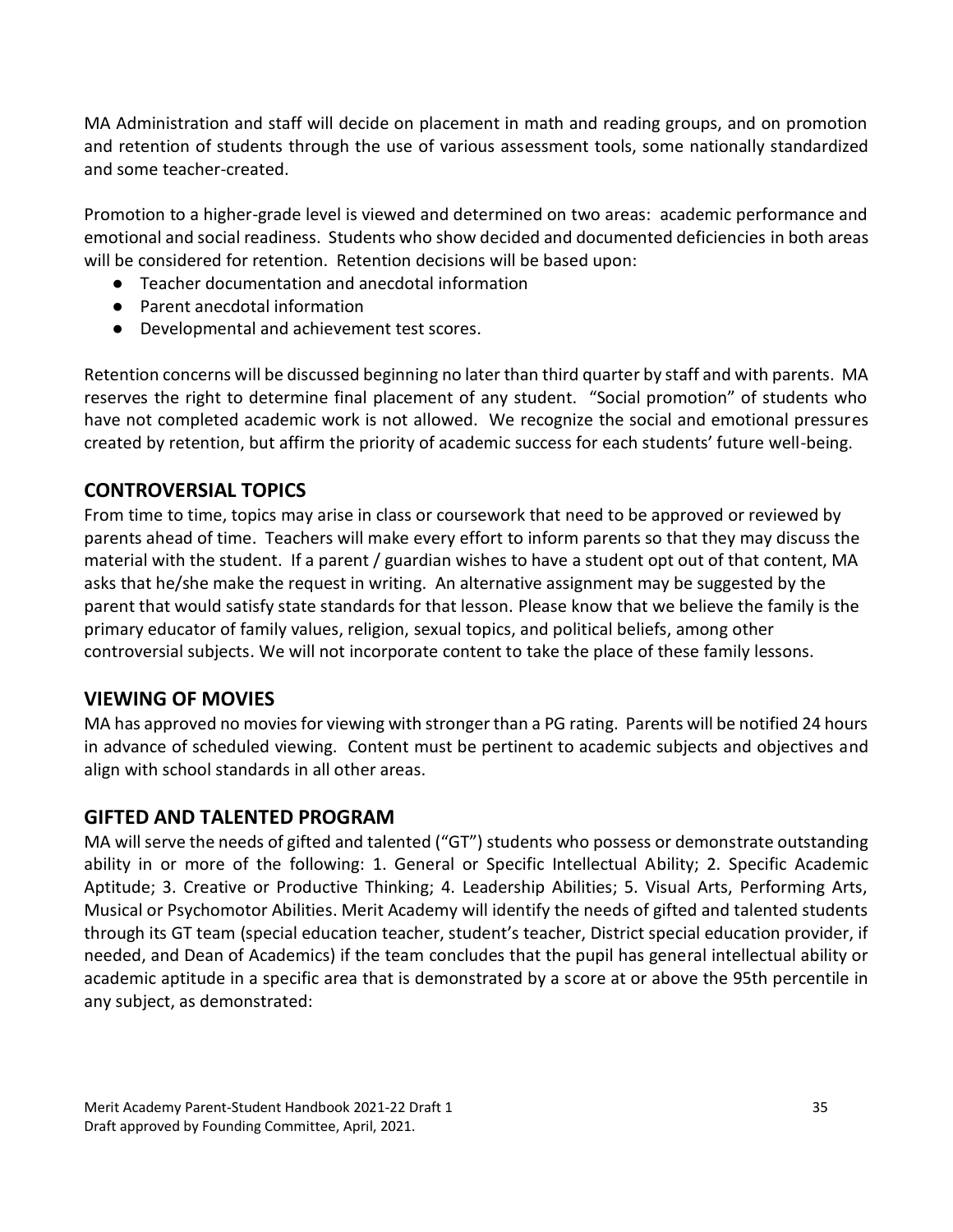MA Administration and staff will decide on placement in math and reading groups, and on promotion and retention of students through the use of various assessment tools, some nationally standardized and some teacher-created.

Promotion to a higher-grade level is viewed and determined on two areas: academic performance and emotional and social readiness. Students who show decided and documented deficiencies in both areas will be considered for retention. Retention decisions will be based upon:

- Teacher documentation and anecdotal information
- Parent anecdotal information
- Developmental and achievement test scores.

Retention concerns will be discussed beginning no later than third quarter by staff and with parents. MA reserves the right to determine final placement of any student. "Social promotion" of students who have not completed academic work is not allowed. We recognize the social and emotional pressures created by retention, but affirm the priority of academic success for each students' future well-being.

## CONTROVERSIAL TOPICS

From time to time, topics may arise in class or coursework that need to be approved or reviewed by parents ahead of time. Teachers will make every effort to inform parents so that they may discuss the material with the student. If a parent / guardian wishes to have a student opt out of that content, MA asks that he/she make the request in writing. An alternative assignment may be suggested by the parent that would satisfy state standards for that lesson. Please know that we believe the family is the primary educator of family values, religion, sexual topics, and political beliefs, among other controversial subjects. We will not incorporate content to take the place of these family lessons.

## VIEWING OF MOVIES

MA has approved no movies for viewing with stronger than a PG rating. Parents will be notified 24 hours in advance of scheduled viewing. Content must be pertinent to academic subjects and objectives and align with school standards in all other areas.

## GIFTED AND TALENTED PROGRAM

MA will serve the needs of gifted and talented ("GT") students who possess or demonstrate outstanding ability in or more of the following: 1. General or Specific Intellectual Ability; 2. Specific Academic Aptitude; 3. Creative or Productive Thinking; 4. Leadership Abilities; 5. Visual Arts, Performing Arts, Musical or Psychomotor Abilities. Merit Academy will identify the needs of gifted and talented students through its GT team (special education teacher, student's teacher, District special education provider, if needed, and Dean of Academics) if the team concludes that the pupil has general intellectual ability or academic aptitude in a specific area that is demonstrated by a score at or above the 95th percentile in any subject, as demonstrated: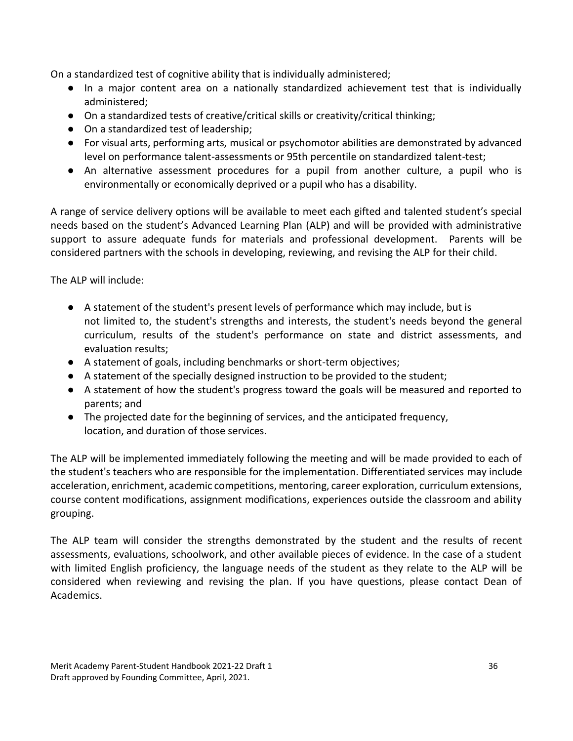On a standardized test of cognitive ability that is individually administered;

- In a major content area on a nationally standardized achievement test that is individually administered;
- On a standardized tests of creative/critical skills or creativity/critical thinking;
- On a standardized test of leadership;
- For visual arts, performing arts, musical or psychomotor abilities are demonstrated by advanced level on performance talent-assessments or 95th percentile on standardized talent-test;
- An alternative assessment procedures for a pupil from another culture, a pupil who is environmentally or economically deprived or a pupil who has a disability.

A range of service delivery options will be available to meet each gifted and talented student's special needs based on the student's Advanced Learning Plan (ALP) and will be provided with administrative support to assure adequate funds for materials and professional development. Parents will be considered partners with the schools in developing, reviewing, and revising the ALP for their child.

The ALP will include:

- A statement of the student's present levels of performance which may include, but is not limited to, the student's strengths and interests, the student's needs beyond the general curriculum, results of the student's performance on state and district assessments, and evaluation results;
- A statement of goals, including benchmarks or short-term objectives;
- A statement of the specially designed instruction to be provided to the student;
- A statement of how the student's progress toward the goals will be measured and reported to parents; and
- The projected date for the beginning of services, and the anticipated frequency, location, and duration of those services.

The ALP will be implemented immediately following the meeting and will be made provided to each of the student's teachers who are responsible for the implementation. Differentiated services may include acceleration, enrichment, academic competitions, mentoring, career exploration, curriculum extensions, course content modifications, assignment modifications, experiences outside the classroom and ability grouping.

The ALP team will consider the strengths demonstrated by the student and the results of recent assessments, evaluations, schoolwork, and other available pieces of evidence. In the case of a student with limited English proficiency, the language needs of the student as they relate to the ALP will be considered when reviewing and revising the plan. If you have questions, please contact Dean of Academics.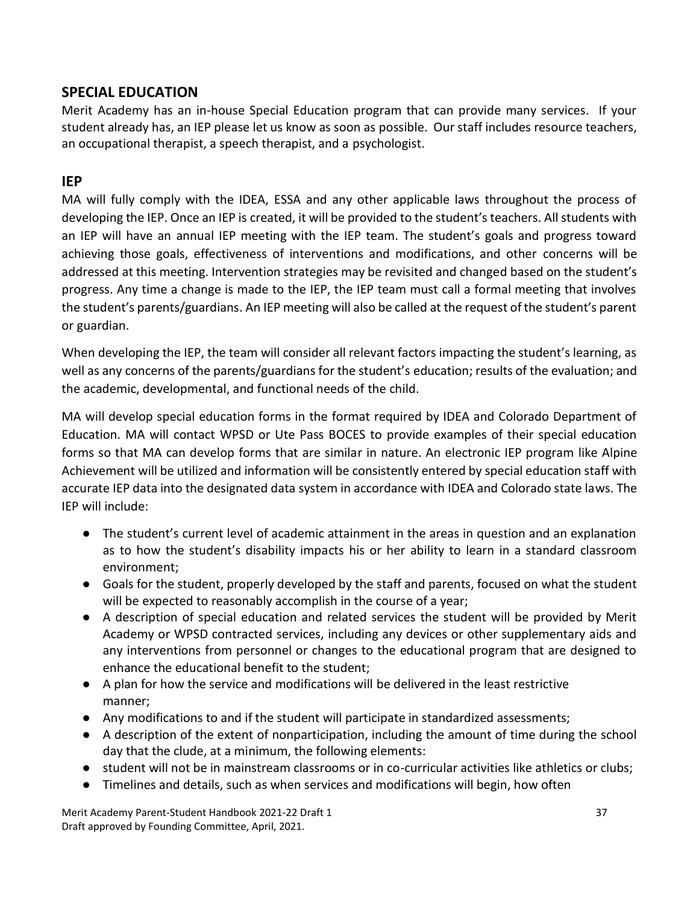## SPECIAL EDUCATION

Merit Academy has an in-house Special Education program that can provide many services. If your student already has, an IEP please let us know as soon as possible. Our staff includes resource teachers, an occupational therapist, a speech therapist, and a psychologist.

## IEP

MA will fully comply with the IDEA, ESSA and any other applicable laws throughout the process of developing the IEP. Once an IEP is created, it will be provided to the student's teachers. All students with an IEP will have an annual IEP meeting with the IEP team. The student's goals and progress toward achieving those goals, effectiveness of interventions and modifications, and other concerns will be addressed at this meeting. Intervention strategies may be revisited and changed based on the student's progress. Any time a change is made to the IEP, the IEP team must call a formal meeting that involves the student's parents/guardians. An IEP meeting will also be called at the request of the student's parent or guardian.

When developing the IEP, the team will consider all relevant factors impacting the student's learning, as well as any concerns of the parents/guardians for the student's education; results of the evaluation; and the academic, developmental, and functional needs of the child.

MA will develop special education forms in the format required by IDEA and Colorado Department of Education. MA will contact WPSD or Ute Pass BOCES to provide examples of their special education forms so that MA can develop forms that are similar in nature. An electronic IEP program like Alpine Achievement will be utilized and information will be consistently entered by special education staff with accurate IEP data into the designated data system in accordance with IDEA and Colorado state laws. The IEP will include:

- The student's current level of academic attainment in the areas in question and an explanation as to how the student's disability impacts his or her ability to learn in a standard classroom environment;
- Goals for the student, properly developed by the staff and parents, focused on what the student will be expected to reasonably accomplish in the course of a year;
- A description of special education and related services the student will be provided by Merit Academy or WPSD contracted services, including any devices or other supplementary aids and any interventions from personnel or changes to the educational program that are designed to enhance the educational benefit to the student;
- A plan for how the service and modifications will be delivered in the least restrictive manner;
- Any modifications to and if the student will participate in standardized assessments;
- A description of the extent of nonparticipation, including the amount of time during the school day that the clude, at a minimum, the following elements:
- student will not be in mainstream classrooms or in co-curricular activities like athletics or clubs;
- Timelines and details, such as when services and modifications will begin, how often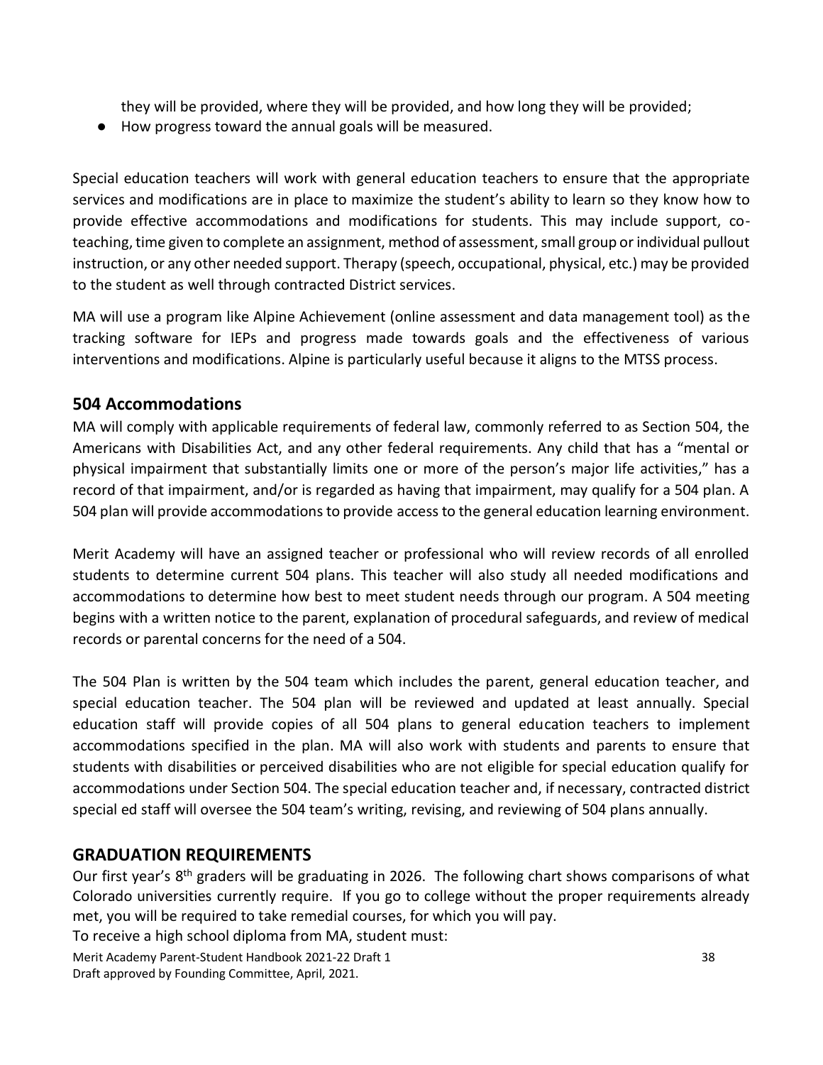they will be provided, where they will be provided, and how long they will be provided;

- How progress toward the annual goals will be measured.

Special education teachers will work with general education teachers to ensure that the appropriate services and modifications are in place to maximize the student's ability to learn so they know how to provide effective accommodations and modifications for students. This may include support, co-teaching, time given to complete an assignment, method of assessment, small group or individual pullout instruction, or any other needed support. Therapy (speech, occupational, physical, etc.) may be provided to the student as well through contracted District services.

MA will use a program like Alpine Achievement (online assessment and data management tool) as the tracking software for IEPs and progress made towards goals and the effectiveness of various interventions and modifications. Alpine is particularly useful because it aligns to the MTSS process.

## 504 Accommodations

MA will comply with applicable requirements of federal law, commonly referred to as Section 504, the Americans with Disabilities Act, and any other federal requirements. Any child that has a "mental or physical impairment that substantially limits one or more of the person's major life activities," has a record of that impairment, and/or is regarded as having that impairment, may qualify for a 504 plan. A 504 plan will provide accommodations to provide access to the general education learning environment.

Merit Academy will have an assigned teacher or professional who will review records of all enrolled students to determine current 504 plans. This teacher will also study all needed modifications and accommodations to determine how best to meet student needs through our program. A 504 meeting begins with a written notice to the parent, explanation of procedural safeguards, and review of medical records or parental concerns for the need of a 504.

The 504 Plan is written by the 504 team which includes the parent, general education teacher, and special education teacher. The 504 plan will be reviewed and updated at least annually. Special education staff will provide copies of all 504 plans to general education teachers to implement accommodations specified in the plan. MA will also work with students and parents to ensure that students with disabilities or perceived disabilities who are not eligible for special education qualify for accommodations under Section 504. The special education teacher and, if necessary, contracted district special ed staff will oversee the 504 team's writing, revising, and reviewing of 504 plans annually.

## GRADUATION REQUIREMENTS

Our first year's 8th graders will be graduating in 2026. The following chart shows comparisons of what Colorado universities currently require. If you go to college without the proper requirements already met, you will be required to take remedial courses, for which you will pay.

To receive a high school diploma from MA, student must: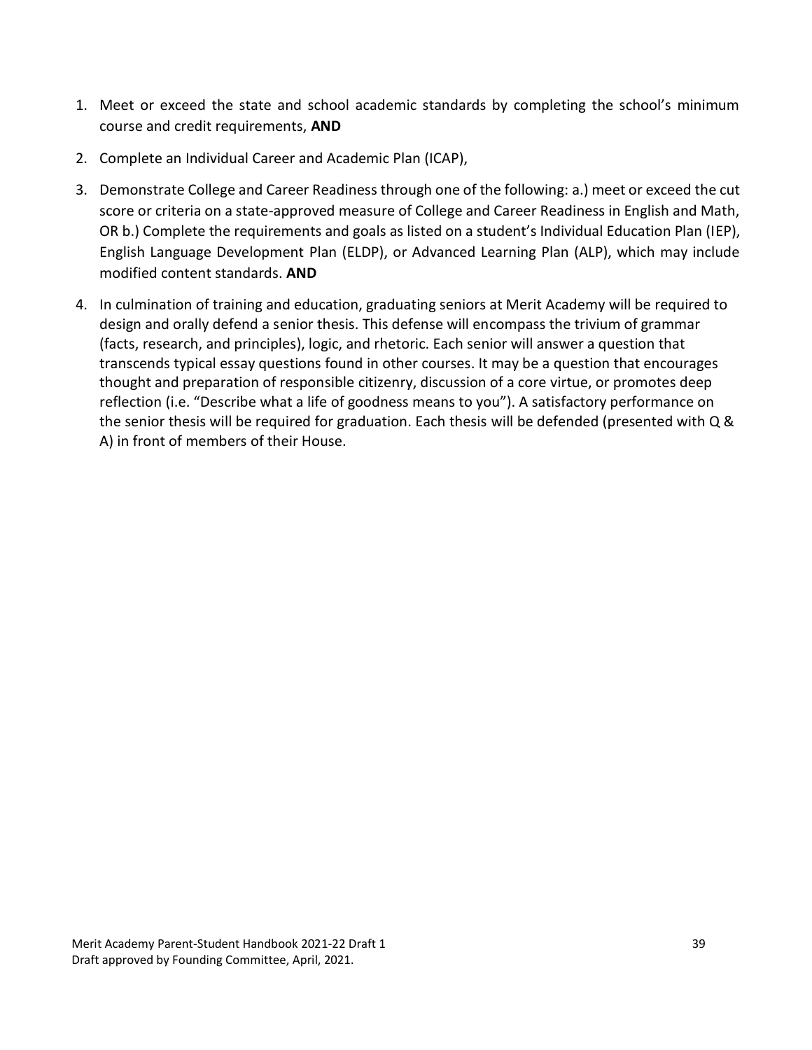1. Meet or exceed the state and school academic standards by completing the school's minimum course and credit requirements, **AND**
2. Complete an Individual Career and Academic Plan (ICAP),
3. Demonstrate College and Career Readiness through one of the following: a.) meet or exceed the cut score or criteria on a state-approved measure of College and Career Readiness in English and Math, OR b.) Complete the requirements and goals as listed on a student's Individual Education Plan (IEP), English Language Development Plan (ELDP), or Advanced Learning Plan (ALP), which may include modified content standards. **AND**
4. In culmination of training and education, graduating seniors at Merit Academy will be required to design and orally defend a senior thesis. This defense will encompass the trivium of grammar (facts, research, and principles), logic, and rhetoric. Each senior will answer a question that transcends typical essay questions found in other courses. It may be a question that encourages thought and preparation of responsible citizenry, discussion of a core virtue, or promotes deep reflection (i.e. "Describe what a life of goodness means to you"). A satisfactory performance on the senior thesis will be required for graduation. Each thesis will be defended (presented with Q & A) in front of members of their House.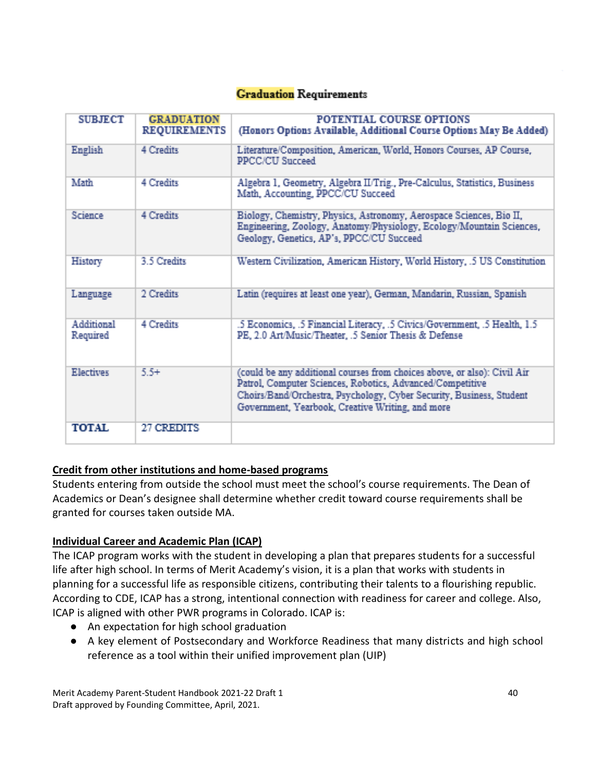## Graduation Requirements

| SUBJECT | GRADUATION REQUIREMENTS | POTENTIAL COURSE OPTIONS (Honors Options Available, Additional Course Options May Be Added) |
|---|---|---|
| English | 4 Credits | Literature/Composition, American, World, Honors Courses, AP Course, PPCC/CU Succeed |
| Math | 4 Credits | Algebra 1, Geometry, Algebra II/Trig., Pre-Calculus, Statistics, Business Math, Accounting, PPCC/CU Succeed |
| Science | 4 Credits | Biology, Chemistry, Physics, Astronomy, Aerospace Sciences, Bio II, Engineering, Zoology, Anatomy/Physiology, Ecology/Mountain Sciences, Geology, Genetics, AP's, PPCC/CU Succeed |
| History | 3.5 Credits | Western Civilization, American History, World History, .5 US Constitution |
| Language | 2 Credits | Latin (requires at least one year), German, Mandarin, Russian, Spanish |
| Additional Required | 4 Credits | .5 Economics, .5 Financial Literacy, .5 Civics/Government, .5 Health, 1.5 PE, 2.0 Art/Music/Theater, .5 Senior Thesis & Defense |
| Electives | 5.5+ | (could be any additional courses from choices above, or also): Civil Air Patrol, Computer Sciences, Robotics, Advanced/Competitive Choirs/Band/Orchestra, Psychology, Cyber Security, Business, Student Government, Yearbook, Creative Writing, and more |
| **TOTAL** | 27 CREDITS | |

**Credit from other institutions and home-based programs**

Students entering from outside the school must meet the school's course requirements. The Dean of Academics or Dean's designee shall determine whether credit toward course requirements shall be granted for courses taken outside MA.

**Individual Career and Academic Plan (ICAP)**

The ICAP program works with the student in developing a plan that prepares students for a successful life after high school. In terms of Merit Academy's vision, it is a plan that works with students in planning for a successful life as responsible citizens, contributing their talents to a flourishing republic. According to CDE, ICAP has a strong, intentional connection with readiness for career and college. Also, ICAP is aligned with other PWR programs in Colorado. ICAP is:

- An expectation for high school graduation
- A key element of Postsecondary and Workforce Readiness that many districts and high school reference as a tool within their unified improvement plan (UIP)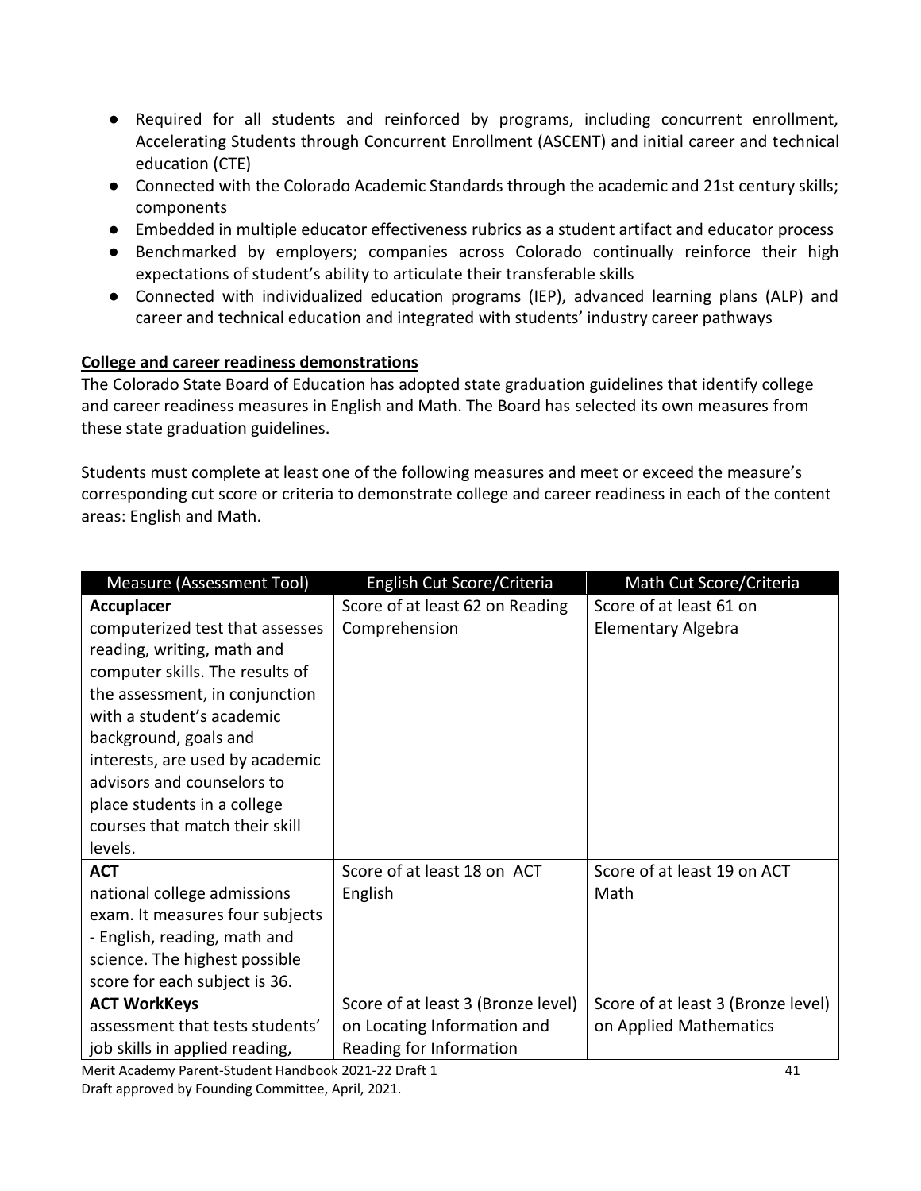- Required for all students and reinforced by programs, including concurrent enrollment, Accelerating Students through Concurrent Enrollment (ASCENT) and initial career and technical education (CTE)
- Connected with the Colorado Academic Standards through the academic and 21st century skills; components
- Embedded in multiple educator effectiveness rubrics as a student artifact and educator process
- Benchmarked by employers; companies across Colorado continually reinforce their high expectations of student's ability to articulate their transferable skills
- Connected with individualized education programs (IEP), advanced learning plans (ALP) and career and technical education and integrated with students' industry career pathways

**College and career readiness demonstrations**

The Colorado State Board of Education has adopted state graduation guidelines that identify college and career readiness measures in English and Math. The Board has selected its own measures from these state graduation guidelines.

Students must complete at least one of the following measures and meet or exceed the measure's corresponding cut score or criteria to demonstrate college and career readiness in each of the content areas: English and Math.

| Measure (Assessment Tool) | English Cut Score/Criteria | Math Cut Score/Criteria |
|---|---|---|
| **Accuplacer** computerized test that assesses reading, writing, math and computer skills. The results of the assessment, in conjunction with a student's academic background, goals and interests, are used by academic advisors and counselors to place students in a college courses that match their skill levels. | Score of at least 62 on Reading Comprehension | Score of at least 61 on Elementary Algebra |
| **ACT** national college admissions exam. It measures four subjects - English, reading, math and science. The highest possible score for each subject is 36. | Score of at least 18 on ACT English | Score of at least 19 on ACT Math |
| **ACT WorkKeys** assessment that tests students' job skills in applied reading, | Score of at least 3 (Bronze level) on Locating Information and Reading for Information | Score of at least 3 (Bronze level) on Applied Mathematics |

Merit Academy Parent-Student Handbook 2021-22 Draft 1

Draft approved by Founding Committee, April, 2021.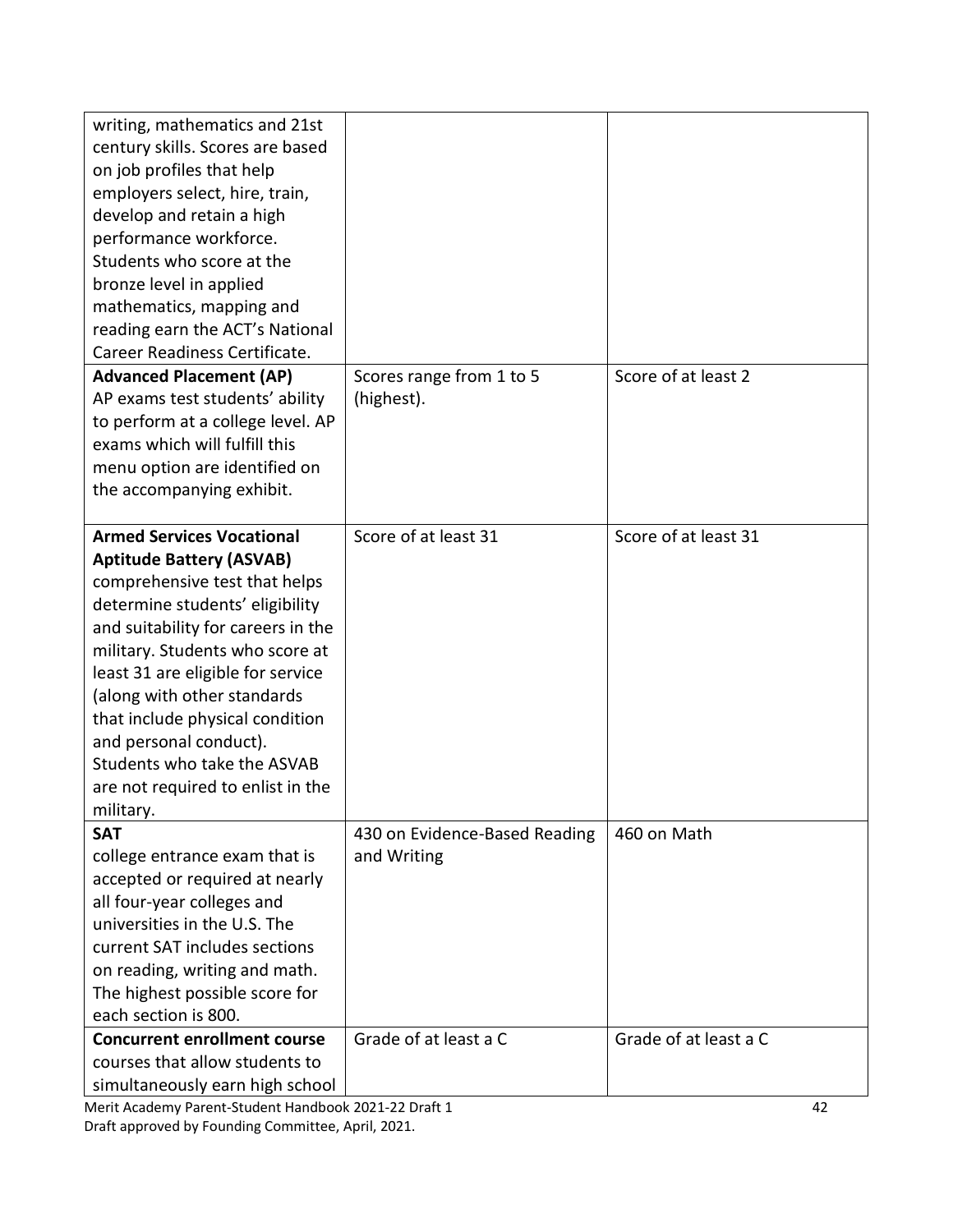| | | |
|---|---|---|
| writing, mathematics and 21st century skills. Scores are based on job profiles that help employers select, hire, train, develop and retain a high performance workforce. Students who score at the bronze level in applied mathematics, mapping and reading earn the ACT's National Career Readiness Certificate. | | |
| **Advanced Placement (AP)** AP exams test students' ability to perform at a college level. AP exams which will fulfill this menu option are identified on the accompanying exhibit. | Scores range from 1 to 5 (highest). | Score of at least 2 |
| **Armed Services Vocational Aptitude Battery (ASVAB)** comprehensive test that helps determine students' eligibility and suitability for careers in the military. Students who score at least 31 are eligible for service (along with other standards that include physical condition and personal conduct). Students who take the ASVAB are not required to enlist in the military. | Score of at least 31 | Score of at least 31 |
| **SAT** college entrance exam that is accepted or required at nearly all four-year colleges and universities in the U.S. The current SAT includes sections on reading, writing and math. The highest possible score for each section is 800. | 430 on Evidence-Based Reading and Writing | 460 on Math |
| **Concurrent enrollment course** courses that allow students to simultaneously earn high school | Grade of at least a C | Grade of at least a C |

Merit Academy Parent-Student Handbook 2021-22 Draft 1
Draft approved by Founding Committee, April, 2021.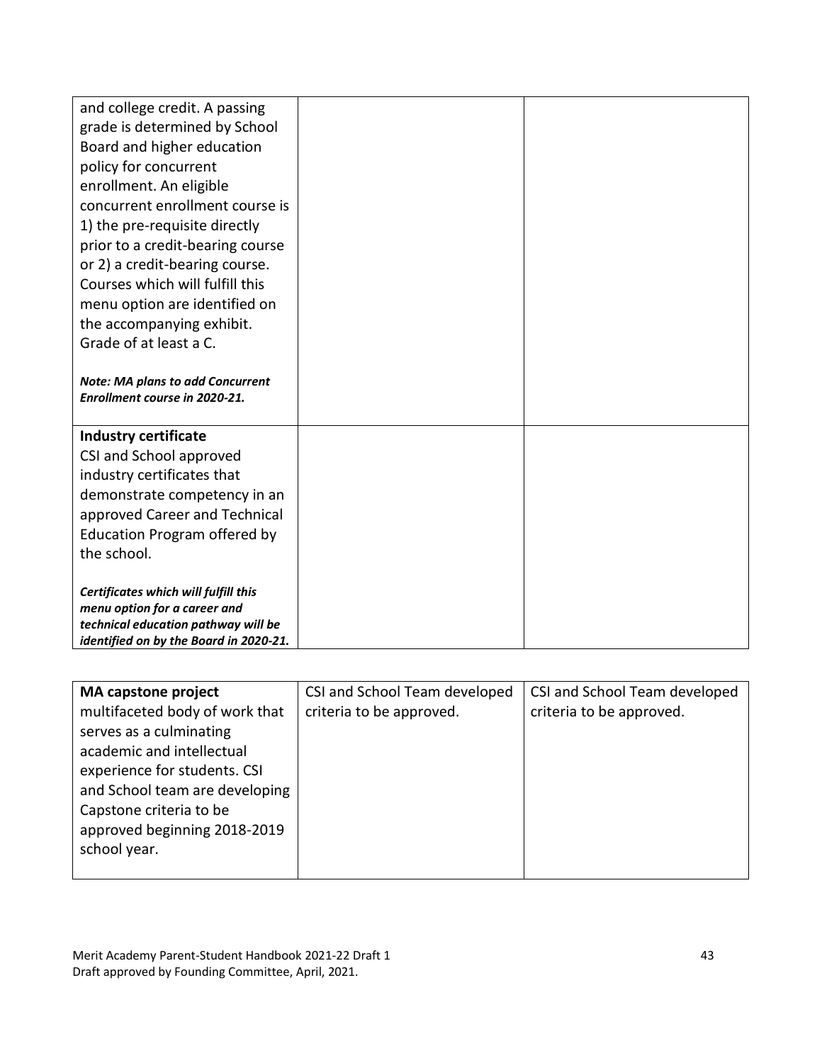| | | |
|---|---|---|
| and college credit. A passing grade is determined by School Board and higher education policy for concurrent enrollment. An eligible concurrent enrollment course is 1) the pre-requisite directly prior to a credit-bearing course or 2) a credit-bearing course. Courses which will fulfill this menu option are identified on the accompanying exhibit. Grade of at least a C.<br><br>***Note: MA plans to add Concurrent Enrollment course in 2020-21.*** | | |
| **Industry certificate**<br>CSI and School approved industry certificates that demonstrate competency in an approved Career and Technical Education Program offered by the school.<br><br>***Certificates which will fulfill this menu option for a career and technical education pathway will be identified on by the Board in 2020-21.*** | | |

| | | |
|---|---|---|
| **MA capstone project**<br>multifaceted body of work that serves as a culminating academic and intellectual experience for students. CSI and School team are developing Capstone criteria to be approved beginning 2018-2019 school year. | CSI and School Team developed criteria to be approved. | CSI and School Team developed criteria to be approved. |

Merit Academy Parent-Student Handbook 2021-22 Draft 1
Draft approved by Founding Committee, April, 2021.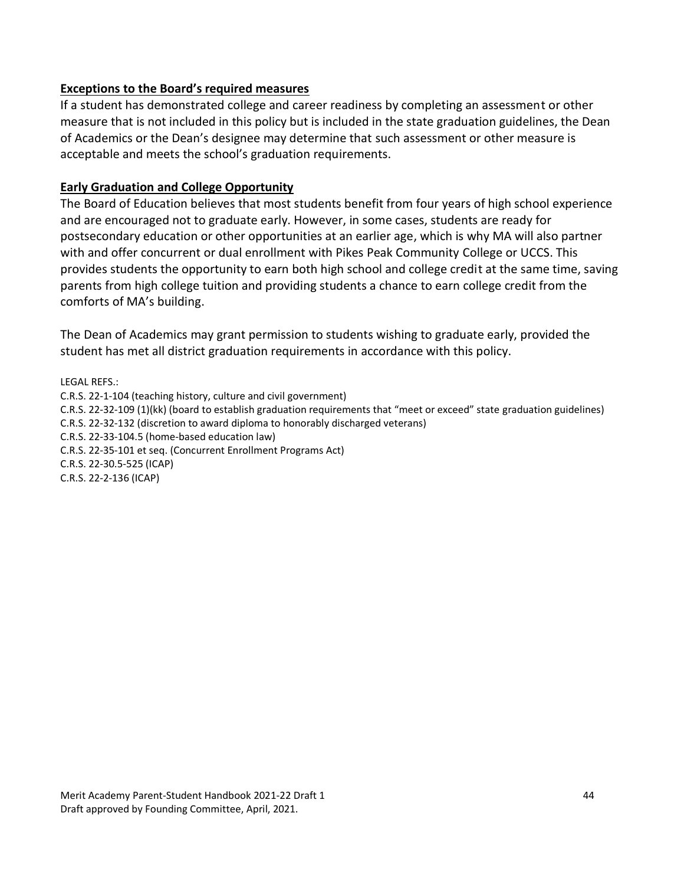**Exceptions to the Board's required measures**

If a student has demonstrated college and career readiness by completing an assessment or other measure that is not included in this policy but is included in the state graduation guidelines, the Dean of Academics or the Dean's designee may determine that such assessment or other measure is acceptable and meets the school's graduation requirements.

**Early Graduation and College Opportunity**

The Board of Education believes that most students benefit from four years of high school experience and are encouraged not to graduate early. However, in some cases, students are ready for postsecondary education or other opportunities at an earlier age, which is why MA will also partner with and offer concurrent or dual enrollment with Pikes Peak Community College or UCCS. This provides students the opportunity to earn both high school and college credit at the same time, saving parents from high college tuition and providing students a chance to earn college credit from the comforts of MA's building.

The Dean of Academics may grant permission to students wishing to graduate early, provided the student has met all district graduation requirements in accordance with this policy.

LEGAL REFS.:
C.R.S. 22-1-104 (teaching history, culture and civil government)
C.R.S. 22-32-109 (1)(kk) (board to establish graduation requirements that "meet or exceed" state graduation guidelines)
C.R.S. 22-32-132 (discretion to award diploma to honorably discharged veterans)
C.R.S. 22-33-104.5 (home-based education law)
C.R.S. 22-35-101 et seq. (Concurrent Enrollment Programs Act)
C.R.S. 22-30.5-525 (ICAP)
C.R.S. 22-2-136 (ICAP)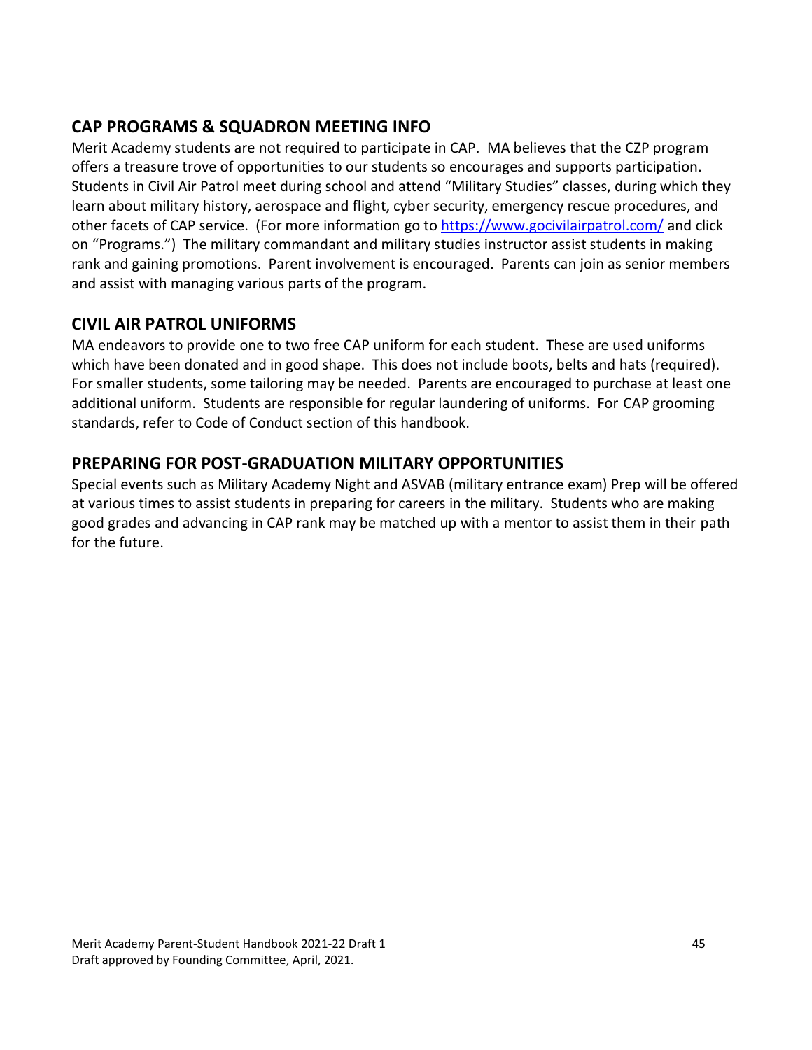## CAP PROGRAMS & SQUADRON MEETING INFO

Merit Academy students are not required to participate in CAP. MA believes that the CZP program offers a treasure trove of opportunities to our students so encourages and supports participation. Students in Civil Air Patrol meet during school and attend "Military Studies" classes, during which they learn about military history, aerospace and flight, cyber security, emergency rescue procedures, and other facets of CAP service. (For more information go to https://www.gocivilairpatrol.com/ and click on "Programs.") The military commandant and military studies instructor assist students in making rank and gaining promotions. Parent involvement is encouraged. Parents can join as senior members and assist with managing various parts of the program.

## CIVIL AIR PATROL UNIFORMS

MA endeavors to provide one to two free CAP uniform for each student. These are used uniforms which have been donated and in good shape. This does not include boots, belts and hats (required). For smaller students, some tailoring may be needed. Parents are encouraged to purchase at least one additional uniform. Students are responsible for regular laundering of uniforms. For CAP grooming standards, refer to Code of Conduct section of this handbook.

## PREPARING FOR POST-GRADUATION MILITARY OPPORTUNITIES

Special events such as Military Academy Night and ASVAB (military entrance exam) Prep will be offered at various times to assist students in preparing for careers in the military. Students who are making good grades and advancing in CAP rank may be matched up with a mentor to assist them in their path for the future.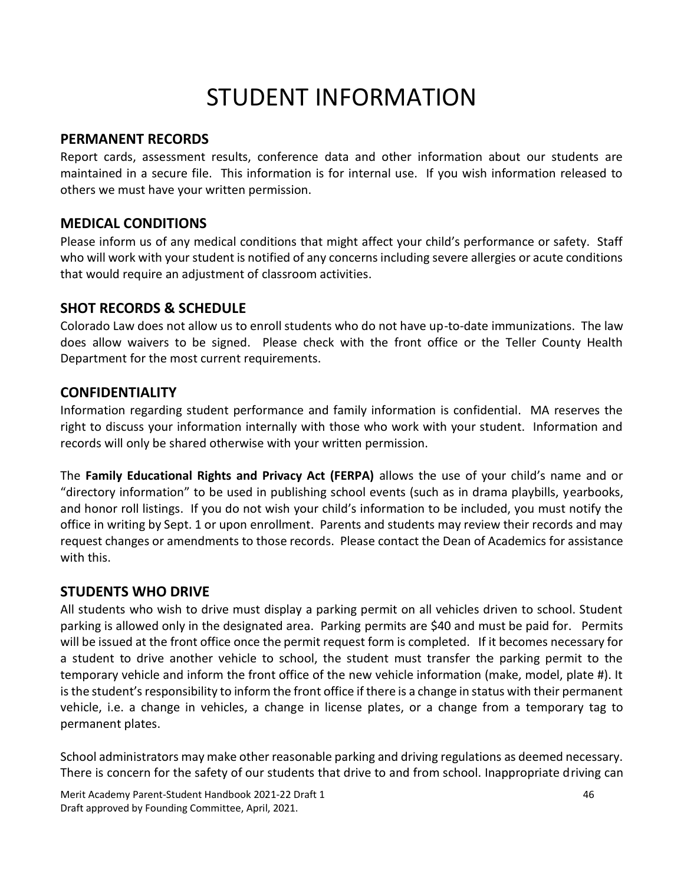# STUDENT INFORMATION

## PERMANENT RECORDS

Report cards, assessment results, conference data and other information about our students are maintained in a secure file. This information is for internal use. If you wish information released to others we must have your written permission.

## MEDICAL CONDITIONS

Please inform us of any medical conditions that might affect your child's performance or safety. Staff who will work with your student is notified of any concerns including severe allergies or acute conditions that would require an adjustment of classroom activities.

## SHOT RECORDS & SCHEDULE

Colorado Law does not allow us to enroll students who do not have up-to-date immunizations. The law does allow waivers to be signed. Please check with the front office or the Teller County Health Department for the most current requirements.

## CONFIDENTIALITY

Information regarding student performance and family information is confidential. MA reserves the right to discuss your information internally with those who work with your student. Information and records will only be shared otherwise with your written permission.

The **Family Educational Rights and Privacy Act (FERPA)** allows the use of your child's name and or "directory information" to be used in publishing school events (such as in drama playbills, yearbooks, and honor roll listings. If you do not wish your child's information to be included, you must notify the office in writing by Sept. 1 or upon enrollment. Parents and students may review their records and may request changes or amendments to those records. Please contact the Dean of Academics for assistance with this.

## STUDENTS WHO DRIVE

All students who wish to drive must display a parking permit on all vehicles driven to school. Student parking is allowed only in the designated area. Parking permits are $40 and must be paid for. Permits will be issued at the front office once the permit request form is completed. If it becomes necessary for a student to drive another vehicle to school, the student must transfer the parking permit to the temporary vehicle and inform the front office of the new vehicle information (make, model, plate #). It is the student's responsibility to inform the front office if there is a change in status with their permanent vehicle, i.e. a change in vehicles, a change in license plates, or a change from a temporary tag to permanent plates.

School administrators may make other reasonable parking and driving regulations as deemed necessary. There is concern for the safety of our students that drive to and from school. Inappropriate driving can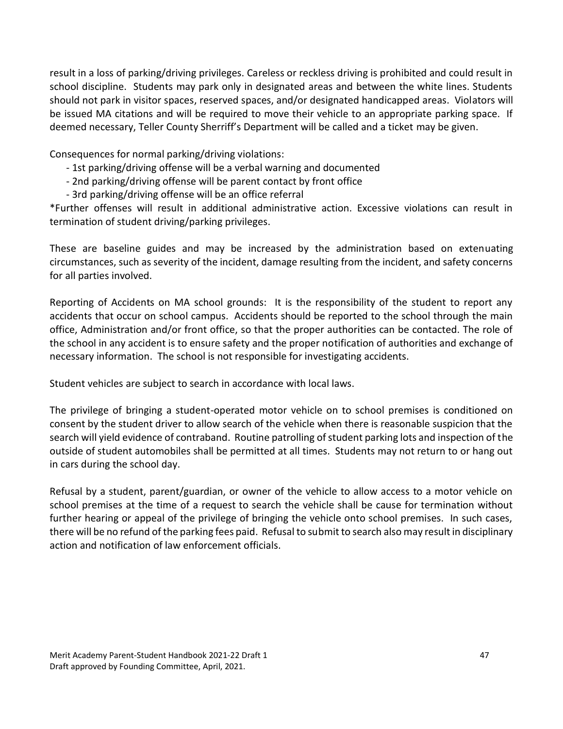result in a loss of parking/driving privileges. Careless or reckless driving is prohibited and could result in school discipline. Students may park only in designated areas and between the white lines. Students should not park in visitor spaces, reserved spaces, and/or designated handicapped areas. Violators will be issued MA citations and will be required to move their vehicle to an appropriate parking space. If deemed necessary, Teller County Sherriff's Department will be called and a ticket may be given.

Consequences for normal parking/driving violations:

- 1st parking/driving offense will be a verbal warning and documented
- 2nd parking/driving offense will be parent contact by front office
- 3rd parking/driving offense will be an office referral

*Further offenses will result in additional administrative action. Excessive violations can result in termination of student driving/parking privileges.

These are baseline guides and may be increased by the administration based on extenuating circumstances, such as severity of the incident, damage resulting from the incident, and safety concerns for all parties involved.

Reporting of Accidents on MA school grounds: It is the responsibility of the student to report any accidents that occur on school campus. Accidents should be reported to the school through the main office, Administration and/or front office, so that the proper authorities can be contacted. The role of the school in any accident is to ensure safety and the proper notification of authorities and exchange of necessary information. The school is not responsible for investigating accidents.

Student vehicles are subject to search in accordance with local laws.

The privilege of bringing a student-operated motor vehicle on to school premises is conditioned on consent by the student driver to allow search of the vehicle when there is reasonable suspicion that the search will yield evidence of contraband. Routine patrolling of student parking lots and inspection of the outside of student automobiles shall be permitted at all times. Students may not return to or hang out in cars during the school day.

Refusal by a student, parent/guardian, or owner of the vehicle to allow access to a motor vehicle on school premises at the time of a request to search the vehicle shall be cause for termination without further hearing or appeal of the privilege of bringing the vehicle onto school premises. In such cases, there will be no refund of the parking fees paid. Refusal to submit to search also may result in disciplinary action and notification of law enforcement officials.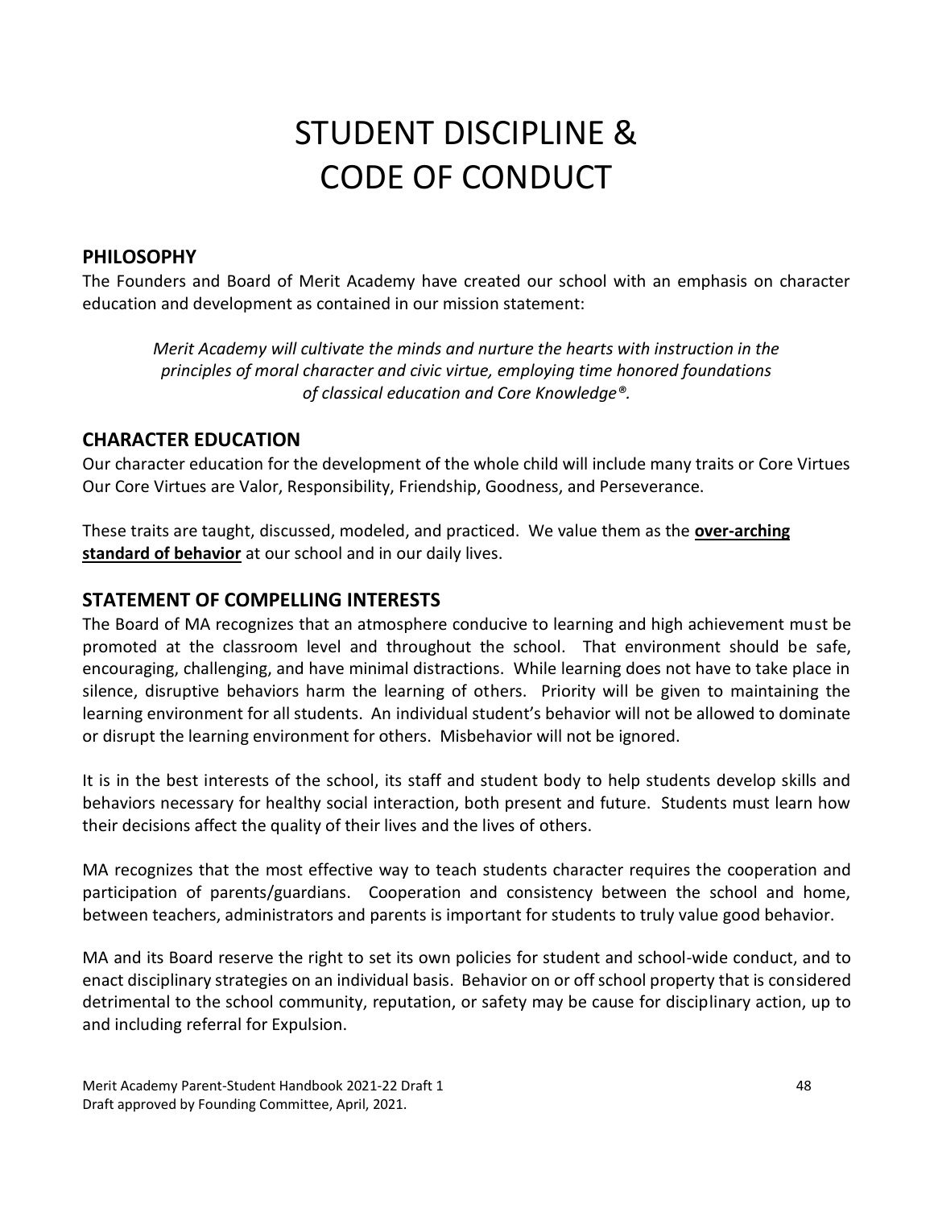# STUDENT DISCIPLINE & CODE OF CONDUCT

## PHILOSOPHY

The Founders and Board of Merit Academy have created our school with an emphasis on character education and development as contained in our mission statement:

> *Merit Academy will cultivate the minds and nurture the hearts with instruction in the principles of moral character and civic virtue, employing time honored foundations of classical education and Core Knowledge®.*

## CHARACTER EDUCATION

Our character education for the development of the whole child will include many traits or Core Virtues Our Core Virtues are Valor, Responsibility, Friendship, Goodness, and Perseverance.

These traits are taught, discussed, modeled, and practiced. We value them as the **over-arching standard of behavior** at our school and in our daily lives.

## STATEMENT OF COMPELLING INTERESTS

The Board of MA recognizes that an atmosphere conducive to learning and high achievement must be promoted at the classroom level and throughout the school. That environment should be safe, encouraging, challenging, and have minimal distractions. While learning does not have to take place in silence, disruptive behaviors harm the learning of others. Priority will be given to maintaining the learning environment for all students. An individual student's behavior will not be allowed to dominate or disrupt the learning environment for others. Misbehavior will not be ignored.

It is in the best interests of the school, its staff and student body to help students develop skills and behaviors necessary for healthy social interaction, both present and future. Students must learn how their decisions affect the quality of their lives and the lives of others.

MA recognizes that the most effective way to teach students character requires the cooperation and participation of parents/guardians. Cooperation and consistency between the school and home, between teachers, administrators and parents is important for students to truly value good behavior.

MA and its Board reserve the right to set its own policies for student and school-wide conduct, and to enact disciplinary strategies on an individual basis. Behavior on or off school property that is considered detrimental to the school community, reputation, or safety may be cause for disciplinary action, up to and including referral for Expulsion.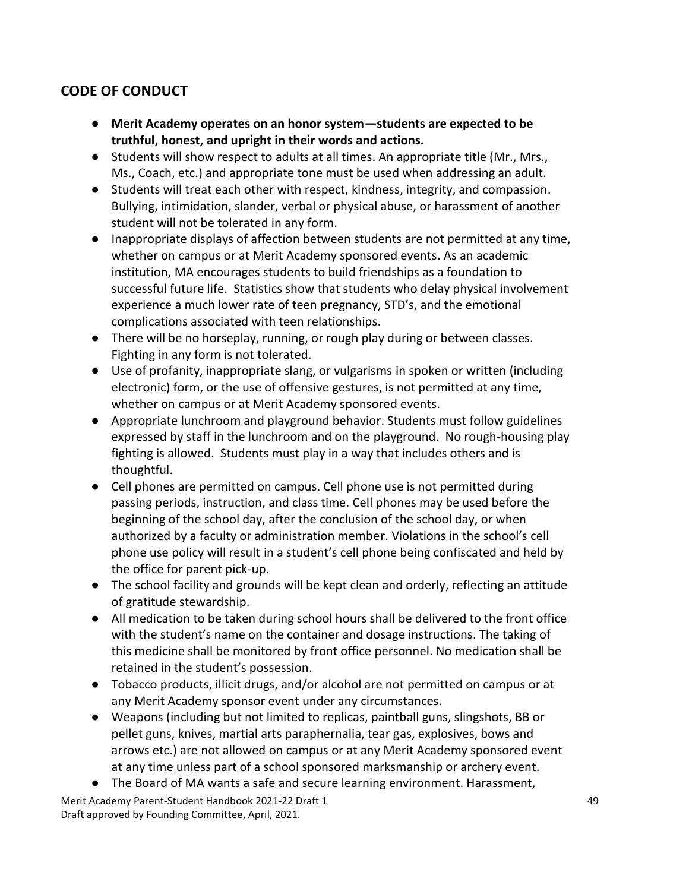## CODE OF CONDUCT

- **Merit Academy operates on an honor system—students are expected to be truthful, honest, and upright in their words and actions.**
- Students will show respect to adults at all times. An appropriate title (Mr., Mrs., Ms., Coach, etc.) and appropriate tone must be used when addressing an adult.
- Students will treat each other with respect, kindness, integrity, and compassion. Bullying, intimidation, slander, verbal or physical abuse, or harassment of another student will not be tolerated in any form.
- Inappropriate displays of affection between students are not permitted at any time, whether on campus or at Merit Academy sponsored events. As an academic institution, MA encourages students to build friendships as a foundation to successful future life. Statistics show that students who delay physical involvement experience a much lower rate of teen pregnancy, STD's, and the emotional complications associated with teen relationships.
- There will be no horseplay, running, or rough play during or between classes. Fighting in any form is not tolerated.
- Use of profanity, inappropriate slang, or vulgarisms in spoken or written (including electronic) form, or the use of offensive gestures, is not permitted at any time, whether on campus or at Merit Academy sponsored events.
- Appropriate lunchroom and playground behavior. Students must follow guidelines expressed by staff in the lunchroom and on the playground. No rough-housing play fighting is allowed. Students must play in a way that includes others and is thoughtful.
- Cell phones are permitted on campus. Cell phone use is not permitted during passing periods, instruction, and class time. Cell phones may be used before the beginning of the school day, after the conclusion of the school day, or when authorized by a faculty or administration member. Violations in the school's cell phone use policy will result in a student's cell phone being confiscated and held by the office for parent pick-up.
- The school facility and grounds will be kept clean and orderly, reflecting an attitude of gratitude stewardship.
- All medication to be taken during school hours shall be delivered to the front office with the student's name on the container and dosage instructions. The taking of this medicine shall be monitored by front office personnel. No medication shall be retained in the student's possession.
- Tobacco products, illicit drugs, and/or alcohol are not permitted on campus or at any Merit Academy sponsor event under any circumstances.
- Weapons (including but not limited to replicas, paintball guns, slingshots, BB or pellet guns, knives, martial arts paraphernalia, tear gas, explosives, bows and arrows etc.) are not allowed on campus or at any Merit Academy sponsored event at any time unless part of a school sponsored marksmanship or archery event.
- The Board of MA wants a safe and secure learning environment. Harassment,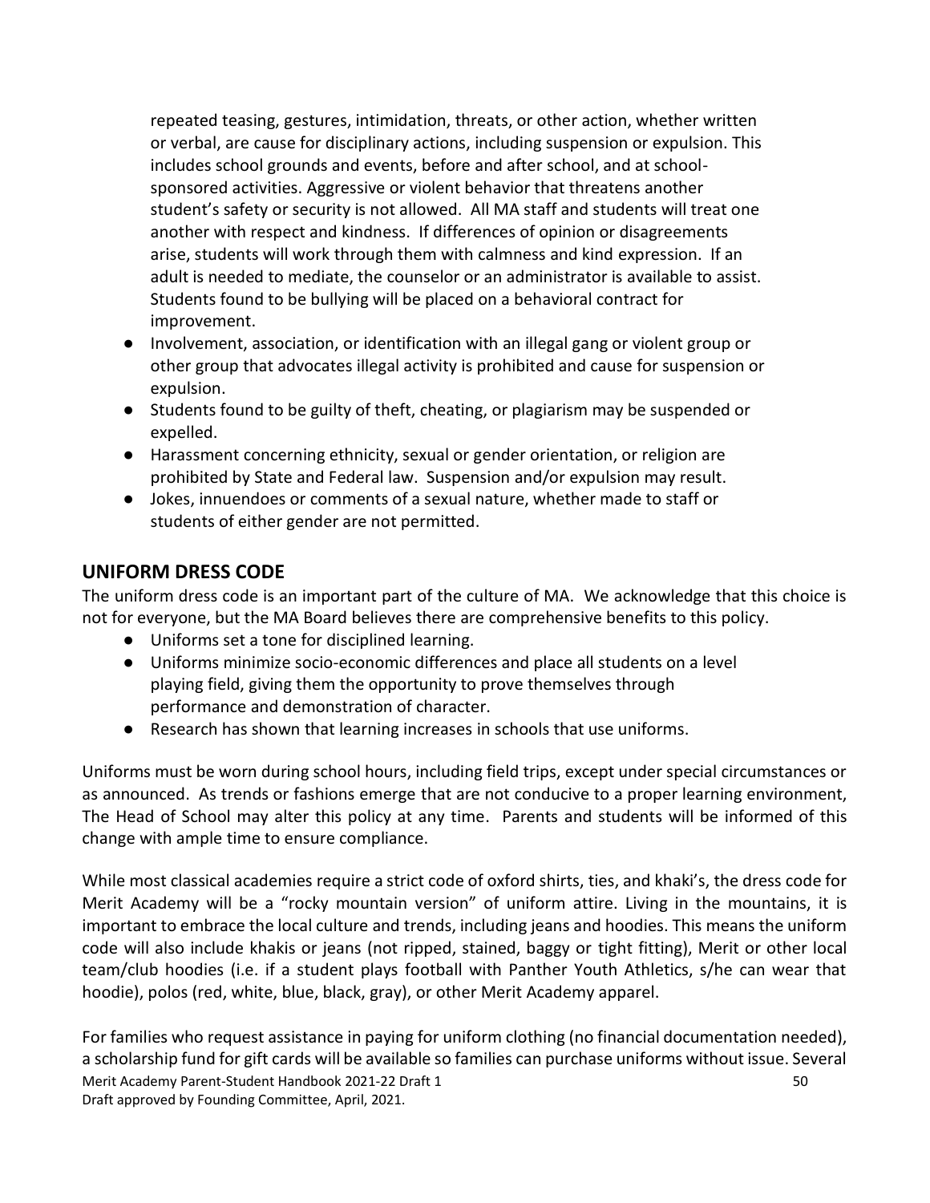repeated teasing, gestures, intimidation, threats, or other action, whether written or verbal, are cause for disciplinary actions, including suspension or expulsion. This includes school grounds and events, before and after school, and at school-sponsored activities. Aggressive or violent behavior that threatens another student's safety or security is not allowed. All MA staff and students will treat one another with respect and kindness. If differences of opinion or disagreements arise, students will work through them with calmness and kind expression. If an adult is needed to mediate, the counselor or an administrator is available to assist. Students found to be bullying will be placed on a behavioral contract for improvement.

- Involvement, association, or identification with an illegal gang or violent group or other group that advocates illegal activity is prohibited and cause for suspension or expulsion.
- Students found to be guilty of theft, cheating, or plagiarism may be suspended or expelled.
- Harassment concerning ethnicity, sexual or gender orientation, or religion are prohibited by State and Federal law. Suspension and/or expulsion may result.
- Jokes, innuendoes or comments of a sexual nature, whether made to staff or students of either gender are not permitted.

## UNIFORM DRESS CODE

The uniform dress code is an important part of the culture of MA. We acknowledge that this choice is not for everyone, but the MA Board believes there are comprehensive benefits to this policy.

- Uniforms set a tone for disciplined learning.
- Uniforms minimize socio-economic differences and place all students on a level playing field, giving them the opportunity to prove themselves through performance and demonstration of character.
- Research has shown that learning increases in schools that use uniforms.

Uniforms must be worn during school hours, including field trips, except under special circumstances or as announced. As trends or fashions emerge that are not conducive to a proper learning environment, The Head of School may alter this policy at any time. Parents and students will be informed of this change with ample time to ensure compliance.

While most classical academies require a strict code of oxford shirts, ties, and khaki's, the dress code for Merit Academy will be a "rocky mountain version" of uniform attire. Living in the mountains, it is important to embrace the local culture and trends, including jeans and hoodies. This means the uniform code will also include khakis or jeans (not ripped, stained, baggy or tight fitting), Merit or other local team/club hoodies (i.e. if a student plays football with Panther Youth Athletics, s/he can wear that hoodie), polos (red, white, blue, black, gray), or other Merit Academy apparel.

For families who request assistance in paying for uniform clothing (no financial documentation needed), a scholarship fund for gift cards will be available so families can purchase uniforms without issue. Several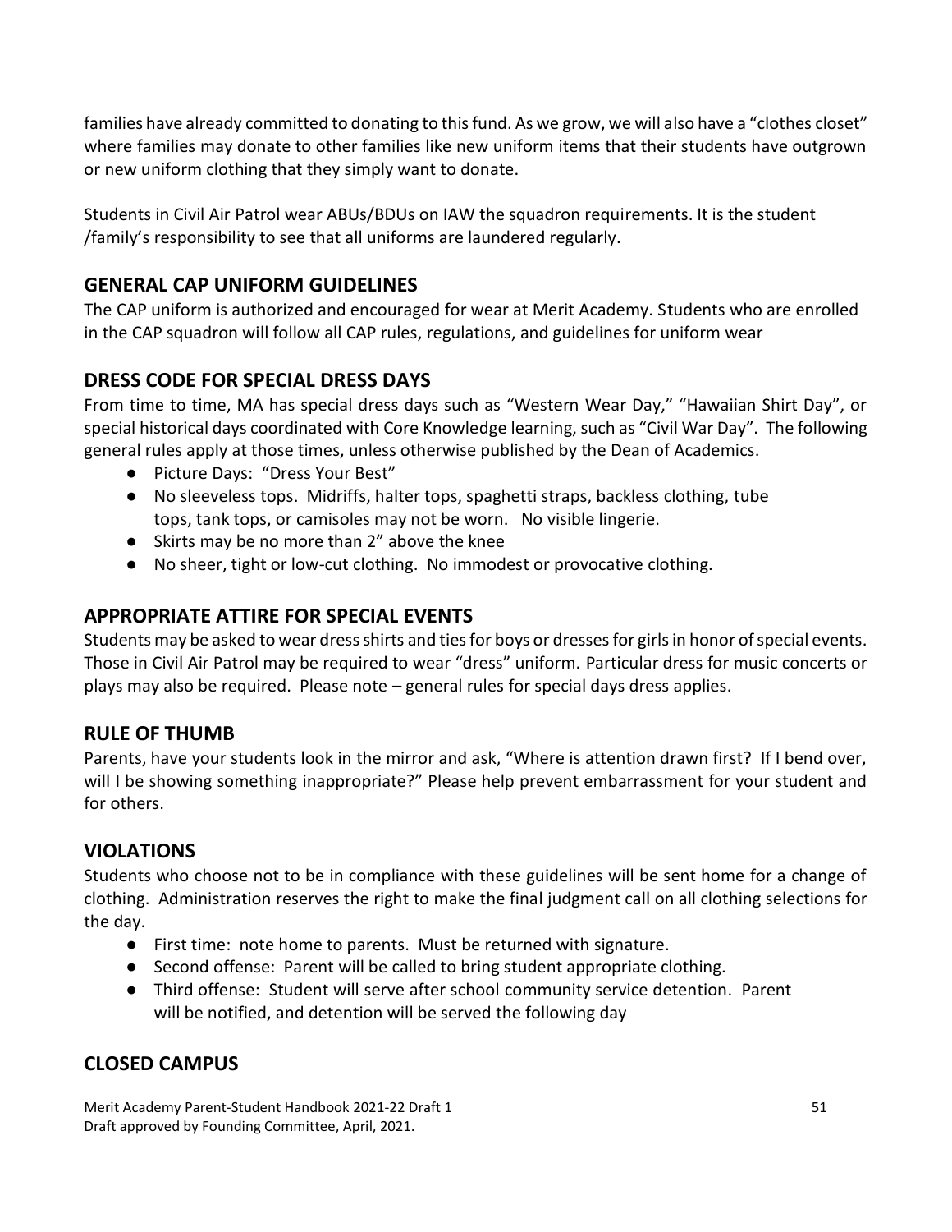families have already committed to donating to this fund. As we grow, we will also have a "clothes closet" where families may donate to other families like new uniform items that their students have outgrown or new uniform clothing that they simply want to donate.

Students in Civil Air Patrol wear ABUs/BDUs on IAW the squadron requirements. It is the student /family's responsibility to see that all uniforms are laundered regularly.

## GENERAL CAP UNIFORM GUIDELINES

The CAP uniform is authorized and encouraged for wear at Merit Academy. Students who are enrolled in the CAP squadron will follow all CAP rules, regulations, and guidelines for uniform wear

## DRESS CODE FOR SPECIAL DRESS DAYS

From time to time, MA has special dress days such as "Western Wear Day," "Hawaiian Shirt Day", or special historical days coordinated with Core Knowledge learning, such as "Civil War Day". The following general rules apply at those times, unless otherwise published by the Dean of Academics.

- Picture Days: "Dress Your Best"
- No sleeveless tops. Midriffs, halter tops, spaghetti straps, backless clothing, tube tops, tank tops, or camisoles may not be worn. No visible lingerie.
- Skirts may be no more than 2" above the knee
- No sheer, tight or low-cut clothing. No immodest or provocative clothing.

## APPROPRIATE ATTIRE FOR SPECIAL EVENTS

Students may be asked to wear dress shirts and ties for boys or dresses for girls in honor of special events. Those in Civil Air Patrol may be required to wear "dress" uniform. Particular dress for music concerts or plays may also be required. Please note – general rules for special days dress applies.

## RULE OF THUMB

Parents, have your students look in the mirror and ask, "Where is attention drawn first? If I bend over, will I be showing something inappropriate?" Please help prevent embarrassment for your student and for others.

## VIOLATIONS

Students who choose not to be in compliance with these guidelines will be sent home for a change of clothing. Administration reserves the right to make the final judgment call on all clothing selections for the day.

- First time: note home to parents. Must be returned with signature.
- Second offense: Parent will be called to bring student appropriate clothing.
- Third offense: Student will serve after school community service detention. Parent will be notified, and detention will be served the following day

## CLOSED CAMPUS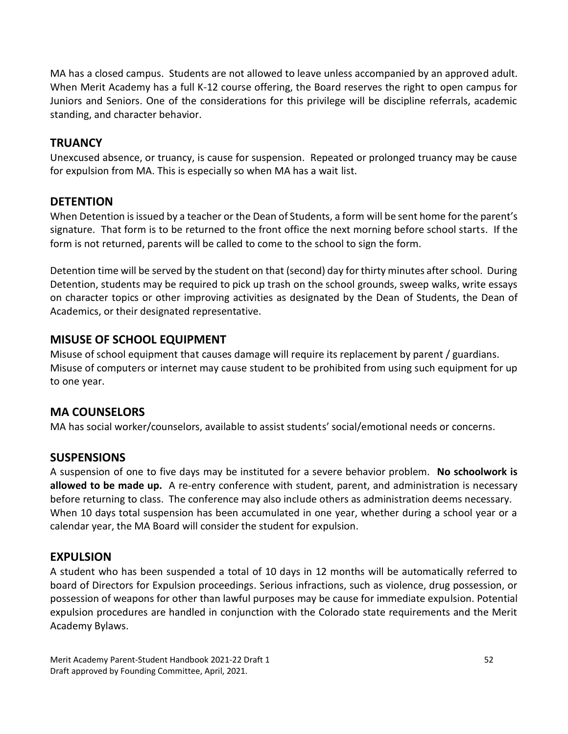MA has a closed campus. Students are not allowed to leave unless accompanied by an approved adult. When Merit Academy has a full K-12 course offering, the Board reserves the right to open campus for Juniors and Seniors. One of the considerations for this privilege will be discipline referrals, academic standing, and character behavior.

## TRUANCY

Unexcused absence, or truancy, is cause for suspension. Repeated or prolonged truancy may be cause for expulsion from MA. This is especially so when MA has a wait list.

## DETENTION

When Detention is issued by a teacher or the Dean of Students, a form will be sent home for the parent's signature. That form is to be returned to the front office the next morning before school starts. If the form is not returned, parents will be called to come to the school to sign the form.

Detention time will be served by the student on that (second) day for thirty minutes after school. During Detention, students may be required to pick up trash on the school grounds, sweep walks, write essays on character topics or other improving activities as designated by the Dean of Students, the Dean of Academics, or their designated representative.

## MISUSE OF SCHOOL EQUIPMENT

Misuse of school equipment that causes damage will require its replacement by parent / guardians. Misuse of computers or internet may cause student to be prohibited from using such equipment for up to one year.

## MA COUNSELORS

MA has social worker/counselors, available to assist students' social/emotional needs or concerns.

## SUSPENSIONS

A suspension of one to five days may be instituted for a severe behavior problem. **No schoolwork is allowed to be made up.** A re-entry conference with student, parent, and administration is necessary before returning to class. The conference may also include others as administration deems necessary. When 10 days total suspension has been accumulated in one year, whether during a school year or a calendar year, the MA Board will consider the student for expulsion.

## EXPULSION

A student who has been suspended a total of 10 days in 12 months will be automatically referred to board of Directors for Expulsion proceedings. Serious infractions, such as violence, drug possession, or possession of weapons for other than lawful purposes may be cause for immediate expulsion. Potential expulsion procedures are handled in conjunction with the Colorado state requirements and the Merit Academy Bylaws.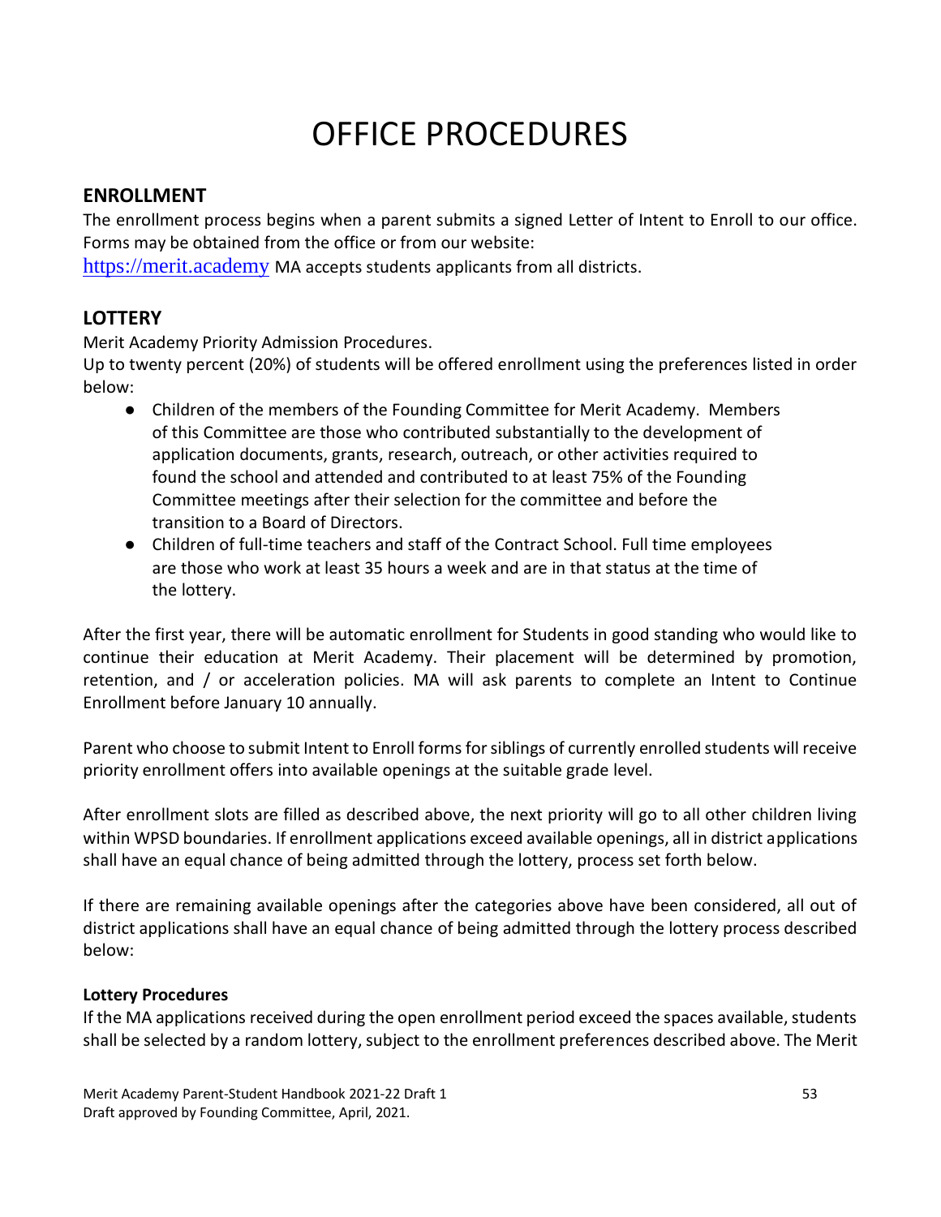# OFFICE PROCEDURES

## ENROLLMENT

The enrollment process begins when a parent submits a signed Letter of Intent to Enroll to our office. Forms may be obtained from the office or from our website:
https://merit.academy MA accepts students applicants from all districts.

## LOTTERY

Merit Academy Priority Admission Procedures.
Up to twenty percent (20%) of students will be offered enrollment using the preferences listed in order below:

- Children of the members of the Founding Committee for Merit Academy. Members of this Committee are those who contributed substantially to the development of application documents, grants, research, outreach, or other activities required to found the school and attended and contributed to at least 75% of the Founding Committee meetings after their selection for the committee and before the transition to a Board of Directors.
- Children of full-time teachers and staff of the Contract School. Full time employees are those who work at least 35 hours a week and are in that status at the time of the lottery.

After the first year, there will be automatic enrollment for Students in good standing who would like to continue their education at Merit Academy. Their placement will be determined by promotion, retention, and / or acceleration policies. MA will ask parents to complete an Intent to Continue Enrollment before January 10 annually.

Parent who choose to submit Intent to Enroll forms for siblings of currently enrolled students will receive priority enrollment offers into available openings at the suitable grade level.

After enrollment slots are filled as described above, the next priority will go to all other children living within WPSD boundaries. If enrollment applications exceed available openings, all in district applications shall have an equal chance of being admitted through the lottery, process set forth below.

If there are remaining available openings after the categories above have been considered, all out of district applications shall have an equal chance of being admitted through the lottery process described below:

**Lottery Procedures**

If the MA applications received during the open enrollment period exceed the spaces available, students shall be selected by a random lottery, subject to the enrollment preferences described above. The Merit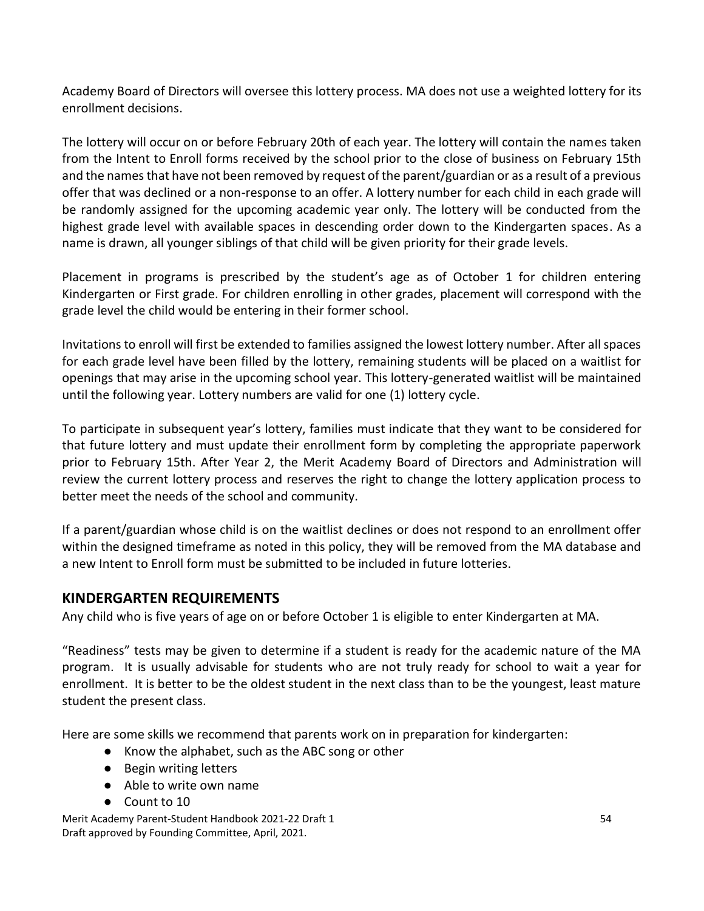Academy Board of Directors will oversee this lottery process. MA does not use a weighted lottery for its enrollment decisions.

The lottery will occur on or before February 20th of each year. The lottery will contain the names taken from the Intent to Enroll forms received by the school prior to the close of business on February 15th and the names that have not been removed by request of the parent/guardian or as a result of a previous offer that was declined or a non-response to an offer. A lottery number for each child in each grade will be randomly assigned for the upcoming academic year only. The lottery will be conducted from the highest grade level with available spaces in descending order down to the Kindergarten spaces. As a name is drawn, all younger siblings of that child will be given priority for their grade levels.

Placement in programs is prescribed by the student's age as of October 1 for children entering Kindergarten or First grade. For children enrolling in other grades, placement will correspond with the grade level the child would be entering in their former school.

Invitations to enroll will first be extended to families assigned the lowest lottery number. After all spaces for each grade level have been filled by the lottery, remaining students will be placed on a waitlist for openings that may arise in the upcoming school year. This lottery-generated waitlist will be maintained until the following year. Lottery numbers are valid for one (1) lottery cycle.

To participate in subsequent year's lottery, families must indicate that they want to be considered for that future lottery and must update their enrollment form by completing the appropriate paperwork prior to February 15th. After Year 2, the Merit Academy Board of Directors and Administration will review the current lottery process and reserves the right to change the lottery application process to better meet the needs of the school and community.

If a parent/guardian whose child is on the waitlist declines or does not respond to an enrollment offer within the designed timeframe as noted in this policy, they will be removed from the MA database and a new Intent to Enroll form must be submitted to be included in future lotteries.

## KINDERGARTEN REQUIREMENTS

Any child who is five years of age on or before October 1 is eligible to enter Kindergarten at MA.

"Readiness" tests may be given to determine if a student is ready for the academic nature of the MA program. It is usually advisable for students who are not truly ready for school to wait a year for enrollment. It is better to be the oldest student in the next class than to be the youngest, least mature student the present class.

Here are some skills we recommend that parents work on in preparation for kindergarten:

- Know the alphabet, such as the ABC song or other
- Begin writing letters
- Able to write own name
- Count to 10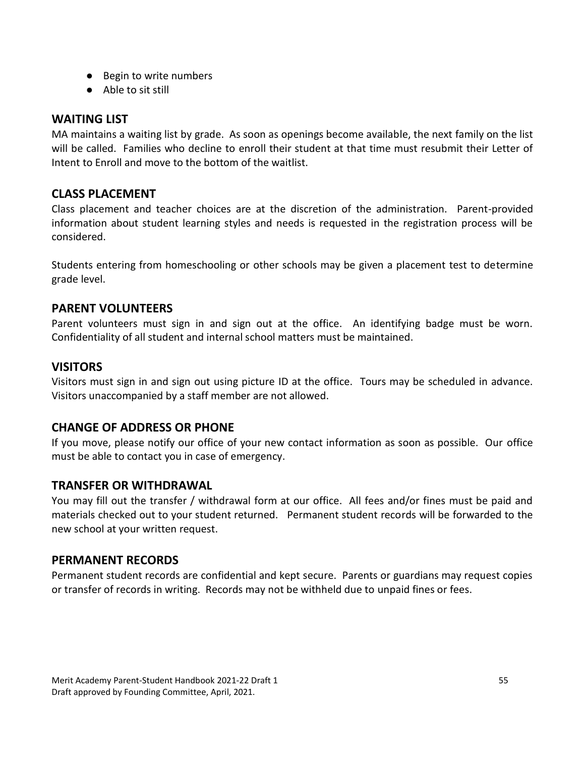- Begin to write numbers
- Able to sit still

## WAITING LIST

MA maintains a waiting list by grade. As soon as openings become available, the next family on the list will be called. Families who decline to enroll their student at that time must resubmit their Letter of Intent to Enroll and move to the bottom of the waitlist.

## CLASS PLACEMENT

Class placement and teacher choices are at the discretion of the administration. Parent-provided information about student learning styles and needs is requested in the registration process will be considered.

Students entering from homeschooling or other schools may be given a placement test to determine grade level.

## PARENT VOLUNTEERS

Parent volunteers must sign in and sign out at the office. An identifying badge must be worn. Confidentiality of all student and internal school matters must be maintained.

## VISITORS

Visitors must sign in and sign out using picture ID at the office. Tours may be scheduled in advance. Visitors unaccompanied by a staff member are not allowed.

## CHANGE OF ADDRESS OR PHONE

If you move, please notify our office of your new contact information as soon as possible. Our office must be able to contact you in case of emergency.

## TRANSFER OR WITHDRAWAL

You may fill out the transfer / withdrawal form at our office. All fees and/or fines must be paid and materials checked out to your student returned. Permanent student records will be forwarded to the new school at your written request.

## PERMANENT RECORDS

Permanent student records are confidential and kept secure. Parents or guardians may request copies or transfer of records in writing. Records may not be withheld due to unpaid fines or fees.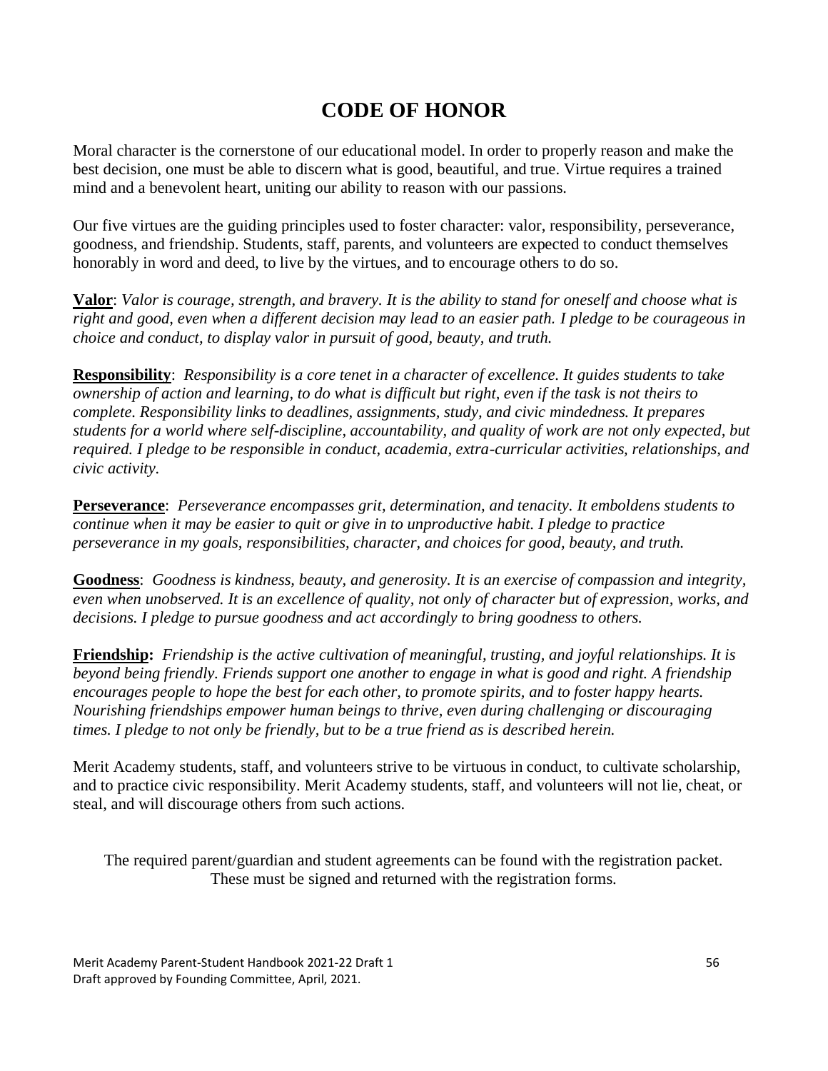# CODE OF HONOR

Moral character is the cornerstone of our educational model. In order to properly reason and make the best decision, one must be able to discern what is good, beautiful, and true. Virtue requires a trained mind and a benevolent heart, uniting our ability to reason with our passions.

Our five virtues are the guiding principles used to foster character: valor, responsibility, perseverance, goodness, and friendship. Students, staff, parents, and volunteers are expected to conduct themselves honorably in word and deed, to live by the virtues, and to encourage others to do so.

**Valor**: *Valor is courage, strength, and bravery. It is the ability to stand for oneself and choose what is right and good, even when a different decision may lead to an easier path. I pledge to be courageous in choice and conduct, to display valor in pursuit of good, beauty, and truth.*

**Responsibility**: *Responsibility is a core tenet in a character of excellence. It guides students to take ownership of action and learning, to do what is difficult but right, even if the task is not theirs to complete. Responsibility links to deadlines, assignments, study, and civic mindedness. It prepares students for a world where self-discipline, accountability, and quality of work are not only expected, but required. I pledge to be responsible in conduct, academia, extra-curricular activities, relationships, and civic activity.*

**Perseverance**: *Perseverance encompasses grit, determination, and tenacity. It emboldens students to continue when it may be easier to quit or give in to unproductive habit. I pledge to practice perseverance in my goals, responsibilities, character, and choices for good, beauty, and truth.*

**Goodness**: *Goodness is kindness, beauty, and generosity. It is an exercise of compassion and integrity, even when unobserved. It is an excellence of quality, not only of character but of expression, works, and decisions. I pledge to pursue goodness and act accordingly to bring goodness to others.*

**Friendship:** *Friendship is the active cultivation of meaningful, trusting, and joyful relationships. It is beyond being friendly. Friends support one another to engage in what is good and right. A friendship encourages people to hope the best for each other, to promote spirits, and to foster happy hearts. Nourishing friendships empower human beings to thrive, even during challenging or discouraging times. I pledge to not only be friendly, but to be a true friend as is described herein.*

Merit Academy students, staff, and volunteers strive to be virtuous in conduct, to cultivate scholarship, and to practice civic responsibility. Merit Academy students, staff, and volunteers will not lie, cheat, or steal, and will discourage others from such actions.

The required parent/guardian and student agreements can be found with the registration packet. These must be signed and returned with the registration forms.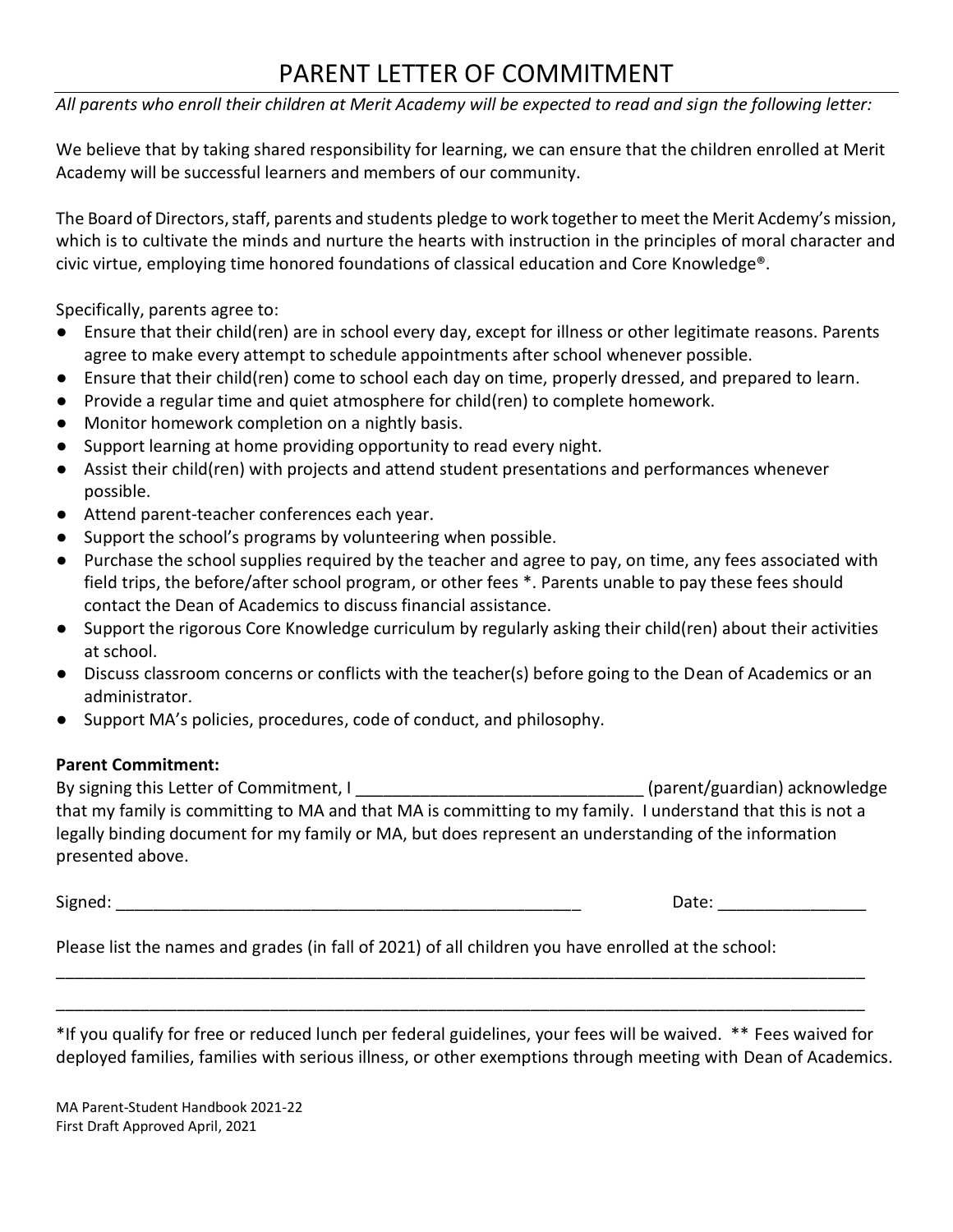# PARENT LETTER OF COMMITMENT

*All parents who enroll their children at Merit Academy will be expected to read and sign the following letter:*

We believe that by taking shared responsibility for learning, we can ensure that the children enrolled at Merit Academy will be successful learners and members of our community.

The Board of Directors, staff, parents and students pledge to work together to meet the Merit Acdemy's mission, which is to cultivate the minds and nurture the hearts with instruction in the principles of moral character and civic virtue, employing time honored foundations of classical education and Core Knowledge®.

Specifically, parents agree to:

- Ensure that their child(ren) are in school every day, except for illness or other legitimate reasons. Parents agree to make every attempt to schedule appointments after school whenever possible.
- Ensure that their child(ren) come to school each day on time, properly dressed, and prepared to learn.
- Provide a regular time and quiet atmosphere for child(ren) to complete homework.
- Monitor homework completion on a nightly basis.
- Support learning at home providing opportunity to read every night.
- Assist their child(ren) with projects and attend student presentations and performances whenever possible.
- Attend parent-teacher conferences each year.
- Support the school's programs by volunteering when possible.
- Purchase the school supplies required by the teacher and agree to pay, on time, any fees associated with field trips, the before/after school program, or other fees *. Parents unable to pay these fees should contact the Dean of Academics to discuss financial assistance.
- Support the rigorous Core Knowledge curriculum by regularly asking their child(ren) about their activities at school.
- Discuss classroom concerns or conflicts with the teacher(s) before going to the Dean of Academics or an administrator.
- Support MA's policies, procedures, code of conduct, and philosophy.

**Parent Commitment:**

By signing this Letter of Commitment, I ______________________________ (parent/guardian) acknowledge that my family is committing to MA and that MA is committing to my family. I understand that this is not a legally binding document for my family or MA, but does represent an understanding of the information presented above.

Signed: ___________________________________________________ Date: ________________

Please list the names and grades (in fall of 2021) of all children you have enrolled at the school:

_____________________________________________________________________________________

_____________________________________________________________________________________

*If you qualify for free or reduced lunch per federal guidelines, your fees will be waived. ** Fees waived for deployed families, families with serious illness, or other exemptions through meeting with Dean of Academics.

MA Parent-Student Handbook 2021-22
First Draft Approved April, 2021